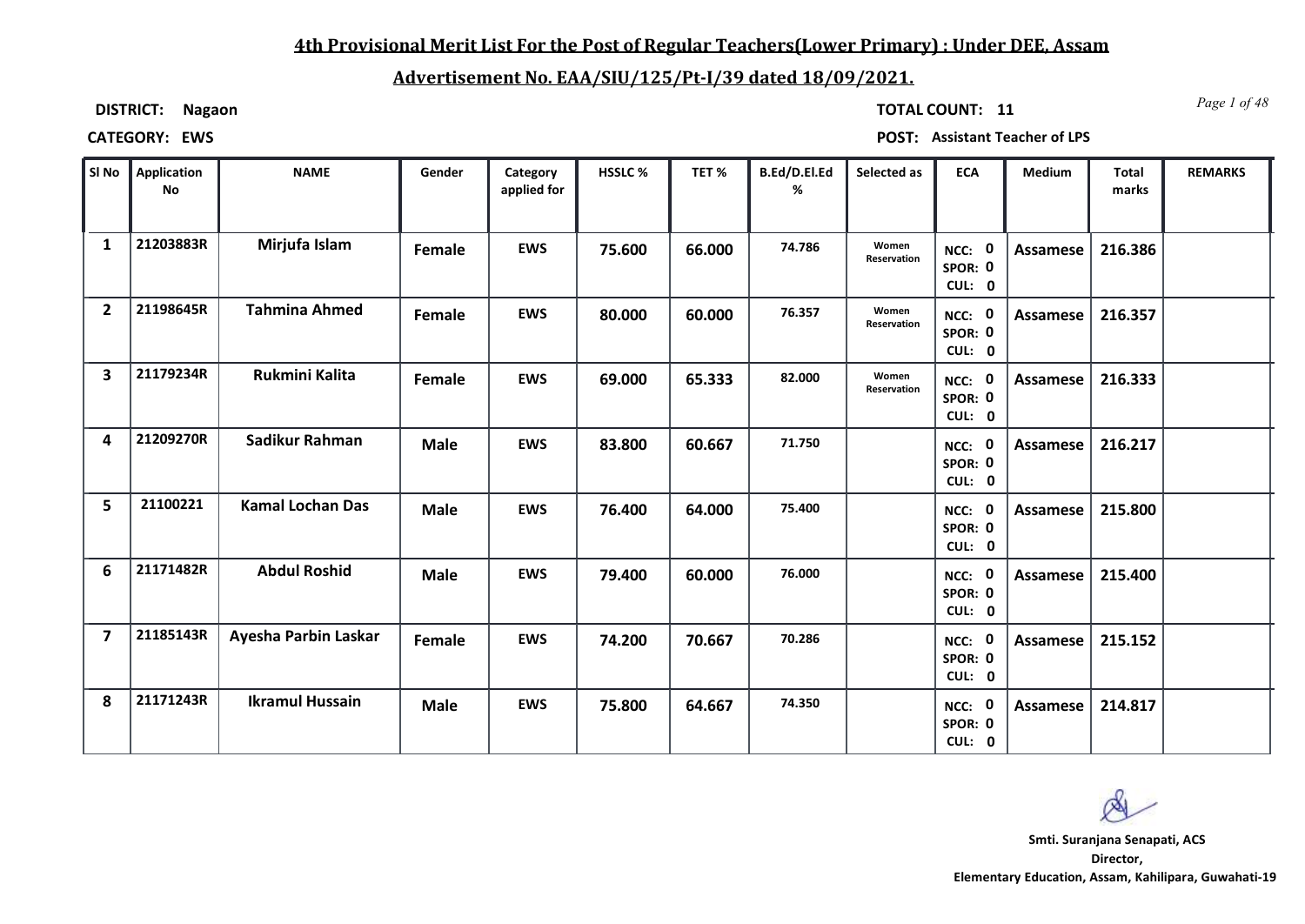# 4th Provisional Merit List For the Post of Regular Teachers(Lower Primary) : Under DEE, Assam

## Advertisement No. EAA/SIU/125/Pt-I/39 dated 18/09/2021.

**DISTRICT:** Nagaon

**TOTAL COUNT:** 11

**CATEGORY:** EWS

**POST:** Assistant Teacher of LPS

| Sl No | Application No | NAME | Gender | Category applied for | HSSLC % | TET % | B.Ed/D.El.Ed % | Selected as | ECA | Medium | Total marks | REMARKS |
|---|---|---|---|---|---|---|---|---|---|---|---|---|
| 1 | 21203883R | Mirjufa Islam | Female | EWS | 75.600 | 66.000 | 74.786 | Women Reservation | NCC: 0 SPOR: 0 CUL: 0 | Assamese | 216.386 | |
| 2 | 21198645R | Tahmina Ahmed | Female | EWS | 80.000 | 60.000 | 76.357 | Women Reservation | NCC: 0 SPOR: 0 CUL: 0 | Assamese | 216.357 | |
| 3 | 21179234R | Rukmini Kalita | Female | EWS | 69.000 | 65.333 | 82.000 | Women Reservation | NCC: 0 SPOR: 0 CUL: 0 | Assamese | 216.333 | |
| 4 | 21209270R | Sadikur Rahman | Male | EWS | 83.800 | 60.667 | 71.750 | | NCC: 0 SPOR: 0 CUL: 0 | Assamese | 216.217 | |
| 5 | 21100221 | Kamal Lochan Das | Male | EWS | 76.400 | 64.000 | 75.400 | | NCC: 0 SPOR: 0 CUL: 0 | Assamese | 215.800 | |
| 6 | 21171482R | Abdul Roshid | Male | EWS | 79.400 | 60.000 | 76.000 | | NCC: 0 SPOR: 0 CUL: 0 | Assamese | 215.400 | |
| 7 | 21185143R | Ayesha Parbin Laskar | Female | EWS | 74.200 | 70.667 | 70.286 | | NCC: 0 SPOR: 0 CUL: 0 | Assamese | 215.152 | |
| 8 | 21171243R | Ikramul Hussain | Male | EWS | 75.800 | 64.667 | 74.350 | | NCC: 0 SPOR: 0 CUL: 0 | Assamese | 214.817 | |

**Smti. Suranjana Senapati, ACS**
**Director,**
**Elementary Education, Assam, Kahilipara, Guwahati-19**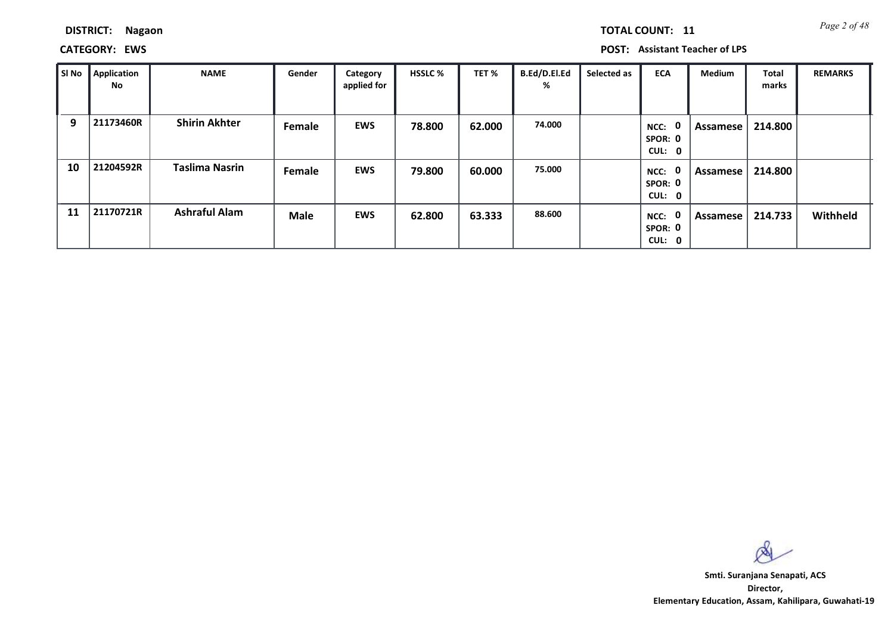**DISTRICT:** Nagaon **TOTAL COUNT:** 11

**CATEGORY:** EWS **POST:** Assistant Teacher of LPS

| Sl No | Application No | NAME | Gender | Category applied for | HSSLC % | TET % | B.Ed/D.El.Ed % | Selected as | ECA | Medium | Total marks | REMARKS |
|---|---|---|---|---|---|---|---|---|---|---|---|---|
| 9 | 21173460R | Shirin Akhter | Female | EWS | 78.800 | 62.000 | 74.000 | | NCC: 0 SPOR: 0 CUL: 0 | Assamese | 214.800 | |
| 10 | 21204592R | Taslima Nasrin | Female | EWS | 79.800 | 60.000 | 75.000 | | NCC: 0 SPOR: 0 CUL: 0 | Assamese | 214.800 | |
| 11 | 21170721R | Ashraful Alam | Male | EWS | 62.800 | 63.333 | 88.600 | | NCC: 0 SPOR: 0 CUL: 0 | Assamese | 214.733 | Withheld |

**Smti. Suranjana Senapati, ACS**
**Director,**
**Elementary Education, Assam, Kahilipara, Guwahati-19**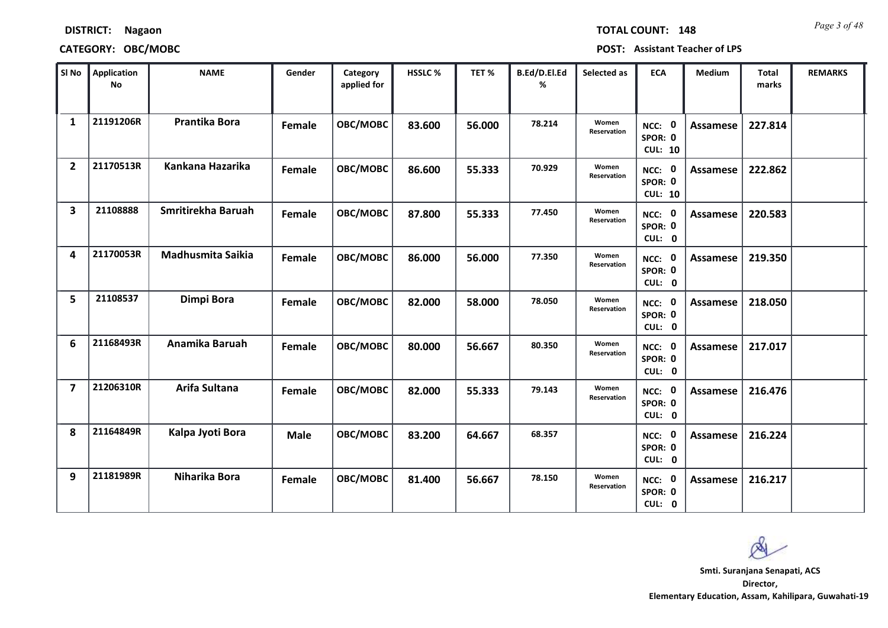**DISTRICT: Nagaon**

**CATEGORY: OBC/MOBC**

**TOTAL COUNT: 148**

**POST: Assistant Teacher of LPS**

| Sl No | Application No | NAME | Gender | Category applied for | HSSLC % | TET % | B.Ed/D.El.Ed % | Selected as | ECA | Medium | Total marks | REMARKS |
|---|---|---|---|---|---|---|---|---|---|---|---|---|
| 1 | 21191206R | Prantika Bora | Female | OBC/MOBC | 83.600 | 56.000 | 78.214 | Women Reservation | NCC: 0 SPOR: 0 CUL: 10 | Assamese | 227.814 | |
| 2 | 21170513R | Kankana Hazarika | Female | OBC/MOBC | 86.600 | 55.333 | 70.929 | Women Reservation | NCC: 0 SPOR: 0 CUL: 10 | Assamese | 222.862 | |
| 3 | 21108888 | Smritirekha Baruah | Female | OBC/MOBC | 87.800 | 55.333 | 77.450 | Women Reservation | NCC: 0 SPOR: 0 CUL: 0 | Assamese | 220.583 | |
| 4 | 21170053R | Madhusmita Saikia | Female | OBC/MOBC | 86.000 | 56.000 | 77.350 | Women Reservation | NCC: 0 SPOR: 0 CUL: 0 | Assamese | 219.350 | |
| 5 | 21108537 | Dimpi Bora | Female | OBC/MOBC | 82.000 | 58.000 | 78.050 | Women Reservation | NCC: 0 SPOR: 0 CUL: 0 | Assamese | 218.050 | |
| 6 | 21168493R | Anamika Baruah | Female | OBC/MOBC | 80.000 | 56.667 | 80.350 | Women Reservation | NCC: 0 SPOR: 0 CUL: 0 | Assamese | 217.017 | |
| 7 | 21206310R | Arifa Sultana | Female | OBC/MOBC | 82.000 | 55.333 | 79.143 | Women Reservation | NCC: 0 SPOR: 0 CUL: 0 | Assamese | 216.476 | |
| 8 | 21164849R | Kalpa Jyoti Bora | Male | OBC/MOBC | 83.200 | 64.667 | 68.357 | | NCC: 0 SPOR: 0 CUL: 0 | Assamese | 216.224 | |
| 9 | 21181989R | Niharika Bora | Female | OBC/MOBC | 81.400 | 56.667 | 78.150 | Women Reservation | NCC: 0 SPOR: 0 CUL: 0 | Assamese | 216.217 | |

**Smti. Suranjana Senapati, ACS**
**Director,**
**Elementary Education, Assam, Kahilipara, Guwahati-19**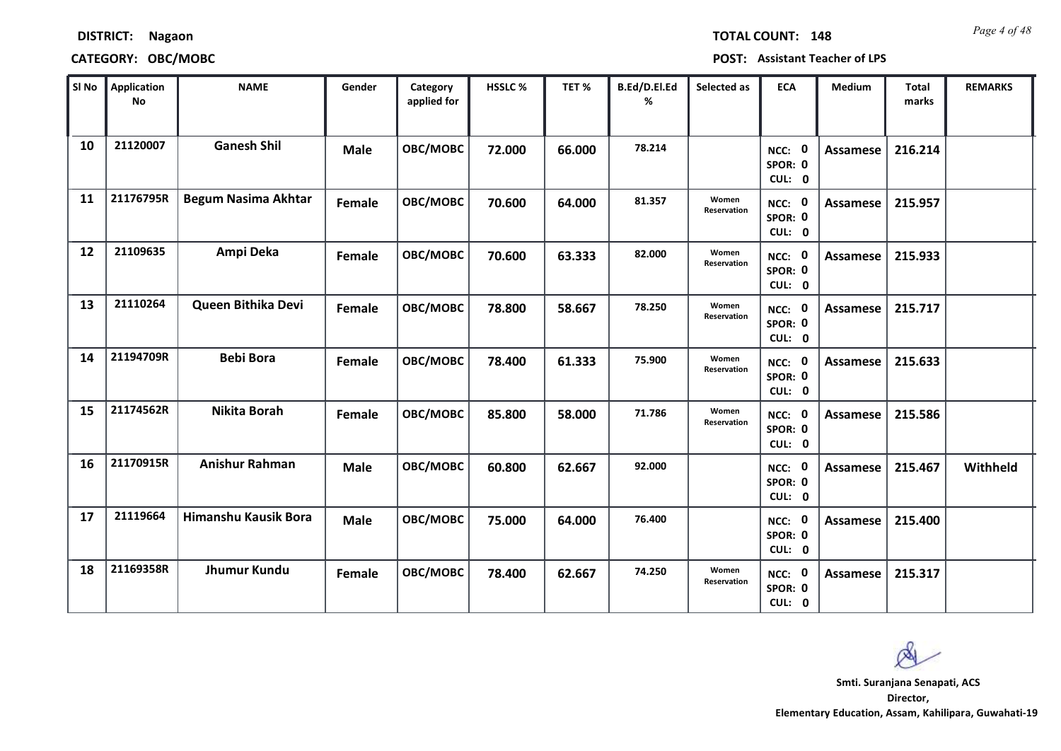**DISTRICT:** Nagaon

**TOTAL COUNT:** 148

**CATEGORY:** OBC/MOBC

**POST:** Assistant Teacher of LPS

| Sl No | Application No | NAME | Gender | Category applied for | HSSLC % | TET % | B.Ed/D.El.Ed % | Selected as | ECA | Medium | Total marks | REMARKS |
|---|---|---|---|---|---|---|---|---|---|---|---|---|
| 10 | 21120007 | Ganesh Shil | Male | OBC/MOBC | 72.000 | 66.000 | 78.214 | | NCC: 0 SPOR: 0 CUL: 0 | Assamese | 216.214 | |
| 11 | 21176795R | Begum Nasima Akhtar | Female | OBC/MOBC | 70.600 | 64.000 | 81.357 | Women Reservation | NCC: 0 SPOR: 0 CUL: 0 | Assamese | 215.957 | |
| 12 | 21109635 | Ampi Deka | Female | OBC/MOBC | 70.600 | 63.333 | 82.000 | Women Reservation | NCC: 0 SPOR: 0 CUL: 0 | Assamese | 215.933 | |
| 13 | 21110264 | Queen Bithika Devi | Female | OBC/MOBC | 78.800 | 58.667 | 78.250 | Women Reservation | NCC: 0 SPOR: 0 CUL: 0 | Assamese | 215.717 | |
| 14 | 21194709R | Bebi Bora | Female | OBC/MOBC | 78.400 | 61.333 | 75.900 | Women Reservation | NCC: 0 SPOR: 0 CUL: 0 | Assamese | 215.633 | |
| 15 | 21174562R | Nikita Borah | Female | OBC/MOBC | 85.800 | 58.000 | 71.786 | Women Reservation | NCC: 0 SPOR: 0 CUL: 0 | Assamese | 215.586 | |
| 16 | 21170915R | Anishur Rahman | Male | OBC/MOBC | 60.800 | 62.667 | 92.000 | | NCC: 0 SPOR: 0 CUL: 0 | Assamese | 215.467 | Withheld |
| 17 | 21119664 | Himanshu Kausik Bora | Male | OBC/MOBC | 75.000 | 64.000 | 76.400 | | NCC: 0 SPOR: 0 CUL: 0 | Assamese | 215.400 | |
| 18 | 21169358R | Jhumur Kundu | Female | OBC/MOBC | 78.400 | 62.667 | 74.250 | Women Reservation | NCC: 0 SPOR: 0 CUL: 0 | Assamese | 215.317 | |

**Smti. Suranjana Senapati, ACS**
**Director,**
**Elementary Education, Assam, Kahilipara, Guwahati-19**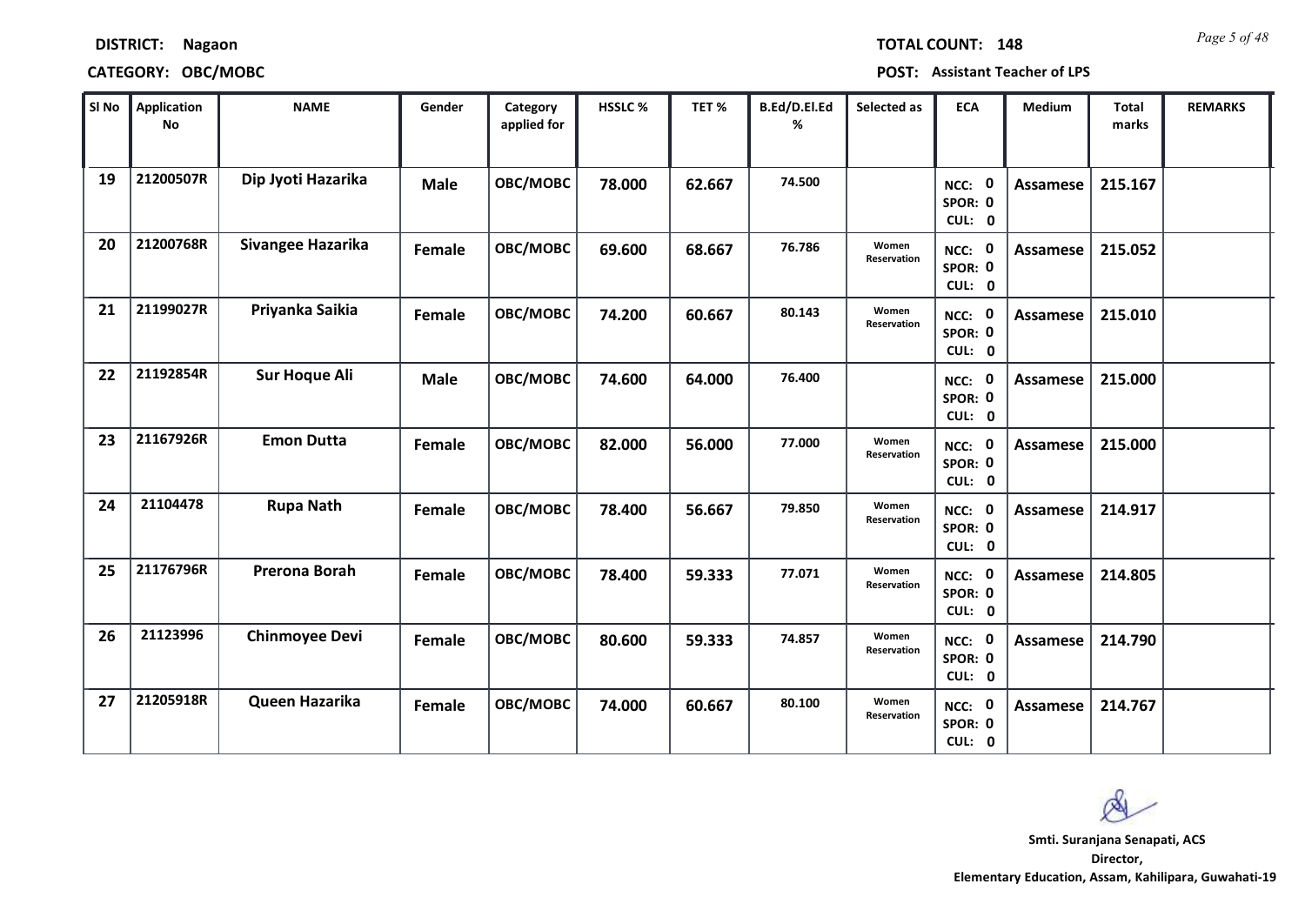**DISTRICT: Nagaon**

**TOTAL COUNT: 148**

**CATEGORY: OBC/MOBC**

**POST: Assistant Teacher of LPS**

| Sl No | Application No | NAME | Gender | Category applied for | HSSLC % | TET % | B.Ed/D.El.Ed % | Selected as | ECA | Medium | Total marks | REMARKS |
|---|---|---|---|---|---|---|---|---|---|---|---|---|
| 19 | 21200507R | Dip Jyoti Hazarika | Male | OBC/MOBC | 78.000 | 62.667 | 74.500 | | NCC: 0 SPOR: 0 CUL: 0 | Assamese | 215.167 | |
| 20 | 21200768R | Sivangee Hazarika | Female | OBC/MOBC | 69.600 | 68.667 | 76.786 | Women Reservation | NCC: 0 SPOR: 0 CUL: 0 | Assamese | 215.052 | |
| 21 | 21199027R | Priyanka Saikia | Female | OBC/MOBC | 74.200 | 60.667 | 80.143 | Women Reservation | NCC: 0 SPOR: 0 CUL: 0 | Assamese | 215.010 | |
| 22 | 21192854R | Sur Hoque Ali | Male | OBC/MOBC | 74.600 | 64.000 | 76.400 | | NCC: 0 SPOR: 0 CUL: 0 | Assamese | 215.000 | |
| 23 | 21167926R | Emon Dutta | Female | OBC/MOBC | 82.000 | 56.000 | 77.000 | Women Reservation | NCC: 0 SPOR: 0 CUL: 0 | Assamese | 215.000 | |
| 24 | 21104478 | Rupa Nath | Female | OBC/MOBC | 78.400 | 56.667 | 79.850 | Women Reservation | NCC: 0 SPOR: 0 CUL: 0 | Assamese | 214.917 | |
| 25 | 21176796R | Prerona Borah | Female | OBC/MOBC | 78.400 | 59.333 | 77.071 | Women Reservation | NCC: 0 SPOR: 0 CUL: 0 | Assamese | 214.805 | |
| 26 | 21123996 | Chinmoyee Devi | Female | OBC/MOBC | 80.600 | 59.333 | 74.857 | Women Reservation | NCC: 0 SPOR: 0 CUL: 0 | Assamese | 214.790 | |
| 27 | 21205918R | Queen Hazarika | Female | OBC/MOBC | 74.000 | 60.667 | 80.100 | Women Reservation | NCC: 0 SPOR: 0 CUL: 0 | Assamese | 214.767 | |

**Smti. Suranjana Senapati, ACS**
**Director,**
**Elementary Education, Assam, Kahilipara, Guwahati-19**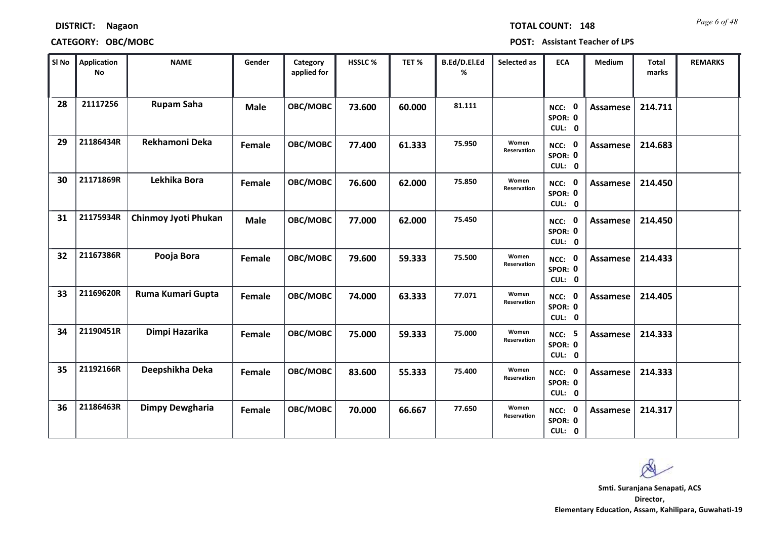**DISTRICT:** Nagaon

**TOTAL COUNT:** 148

**CATEGORY:** OBC/MOBC

**POST:** Assistant Teacher of LPS

| Sl No | Application No | NAME | Gender | Category applied for | HSSLC % | TET % | B.Ed/D.El.Ed % | Selected as | ECA | Medium | Total marks | REMARKS |
|---|---|---|---|---|---|---|---|---|---|---|---|---|
| 28 | 21117256 | Rupam Saha | Male | OBC/MOBC | 73.600 | 60.000 | 81.111 | | NCC: 0 SPOR: 0 CUL: 0 | Assamese | 214.711 | |
| 29 | 21186434R | Rekhamoni Deka | Female | OBC/MOBC | 77.400 | 61.333 | 75.950 | Women Reservation | NCC: 0 SPOR: 0 CUL: 0 | Assamese | 214.683 | |
| 30 | 21171869R | Lekhika Bora | Female | OBC/MOBC | 76.600 | 62.000 | 75.850 | Women Reservation | NCC: 0 SPOR: 0 CUL: 0 | Assamese | 214.450 | |
| 31 | 21175934R | Chinmoy Jyoti Phukan | Male | OBC/MOBC | 77.000 | 62.000 | 75.450 | | NCC: 0 SPOR: 0 CUL: 0 | Assamese | 214.450 | |
| 32 | 21167386R | Pooja Bora | Female | OBC/MOBC | 79.600 | 59.333 | 75.500 | Women Reservation | NCC: 0 SPOR: 0 CUL: 0 | Assamese | 214.433 | |
| 33 | 21169620R | Ruma Kumari Gupta | Female | OBC/MOBC | 74.000 | 63.333 | 77.071 | Women Reservation | NCC: 0 SPOR: 0 CUL: 0 | Assamese | 214.405 | |
| 34 | 21190451R | Dimpi Hazarika | Female | OBC/MOBC | 75.000 | 59.333 | 75.000 | Women Reservation | NCC: 5 SPOR: 0 CUL: 0 | Assamese | 214.333 | |
| 35 | 21192166R | Deepshikha Deka | Female | OBC/MOBC | 83.600 | 55.333 | 75.400 | Women Reservation | NCC: 0 SPOR: 0 CUL: 0 | Assamese | 214.333 | |
| 36 | 21186463R | Dimpy Dewgharia | Female | OBC/MOBC | 70.000 | 66.667 | 77.650 | Women Reservation | NCC: 0 SPOR: 0 CUL: 0 | Assamese | 214.317 | |

**Smti. Suranjana Senapati, ACS**
**Director,**
**Elementary Education, Assam, Kahilipara, Guwahati-19**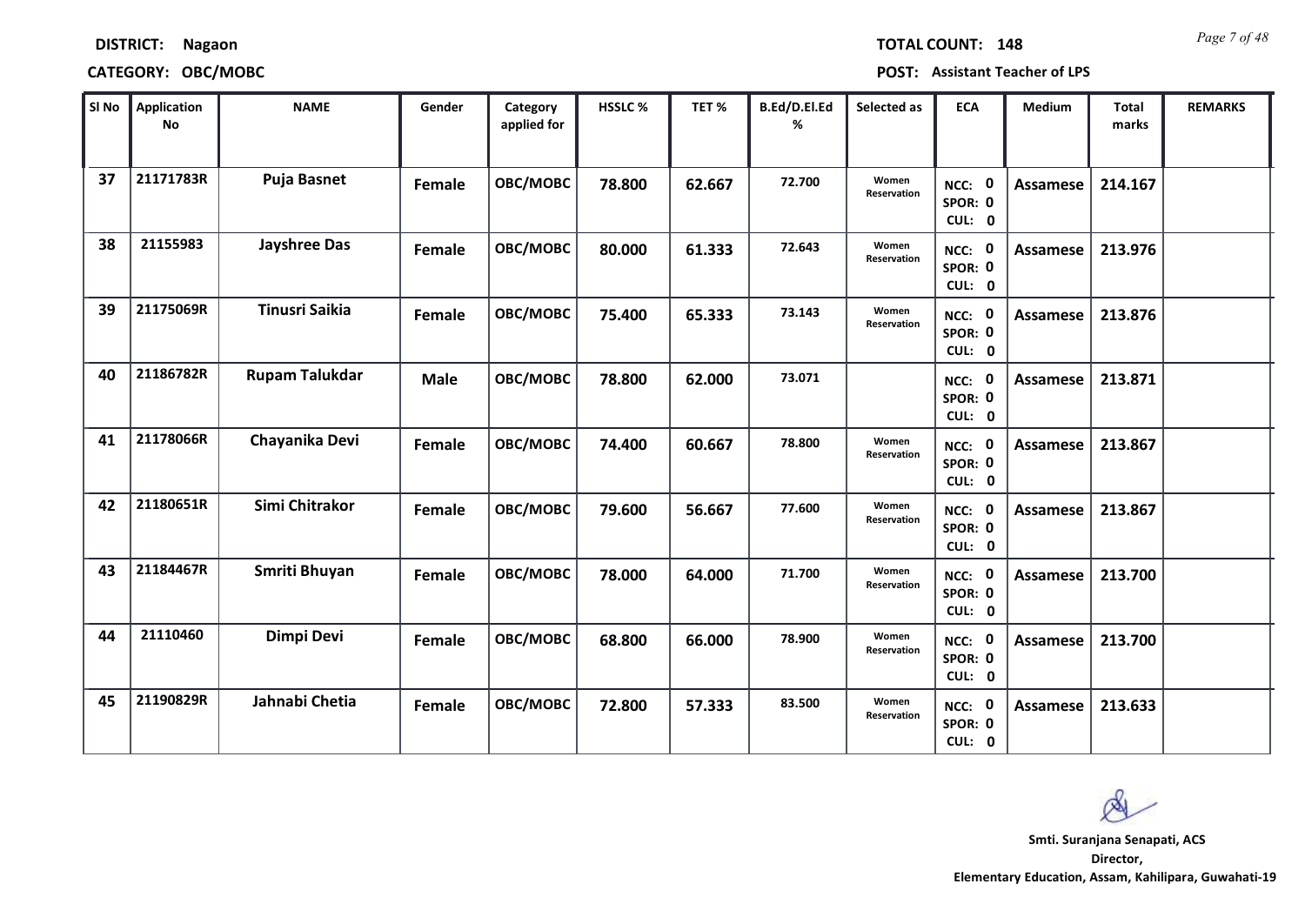**DISTRICT:** Nagaon

**TOTAL COUNT:** 148

**CATEGORY:** OBC/MOBC

**POST:** Assistant Teacher of LPS

| Sl No | Application No | NAME | Gender | Category applied for | HSSLC % | TET % | B.Ed/D.El.Ed % | Selected as | ECA | Medium | Total marks | REMARKS |
|---|---|---|---|---|---|---|---|---|---|---|---|---|
| 37 | 21171783R | Puja Basnet | Female | OBC/MOBC | 78.800 | 62.667 | 72.700 | Women Reservation | NCC: 0 SPOR: 0 CUL: 0 | Assamese | 214.167 | |
| 38 | 21155983 | Jayshree Das | Female | OBC/MOBC | 80.000 | 61.333 | 72.643 | Women Reservation | NCC: 0 SPOR: 0 CUL: 0 | Assamese | 213.976 | |
| 39 | 21175069R | Tinusri Saikia | Female | OBC/MOBC | 75.400 | 65.333 | 73.143 | Women Reservation | NCC: 0 SPOR: 0 CUL: 0 | Assamese | 213.876 | |
| 40 | 21186782R | Rupam Talukdar | Male | OBC/MOBC | 78.800 | 62.000 | 73.071 | | NCC: 0 SPOR: 0 CUL: 0 | Assamese | 213.871 | |
| 41 | 21178066R | Chayanika Devi | Female | OBC/MOBC | 74.400 | 60.667 | 78.800 | Women Reservation | NCC: 0 SPOR: 0 CUL: 0 | Assamese | 213.867 | |
| 42 | 21180651R | Simi Chitrakor | Female | OBC/MOBC | 79.600 | 56.667 | 77.600 | Women Reservation | NCC: 0 SPOR: 0 CUL: 0 | Assamese | 213.867 | |
| 43 | 21184467R | Smriti Bhuyan | Female | OBC/MOBC | 78.000 | 64.000 | 71.700 | Women Reservation | NCC: 0 SPOR: 0 CUL: 0 | Assamese | 213.700 | |
| 44 | 21110460 | Dimpi Devi | Female | OBC/MOBC | 68.800 | 66.000 | 78.900 | Women Reservation | NCC: 0 SPOR: 0 CUL: 0 | Assamese | 213.700 | |
| 45 | 21190829R | Jahnabi Chetia | Female | OBC/MOBC | 72.800 | 57.333 | 83.500 | Women Reservation | NCC: 0 SPOR: 0 CUL: 0 | Assamese | 213.633 | |

**Smti. Suranjana Senapati, ACS**
**Director,**
**Elementary Education, Assam, Kahilipara, Guwahati-19**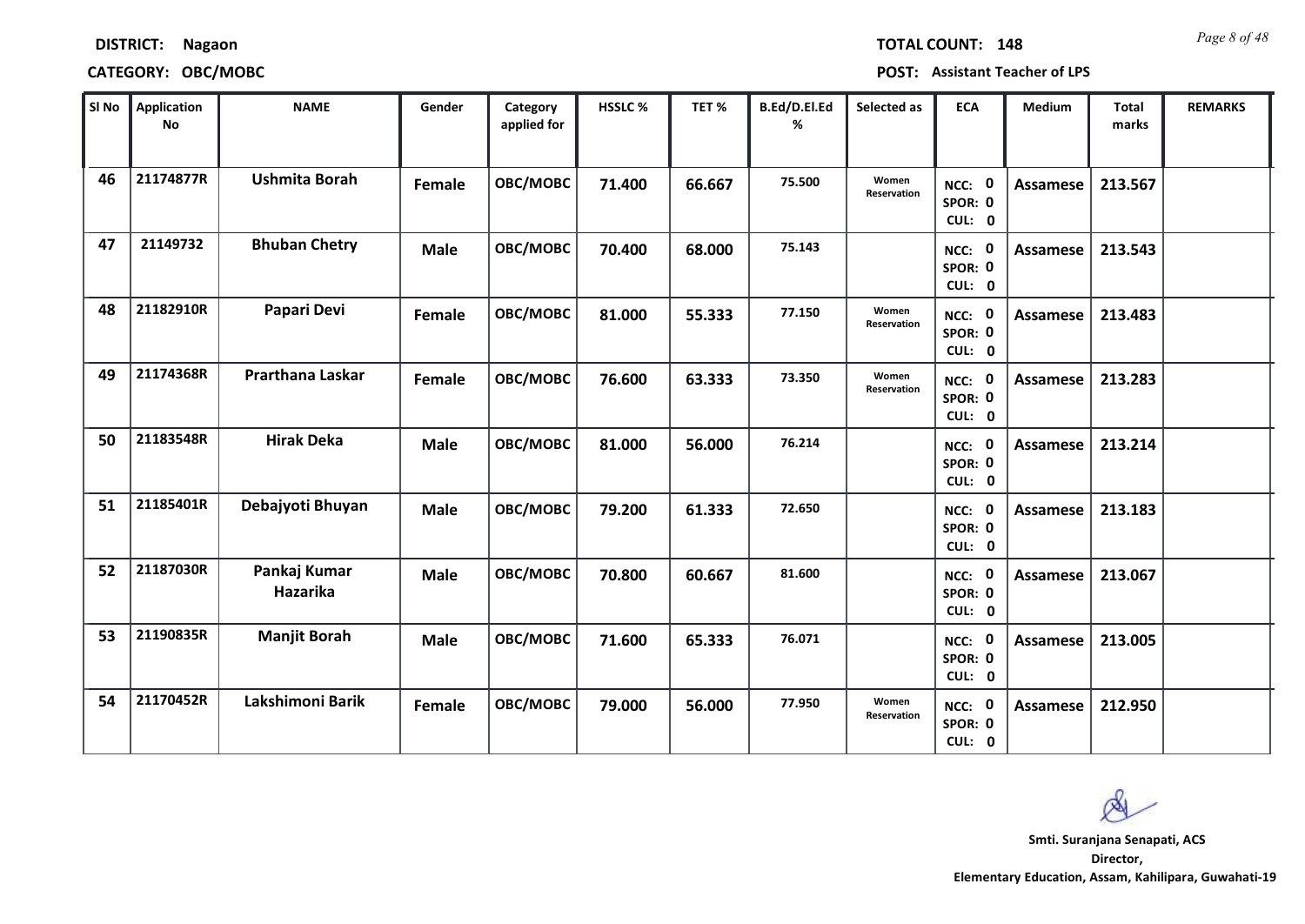**DISTRICT:** Nagaon **TOTAL COUNT:** 148

**CATEGORY:** OBC/MOBC **POST:** Assistant Teacher of LPS

| Sl No | Application No | NAME | Gender | Category applied for | HSSLC % | TET % | B.Ed/D.El.Ed % | Selected as | ECA | Medium | Total marks | REMARKS |
|---|---|---|---|---|---|---|---|---|---|---|---|---|
| 46 | 21174877R | Ushmita Borah | Female | OBC/MOBC | 71.400 | 66.667 | 75.500 | Women Reservation | NCC: 0 SPOR: 0 CUL: 0 | Assamese | 213.567 | |
| 47 | 21149732 | Bhuban Chetry | Male | OBC/MOBC | 70.400 | 68.000 | 75.143 | | NCC: 0 SPOR: 0 CUL: 0 | Assamese | 213.543 | |
| 48 | 21182910R | Papari Devi | Female | OBC/MOBC | 81.000 | 55.333 | 77.150 | Women Reservation | NCC: 0 SPOR: 0 CUL: 0 | Assamese | 213.483 | |
| 49 | 21174368R | Prarthana Laskar | Female | OBC/MOBC | 76.600 | 63.333 | 73.350 | Women Reservation | NCC: 0 SPOR: 0 CUL: 0 | Assamese | 213.283 | |
| 50 | 21183548R | Hirak Deka | Male | OBC/MOBC | 81.000 | 56.000 | 76.214 | | NCC: 0 SPOR: 0 CUL: 0 | Assamese | 213.214 | |
| 51 | 21185401R | Debajyoti Bhuyan | Male | OBC/MOBC | 79.200 | 61.333 | 72.650 | | NCC: 0 SPOR: 0 CUL: 0 | Assamese | 213.183 | |
| 52 | 21187030R | Pankaj Kumar Hazarika | Male | OBC/MOBC | 70.800 | 60.667 | 81.600 | | NCC: 0 SPOR: 0 CUL: 0 | Assamese | 213.067 | |
| 53 | 21190835R | Manjit Borah | Male | OBC/MOBC | 71.600 | 65.333 | 76.071 | | NCC: 0 SPOR: 0 CUL: 0 | Assamese | 213.005 | |
| 54 | 21170452R | Lakshimoni Barik | Female | OBC/MOBC | 79.000 | 56.000 | 77.950 | Women Reservation | NCC: 0 SPOR: 0 CUL: 0 | Assamese | 212.950 | |

**Smti. Suranjana Senapati, ACS**
**Director,**
**Elementary Education, Assam, Kahilipara, Guwahati-19**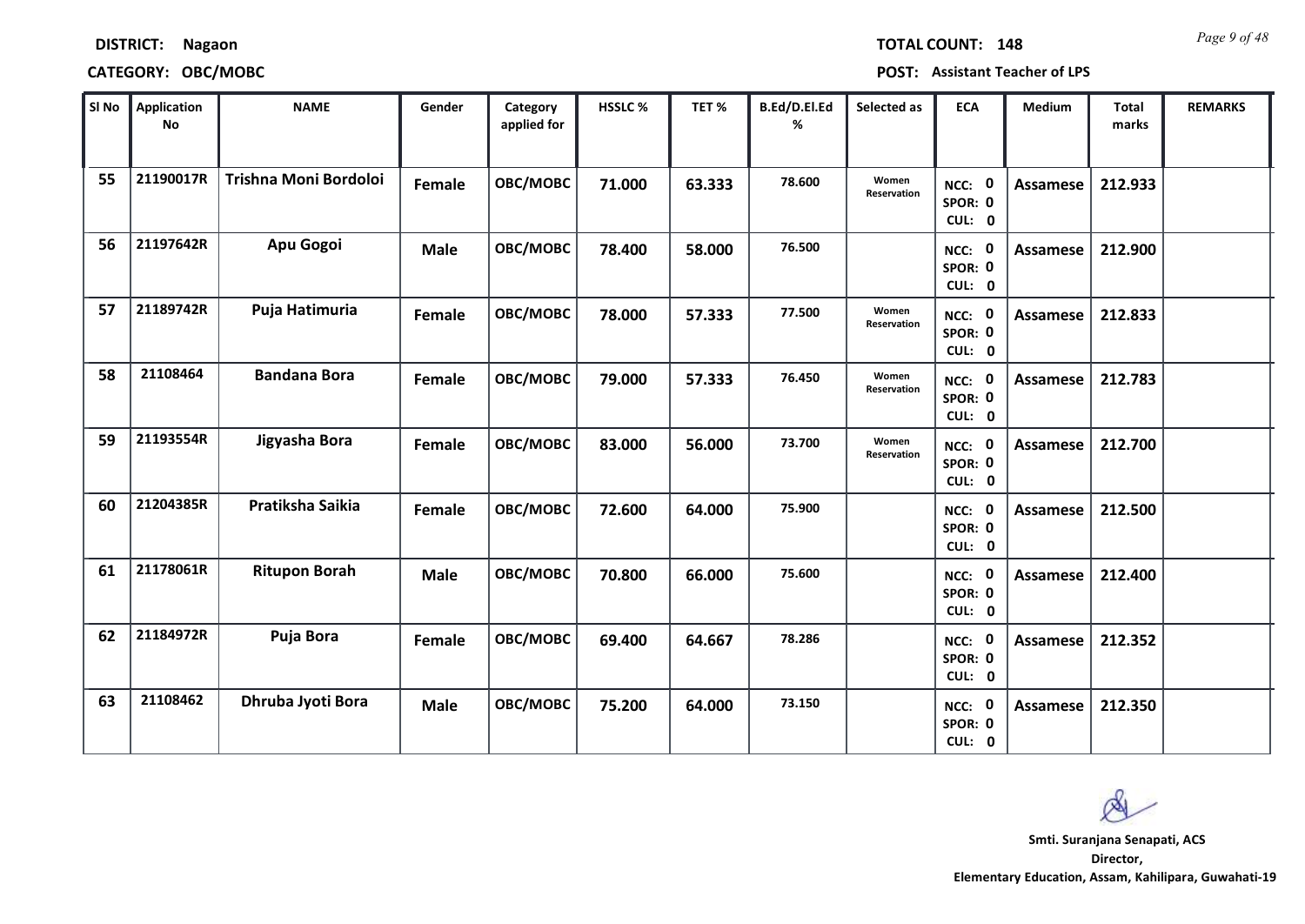**DISTRICT:** Nagaon | **TOTAL COUNT:** 148

**CATEGORY:** OBC/MOBC | **POST:** Assistant Teacher of LPS

| Sl No | Application No | NAME | Gender | Category applied for | HSSLC % | TET % | B.Ed/D.El.Ed % | Selected as | ECA | Medium | Total marks | REMARKS |
|---|---|---|---|---|---|---|---|---|---|---|---|---|
| 55 | 21190017R | Trishna Moni Bordoloi | Female | OBC/MOBC | 71.000 | 63.333 | 78.600 | Women Reservation | NCC: 0 SPOR: 0 CUL: 0 | Assamese | 212.933 | |
| 56 | 21197642R | Apu Gogoi | Male | OBC/MOBC | 78.400 | 58.000 | 76.500 | | NCC: 0 SPOR: 0 CUL: 0 | Assamese | 212.900 | |
| 57 | 21189742R | Puja Hatimuria | Female | OBC/MOBC | 78.000 | 57.333 | 77.500 | Women Reservation | NCC: 0 SPOR: 0 CUL: 0 | Assamese | 212.833 | |
| 58 | 21108464 | Bandana Bora | Female | OBC/MOBC | 79.000 | 57.333 | 76.450 | Women Reservation | NCC: 0 SPOR: 0 CUL: 0 | Assamese | 212.783 | |
| 59 | 21193554R | Jigyasha Bora | Female | OBC/MOBC | 83.000 | 56.000 | 73.700 | Women Reservation | NCC: 0 SPOR: 0 CUL: 0 | Assamese | 212.700 | |
| 60 | 21204385R | Pratiksha Saikia | Female | OBC/MOBC | 72.600 | 64.000 | 75.900 | | NCC: 0 SPOR: 0 CUL: 0 | Assamese | 212.500 | |
| 61 | 21178061R | Ritupon Borah | Male | OBC/MOBC | 70.800 | 66.000 | 75.600 | | NCC: 0 SPOR: 0 CUL: 0 | Assamese | 212.400 | |
| 62 | 21184972R | Puja Bora | Female | OBC/MOBC | 69.400 | 64.667 | 78.286 | | NCC: 0 SPOR: 0 CUL: 0 | Assamese | 212.352 | |
| 63 | 21108462 | Dhruba Jyoti Bora | Male | OBC/MOBC | 75.200 | 64.000 | 73.150 | | NCC: 0 SPOR: 0 CUL: 0 | Assamese | 212.350 | |

**Smti. Suranjana Senapati, ACS**
**Director,**
**Elementary Education, Assam, Kahilipara, Guwahati-19**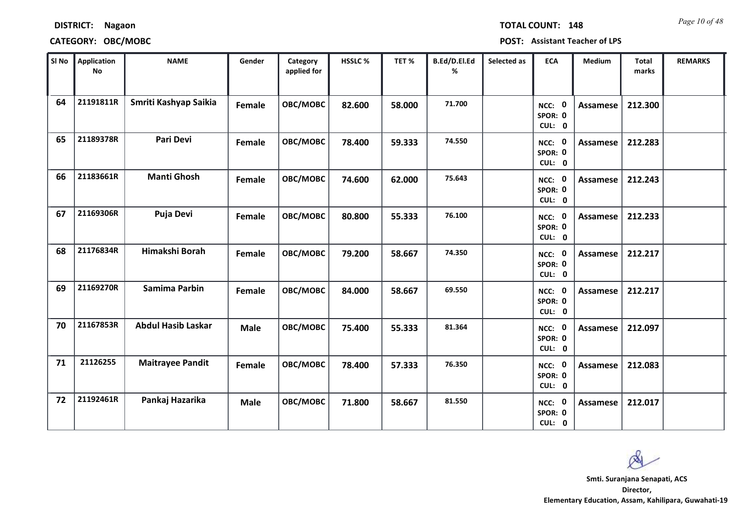**DISTRICT:** Nagaon **TOTAL COUNT:** 148

**CATEGORY:** OBC/MOBC **POST:** Assistant Teacher of LPS

| Sl No | Application No | NAME | Gender | Category applied for | HSSLC % | TET % | B.Ed/D.El.Ed % | Selected as | ECA | Medium | Total marks | REMARKS |
|---|---|---|---|---|---|---|---|---|---|---|---|---|
| 64 | 21191811R | Smriti Kashyap Saikia | Female | OBC/MOBC | 82.600 | 58.000 | 71.700 | | NCC: 0 SPOR: 0 CUL: 0 | Assamese | 212.300 | |
| 65 | 21189378R | Pari Devi | Female | OBC/MOBC | 78.400 | 59.333 | 74.550 | | NCC: 0 SPOR: 0 CUL: 0 | Assamese | 212.283 | |
| 66 | 21183661R | Manti Ghosh | Female | OBC/MOBC | 74.600 | 62.000 | 75.643 | | NCC: 0 SPOR: 0 CUL: 0 | Assamese | 212.243 | |
| 67 | 21169306R | Puja Devi | Female | OBC/MOBC | 80.800 | 55.333 | 76.100 | | NCC: 0 SPOR: 0 CUL: 0 | Assamese | 212.233 | |
| 68 | 21176834R | Himakshi Borah | Female | OBC/MOBC | 79.200 | 58.667 | 74.350 | | NCC: 0 SPOR: 0 CUL: 0 | Assamese | 212.217 | |
| 69 | 21169270R | Samima Parbin | Female | OBC/MOBC | 84.000 | 58.667 | 69.550 | | NCC: 0 SPOR: 0 CUL: 0 | Assamese | 212.217 | |
| 70 | 21167853R | Abdul Hasib Laskar | Male | OBC/MOBC | 75.400 | 55.333 | 81.364 | | NCC: 0 SPOR: 0 CUL: 0 | Assamese | 212.097 | |
| 71 | 21126255 | Maitrayee Pandit | Female | OBC/MOBC | 78.400 | 57.333 | 76.350 | | NCC: 0 SPOR: 0 CUL: 0 | Assamese | 212.083 | |
| 72 | 21192461R | Pankaj Hazarika | Male | OBC/MOBC | 71.800 | 58.667 | 81.550 | | NCC: 0 SPOR: 0 CUL: 0 | Assamese | 212.017 | |

**Smti. Suranjana Senapati, ACS**
**Director,**
**Elementary Education, Assam, Kahilipara, Guwahati-19**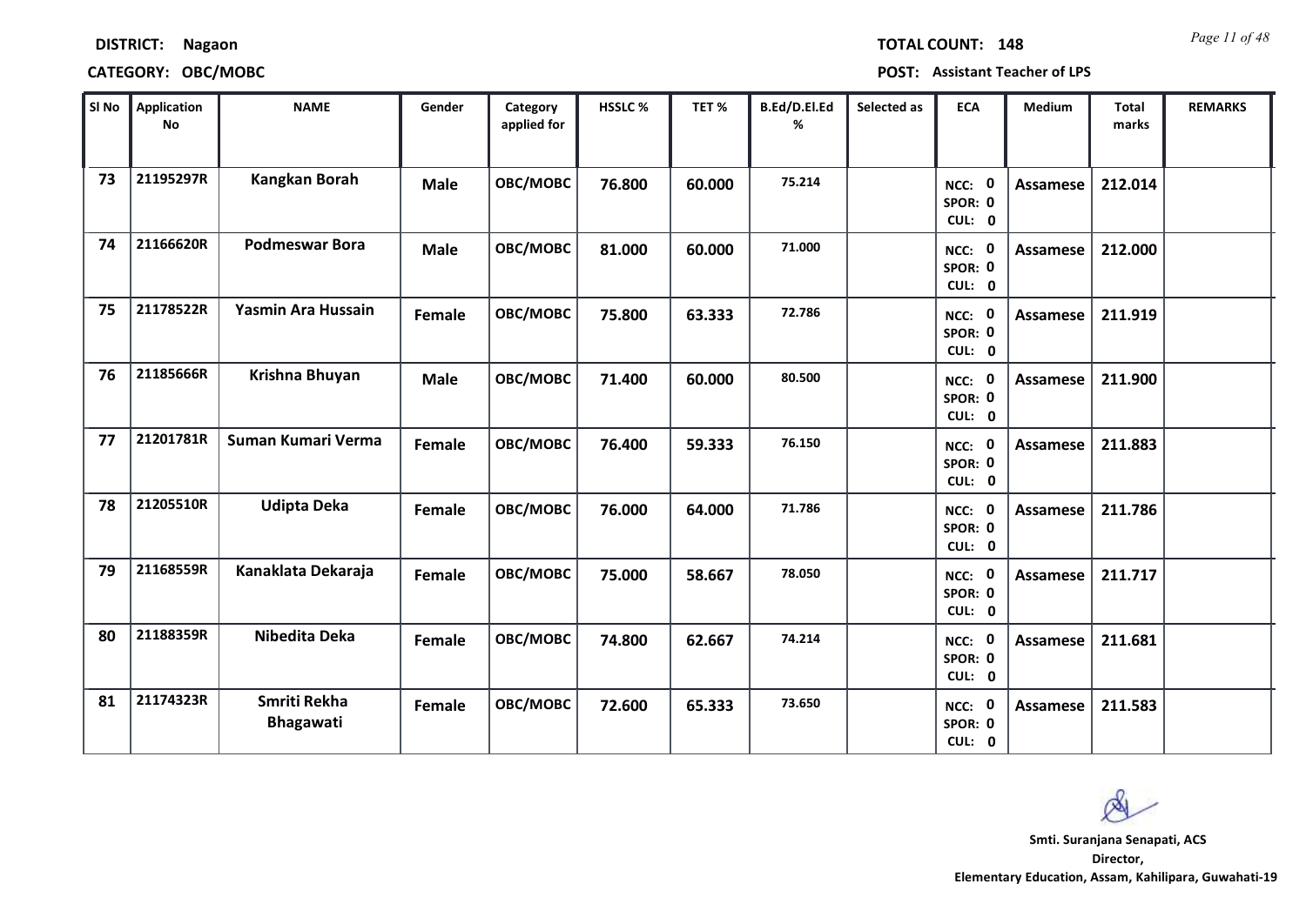**DISTRICT:** Nagaon

**TOTAL COUNT:** 148

**CATEGORY:** OBC/MOBC

**POST:** Assistant Teacher of LPS

| Sl No | Application No | NAME | Gender | Category applied for | HSSLC % | TET % | B.Ed/D.El.Ed % | Selected as | ECA | Medium | Total marks | REMARKS |
|---|---|---|---|---|---|---|---|---|---|---|---|---|
| 73 | 21195297R | Kangkan Borah | Male | OBC/MOBC | 76.800 | 60.000 | 75.214 | | NCC: 0 SPOR: 0 CUL: 0 | Assamese | 212.014 | |
| 74 | 21166620R | Podmeswar Bora | Male | OBC/MOBC | 81.000 | 60.000 | 71.000 | | NCC: 0 SPOR: 0 CUL: 0 | Assamese | 212.000 | |
| 75 | 21178522R | Yasmin Ara Hussain | Female | OBC/MOBC | 75.800 | 63.333 | 72.786 | | NCC: 0 SPOR: 0 CUL: 0 | Assamese | 211.919 | |
| 76 | 21185666R | Krishna Bhuyan | Male | OBC/MOBC | 71.400 | 60.000 | 80.500 | | NCC: 0 SPOR: 0 CUL: 0 | Assamese | 211.900 | |
| 77 | 21201781R | Suman Kumari Verma | Female | OBC/MOBC | 76.400 | 59.333 | 76.150 | | NCC: 0 SPOR: 0 CUL: 0 | Assamese | 211.883 | |
| 78 | 21205510R | Udipta Deka | Female | OBC/MOBC | 76.000 | 64.000 | 71.786 | | NCC: 0 SPOR: 0 CUL: 0 | Assamese | 211.786 | |
| 79 | 21168559R | Kanaklata Dekaraja | Female | OBC/MOBC | 75.000 | 58.667 | 78.050 | | NCC: 0 SPOR: 0 CUL: 0 | Assamese | 211.717 | |
| 80 | 21188359R | Nibedita Deka | Female | OBC/MOBC | 74.800 | 62.667 | 74.214 | | NCC: 0 SPOR: 0 CUL: 0 | Assamese | 211.681 | |
| 81 | 21174323R | Smriti Rekha Bhagawati | Female | OBC/MOBC | 72.600 | 65.333 | 73.650 | | NCC: 0 SPOR: 0 CUL: 0 | Assamese | 211.583 | |

**Smti. Suranjana Senapati, ACS**
**Director,**
**Elementary Education, Assam, Kahilipara, Guwahati-19**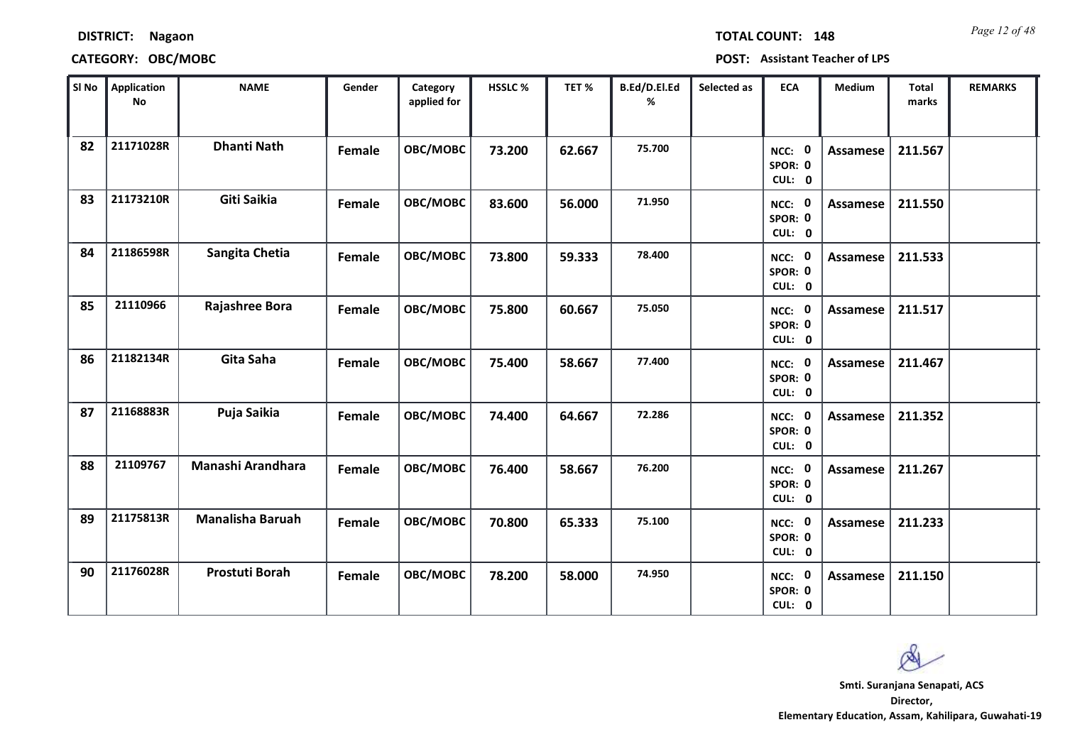**DISTRICT:** Nagaon

**TOTAL COUNT:** 148

**CATEGORY:** OBC/MOBC

**POST:** Assistant Teacher of LPS

| Sl No | Application No | NAME | Gender | Category applied for | HSSLC % | TET % | B.Ed/D.El.Ed % | Selected as | ECA | Medium | Total marks | REMARKS |
|---|---|---|---|---|---|---|---|---|---|---|---|---|
| 82 | 21171028R | Dhanti Nath | Female | OBC/MOBC | 73.200 | 62.667 | 75.700 | | NCC: 0 SPOR: 0 CUL: 0 | Assamese | 211.567 | |
| 83 | 21173210R | Giti Saikia | Female | OBC/MOBC | 83.600 | 56.000 | 71.950 | | NCC: 0 SPOR: 0 CUL: 0 | Assamese | 211.550 | |
| 84 | 21186598R | Sangita Chetia | Female | OBC/MOBC | 73.800 | 59.333 | 78.400 | | NCC: 0 SPOR: 0 CUL: 0 | Assamese | 211.533 | |
| 85 | 21110966 | Rajashree Bora | Female | OBC/MOBC | 75.800 | 60.667 | 75.050 | | NCC: 0 SPOR: 0 CUL: 0 | Assamese | 211.517 | |
| 86 | 21182134R | Gita Saha | Female | OBC/MOBC | 75.400 | 58.667 | 77.400 | | NCC: 0 SPOR: 0 CUL: 0 | Assamese | 211.467 | |
| 87 | 21168883R | Puja Saikia | Female | OBC/MOBC | 74.400 | 64.667 | 72.286 | | NCC: 0 SPOR: 0 CUL: 0 | Assamese | 211.352 | |
| 88 | 21109767 | Manashi Arandhara | Female | OBC/MOBC | 76.400 | 58.667 | 76.200 | | NCC: 0 SPOR: 0 CUL: 0 | Assamese | 211.267 | |
| 89 | 21175813R | Manalisha Baruah | Female | OBC/MOBC | 70.800 | 65.333 | 75.100 | | NCC: 0 SPOR: 0 CUL: 0 | Assamese | 211.233 | |
| 90 | 21176028R | Prostuti Borah | Female | OBC/MOBC | 78.200 | 58.000 | 74.950 | | NCC: 0 SPOR: 0 CUL: 0 | Assamese | 211.150 | |

**Smti. Suranjana Senapati, ACS**
**Director,**
**Elementary Education, Assam, Kahilipara, Guwahati-19**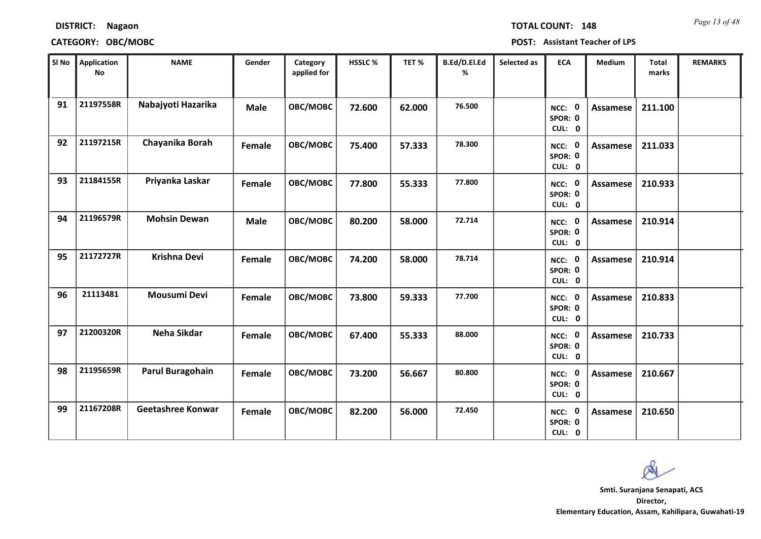**DISTRICT:** Nagaon

**TOTAL COUNT:** 148

**CATEGORY:** OBC/MOBC

**POST:** Assistant Teacher of LPS

| Sl No | Application No | NAME | Gender | Category applied for | HSSLC % | TET % | B.Ed/D.El.Ed % | Selected as | ECA | Medium | Total marks | REMARKS |
|---|---|---|---|---|---|---|---|---|---|---|---|---|
| 91 | 21197558R | Nabajyoti Hazarika | Male | OBC/MOBC | 72.600 | 62.000 | 76.500 | | NCC: 0 SPOR: 0 CUL: 0 | Assamese | 211.100 | |
| 92 | 21197215R | Chayanika Borah | Female | OBC/MOBC | 75.400 | 57.333 | 78.300 | | NCC: 0 SPOR: 0 CUL: 0 | Assamese | 211.033 | |
| 93 | 21184155R | Priyanka Laskar | Female | OBC/MOBC | 77.800 | 55.333 | 77.800 | | NCC: 0 SPOR: 0 CUL: 0 | Assamese | 210.933 | |
| 94 | 21196579R | Mohsin Dewan | Male | OBC/MOBC | 80.200 | 58.000 | 72.714 | | NCC: 0 SPOR: 0 CUL: 0 | Assamese | 210.914 | |
| 95 | 21172727R | Krishna Devi | Female | OBC/MOBC | 74.200 | 58.000 | 78.714 | | NCC: 0 SPOR: 0 CUL: 0 | Assamese | 210.914 | |
| 96 | 21113481 | Mousumi Devi | Female | OBC/MOBC | 73.800 | 59.333 | 77.700 | | NCC: 0 SPOR: 0 CUL: 0 | Assamese | 210.833 | |
| 97 | 21200320R | Neha Sikdar | Female | OBC/MOBC | 67.400 | 55.333 | 88.000 | | NCC: 0 SPOR: 0 CUL: 0 | Assamese | 210.733 | |
| 98 | 21195659R | Parul Buragohain | Female | OBC/MOBC | 73.200 | 56.667 | 80.800 | | NCC: 0 SPOR: 0 CUL: 0 | Assamese | 210.667 | |
| 99 | 21167208R | Geetashree Konwar | Female | OBC/MOBC | 82.200 | 56.000 | 72.450 | | NCC: 0 SPOR: 0 CUL: 0 | Assamese | 210.650 | |

**Smti. Suranjana Senapati, ACS**
**Director,**
**Elementary Education, Assam, Kahilipara, Guwahati-19**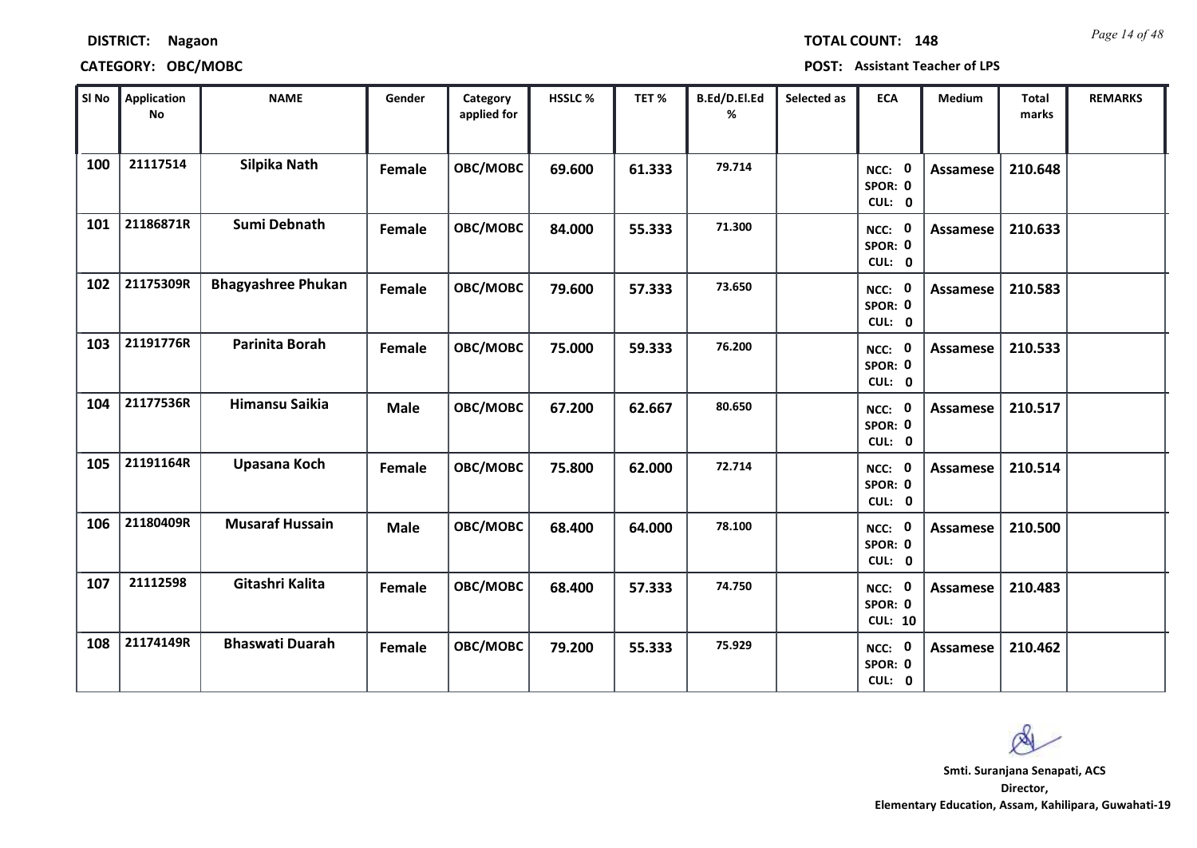**DISTRICT:** Nagaon

**TOTAL COUNT:** 148

**CATEGORY:** OBC/MOBC

**POST:** Assistant Teacher of LPS

| Sl No | Application No | NAME | Gender | Category applied for | HSSLC % | TET % | B.Ed/D.El.Ed % | Selected as | ECA | Medium | Total marks | REMARKS |
|---|---|---|---|---|---|---|---|---|---|---|---|---|
| 100 | 21117514 | Silpika Nath | Female | OBC/MOBC | 69.600 | 61.333 | 79.714 | | NCC: 0 SPOR: 0 CUL: 0 | Assamese | 210.648 | |
| 101 | 21186871R | Sumi Debnath | Female | OBC/MOBC | 84.000 | 55.333 | 71.300 | | NCC: 0 SPOR: 0 CUL: 0 | Assamese | 210.633 | |
| 102 | 21175309R | Bhagyashree Phukan | Female | OBC/MOBC | 79.600 | 57.333 | 73.650 | | NCC: 0 SPOR: 0 CUL: 0 | Assamese | 210.583 | |
| 103 | 21191776R | Parinita Borah | Female | OBC/MOBC | 75.000 | 59.333 | 76.200 | | NCC: 0 SPOR: 0 CUL: 0 | Assamese | 210.533 | |
| 104 | 21177536R | Himansu Saikia | Male | OBC/MOBC | 67.200 | 62.667 | 80.650 | | NCC: 0 SPOR: 0 CUL: 0 | Assamese | 210.517 | |
| 105 | 21191164R | Upasana Koch | Female | OBC/MOBC | 75.800 | 62.000 | 72.714 | | NCC: 0 SPOR: 0 CUL: 0 | Assamese | 210.514 | |
| 106 | 21180409R | Musaraf Hussain | Male | OBC/MOBC | 68.400 | 64.000 | 78.100 | | NCC: 0 SPOR: 0 CUL: 0 | Assamese | 210.500 | |
| 107 | 21112598 | Gitashri Kalita | Female | OBC/MOBC | 68.400 | 57.333 | 74.750 | | NCC: 0 SPOR: 0 CUL: 10 | Assamese | 210.483 | |
| 108 | 21174149R | Bhaswati Duarah | Female | OBC/MOBC | 79.200 | 55.333 | 75.929 | | NCC: 0 SPOR: 0 CUL: 0 | Assamese | 210.462 | |

**Smti. Suranjana Senapati, ACS**
**Director,**
**Elementary Education, Assam, Kahilipara, Guwahati-19**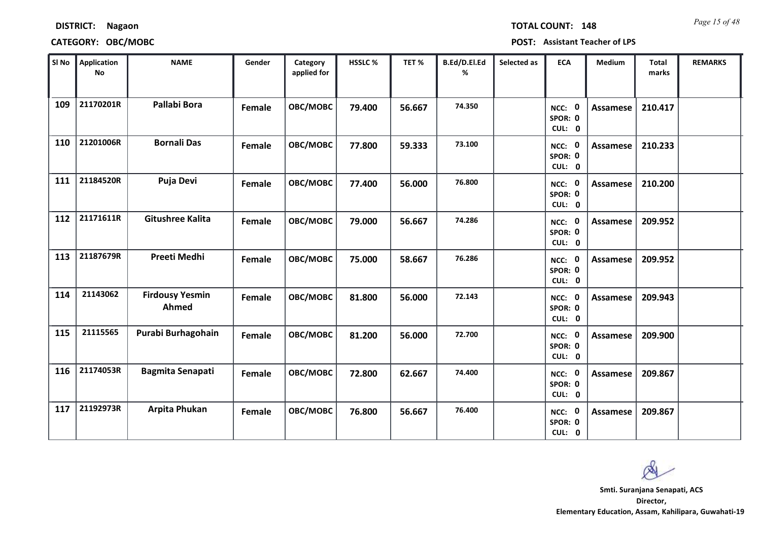**DISTRICT:** Nagaon

**CATEGORY:** OBC/MOBC

**TOTAL COUNT:** 148

**POST:** Assistant Teacher of LPS

| Sl No | Application No | NAME | Gender | Category applied for | HSSLC % | TET % | B.Ed/D.El.Ed % | Selected as | ECA | Medium | Total marks | REMARKS |
|---|---|---|---|---|---|---|---|---|---|---|---|---|
| 109 | 21170201R | Pallabi Bora | Female | OBC/MOBC | 79.400 | 56.667 | 74.350 | | NCC: 0 SPOR: 0 CUL: 0 | Assamese | 210.417 | |
| 110 | 21201006R | Bornali Das | Female | OBC/MOBC | 77.800 | 59.333 | 73.100 | | NCC: 0 SPOR: 0 CUL: 0 | Assamese | 210.233 | |
| 111 | 21184520R | Puja Devi | Female | OBC/MOBC | 77.400 | 56.000 | 76.800 | | NCC: 0 SPOR: 0 CUL: 0 | Assamese | 210.200 | |
| 112 | 21171611R | Gitushree Kalita | Female | OBC/MOBC | 79.000 | 56.667 | 74.286 | | NCC: 0 SPOR: 0 CUL: 0 | Assamese | 209.952 | |
| 113 | 21187679R | Preeti Medhi | Female | OBC/MOBC | 75.000 | 58.667 | 76.286 | | NCC: 0 SPOR: 0 CUL: 0 | Assamese | 209.952 | |
| 114 | 21143062 | Firdousy Yesmin Ahmed | Female | OBC/MOBC | 81.800 | 56.000 | 72.143 | | NCC: 0 SPOR: 0 CUL: 0 | Assamese | 209.943 | |
| 115 | 21115565 | Purabi Burhagohain | Female | OBC/MOBC | 81.200 | 56.000 | 72.700 | | NCC: 0 SPOR: 0 CUL: 0 | Assamese | 209.900 | |
| 116 | 21174053R | Bagmita Senapati | Female | OBC/MOBC | 72.800 | 62.667 | 74.400 | | NCC: 0 SPOR: 0 CUL: 0 | Assamese | 209.867 | |
| 117 | 21192973R | Arpita Phukan | Female | OBC/MOBC | 76.800 | 56.667 | 76.400 | | NCC: 0 SPOR: 0 CUL: 0 | Assamese | 209.867 | |

**Smti. Suranjana Senapati, ACS**
**Director,**
**Elementary Education, Assam, Kahilipara, Guwahati-19**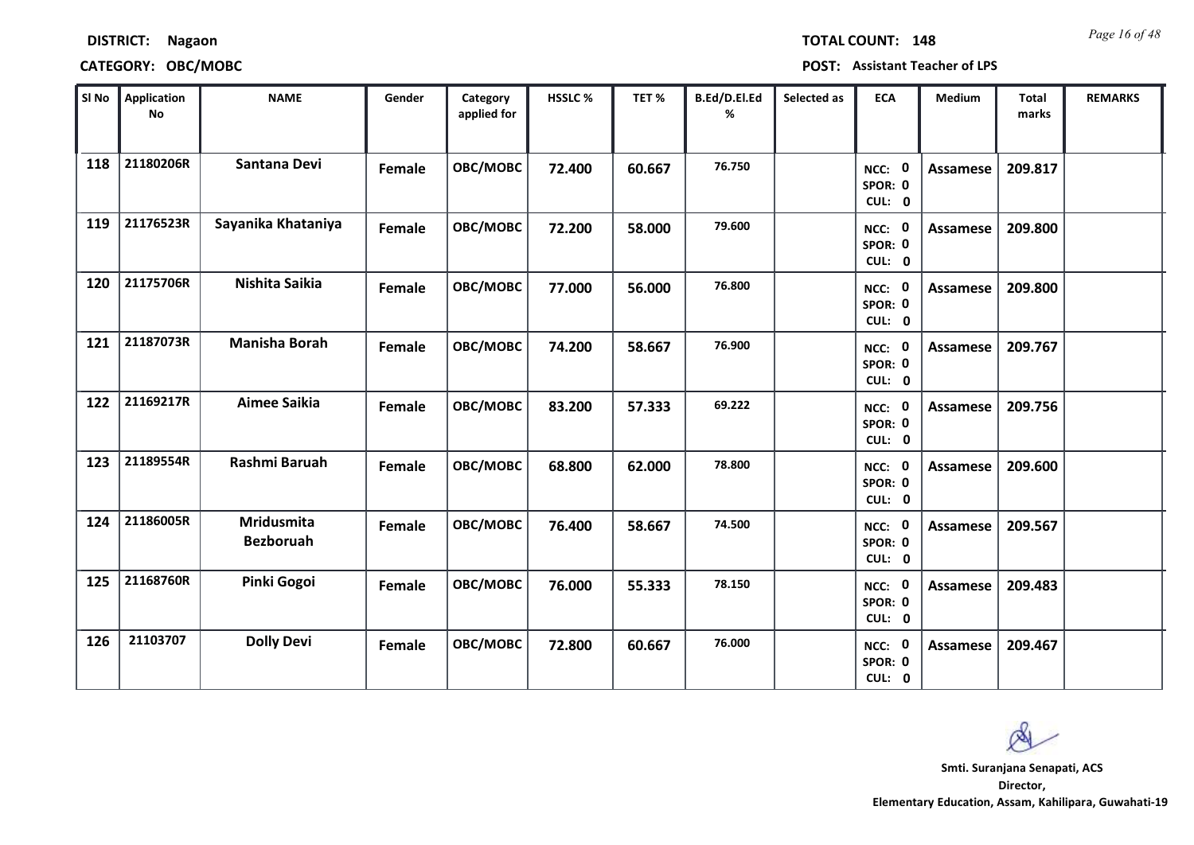**DISTRICT: Nagaon**

**TOTAL COUNT: 148**

**CATEGORY: OBC/MOBC**

**POST: Assistant Teacher of LPS**

| Sl No | Application No | NAME | Gender | Category applied for | HSSLC % | TET % | B.Ed/D.El.Ed % | Selected as | ECA | Medium | Total marks | REMARKS |
|---|---|---|---|---|---|---|---|---|---|---|---|---|
| 118 | 21180206R | Santana Devi | Female | OBC/MOBC | 72.400 | 60.667 | 76.750 | | NCC: 0 SPOR: 0 CUL: 0 | Assamese | 209.817 | |
| 119 | 21176523R | Sayanika Khataniya | Female | OBC/MOBC | 72.200 | 58.000 | 79.600 | | NCC: 0 SPOR: 0 CUL: 0 | Assamese | 209.800 | |
| 120 | 21175706R | Nishita Saikia | Female | OBC/MOBC | 77.000 | 56.000 | 76.800 | | NCC: 0 SPOR: 0 CUL: 0 | Assamese | 209.800 | |
| 121 | 21187073R | Manisha Borah | Female | OBC/MOBC | 74.200 | 58.667 | 76.900 | | NCC: 0 SPOR: 0 CUL: 0 | Assamese | 209.767 | |
| 122 | 21169217R | Aimee Saikia | Female | OBC/MOBC | 83.200 | 57.333 | 69.222 | | NCC: 0 SPOR: 0 CUL: 0 | Assamese | 209.756 | |
| 123 | 21189554R | Rashmi Baruah | Female | OBC/MOBC | 68.800 | 62.000 | 78.800 | | NCC: 0 SPOR: 0 CUL: 0 | Assamese | 209.600 | |
| 124 | 21186005R | Mridusmita Bezboruah | Female | OBC/MOBC | 76.400 | 58.667 | 74.500 | | NCC: 0 SPOR: 0 CUL: 0 | Assamese | 209.567 | |
| 125 | 21168760R | Pinki Gogoi | Female | OBC/MOBC | 76.000 | 55.333 | 78.150 | | NCC: 0 SPOR: 0 CUL: 0 | Assamese | 209.483 | |
| 126 | 21103707 | Dolly Devi | Female | OBC/MOBC | 72.800 | 60.667 | 76.000 | | NCC: 0 SPOR: 0 CUL: 0 | Assamese | 209.467 | |

**Smti. Suranjana Senapati, ACS**
**Director,**
**Elementary Education, Assam, Kahilipara, Guwahati-19**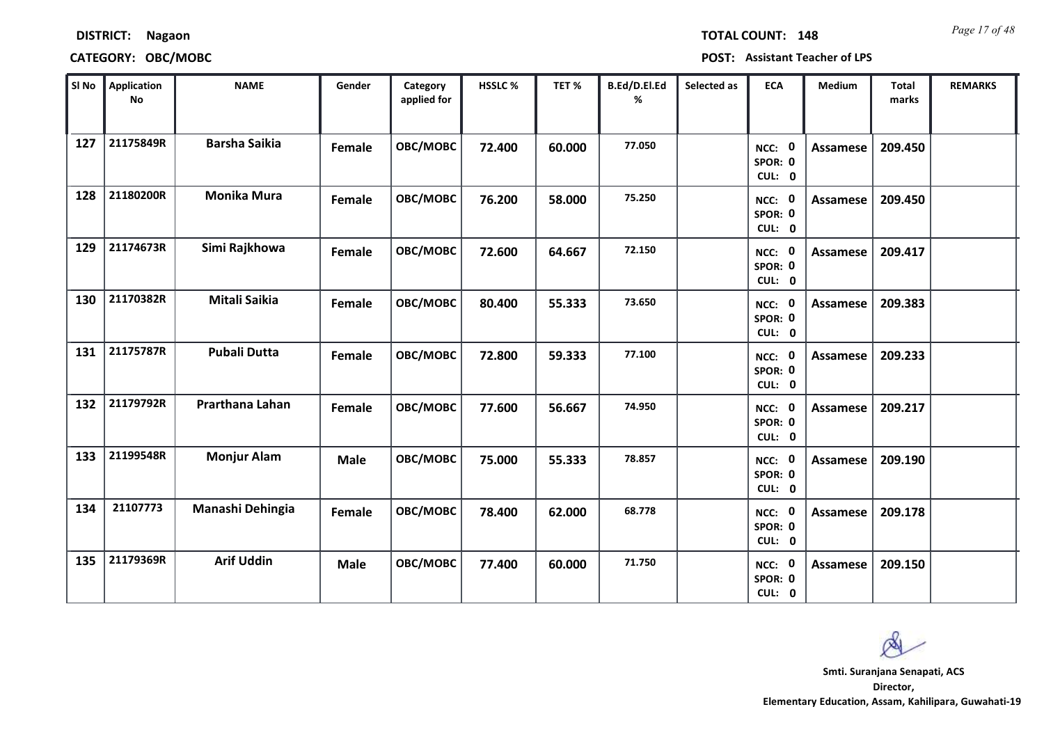**DISTRICT:** Nagaon **TOTAL COUNT:** 148

**CATEGORY:** OBC/MOBC **POST:** Assistant Teacher of LPS

| Sl No | Application No | NAME | Gender | Category applied for | HSSLC % | TET % | B.Ed/D.El.Ed % | Selected as | ECA | Medium | Total marks | REMARKS |
|---|---|---|---|---|---|---|---|---|---|---|---|---|
| 127 | 21175849R | Barsha Saikia | Female | OBC/MOBC | 72.400 | 60.000 | 77.050 | | NCC: 0 SPOR: 0 CUL: 0 | Assamese | 209.450 | |
| 128 | 21180200R | Monika Mura | Female | OBC/MOBC | 76.200 | 58.000 | 75.250 | | NCC: 0 SPOR: 0 CUL: 0 | Assamese | 209.450 | |
| 129 | 21174673R | Simi Rajkhowa | Female | OBC/MOBC | 72.600 | 64.667 | 72.150 | | NCC: 0 SPOR: 0 CUL: 0 | Assamese | 209.417 | |
| 130 | 21170382R | Mitali Saikia | Female | OBC/MOBC | 80.400 | 55.333 | 73.650 | | NCC: 0 SPOR: 0 CUL: 0 | Assamese | 209.383 | |
| 131 | 21175787R | Pubali Dutta | Female | OBC/MOBC | 72.800 | 59.333 | 77.100 | | NCC: 0 SPOR: 0 CUL: 0 | Assamese | 209.233 | |
| 132 | 21179792R | Prarthana Lahan | Female | OBC/MOBC | 77.600 | 56.667 | 74.950 | | NCC: 0 SPOR: 0 CUL: 0 | Assamese | 209.217 | |
| 133 | 21199548R | Monjur Alam | Male | OBC/MOBC | 75.000 | 55.333 | 78.857 | | NCC: 0 SPOR: 0 CUL: 0 | Assamese | 209.190 | |
| 134 | 21107773 | Manashi Dehingia | Female | OBC/MOBC | 78.400 | 62.000 | 68.778 | | NCC: 0 SPOR: 0 CUL: 0 | Assamese | 209.178 | |
| 135 | 21179369R | Arif Uddin | Male | OBC/MOBC | 77.400 | 60.000 | 71.750 | | NCC: 0 SPOR: 0 CUL: 0 | Assamese | 209.150 | |

**Smti. Suranjana Senapati, ACS**
**Director,**
**Elementary Education, Assam, Kahilipara, Guwahati-19**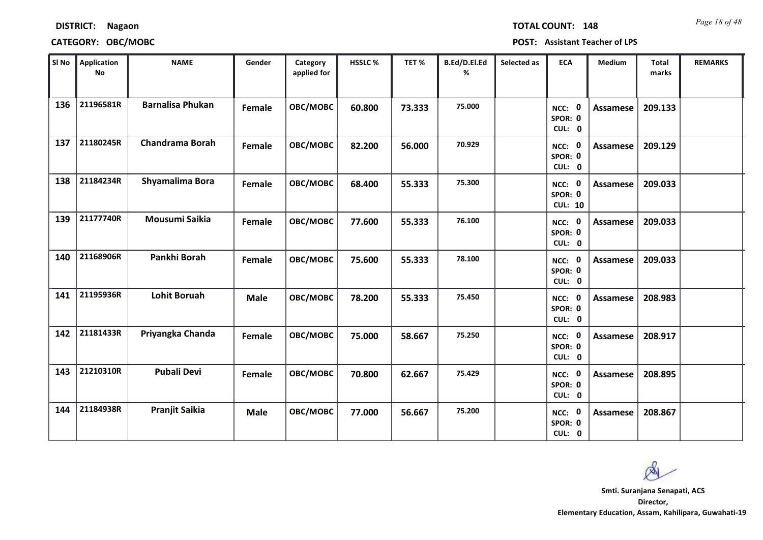**DISTRICT:** Nagaon

**TOTAL COUNT:** 148

**CATEGORY:** OBC/MOBC

**POST:** Assistant Teacher of LPS

| Sl No | Application No | NAME | Gender | Category applied for | HSSLC % | TET % | B.Ed/D.El.Ed % | Selected as | ECA | Medium | Total marks | REMARKS |
|---|---|---|---|---|---|---|---|---|---|---|---|---|
| 136 | 21196581R | Barnalisa Phukan | Female | OBC/MOBC | 60.800 | 73.333 | 75.000 | | NCC: 0 SPOR: 0 CUL: 0 | Assamese | 209.133 | |
| 137 | 21180245R | Chandrama Borah | Female | OBC/MOBC | 82.200 | 56.000 | 70.929 | | NCC: 0 SPOR: 0 CUL: 0 | Assamese | 209.129 | |
| 138 | 21184234R | Shyamalima Bora | Female | OBC/MOBC | 68.400 | 55.333 | 75.300 | | NCC: 0 SPOR: 0 CUL: 10 | Assamese | 209.033 | |
| 139 | 21177740R | Mousumi Saikia | Female | OBC/MOBC | 77.600 | 55.333 | 76.100 | | NCC: 0 SPOR: 0 CUL: 0 | Assamese | 209.033 | |
| 140 | 21168906R | Pankhi Borah | Female | OBC/MOBC | 75.600 | 55.333 | 78.100 | | NCC: 0 SPOR: 0 CUL: 0 | Assamese | 209.033 | |
| 141 | 21195936R | Lohit Boruah | Male | OBC/MOBC | 78.200 | 55.333 | 75.450 | | NCC: 0 SPOR: 0 CUL: 0 | Assamese | 208.983 | |
| 142 | 21181433R | Priyangka Chanda | Female | OBC/MOBC | 75.000 | 58.667 | 75.250 | | NCC: 0 SPOR: 0 CUL: 0 | Assamese | 208.917 | |
| 143 | 21210310R | Pubali Devi | Female | OBC/MOBC | 70.800 | 62.667 | 75.429 | | NCC: 0 SPOR: 0 CUL: 0 | Assamese | 208.895 | |
| 144 | 21184938R | Pranjit Saikia | Male | OBC/MOBC | 77.000 | 56.667 | 75.200 | | NCC: 0 SPOR: 0 CUL: 0 | Assamese | 208.867 | |

**Smti. Suranjana Senapati, ACS**
**Director,**
**Elementary Education, Assam, Kahilipara, Guwahati-19**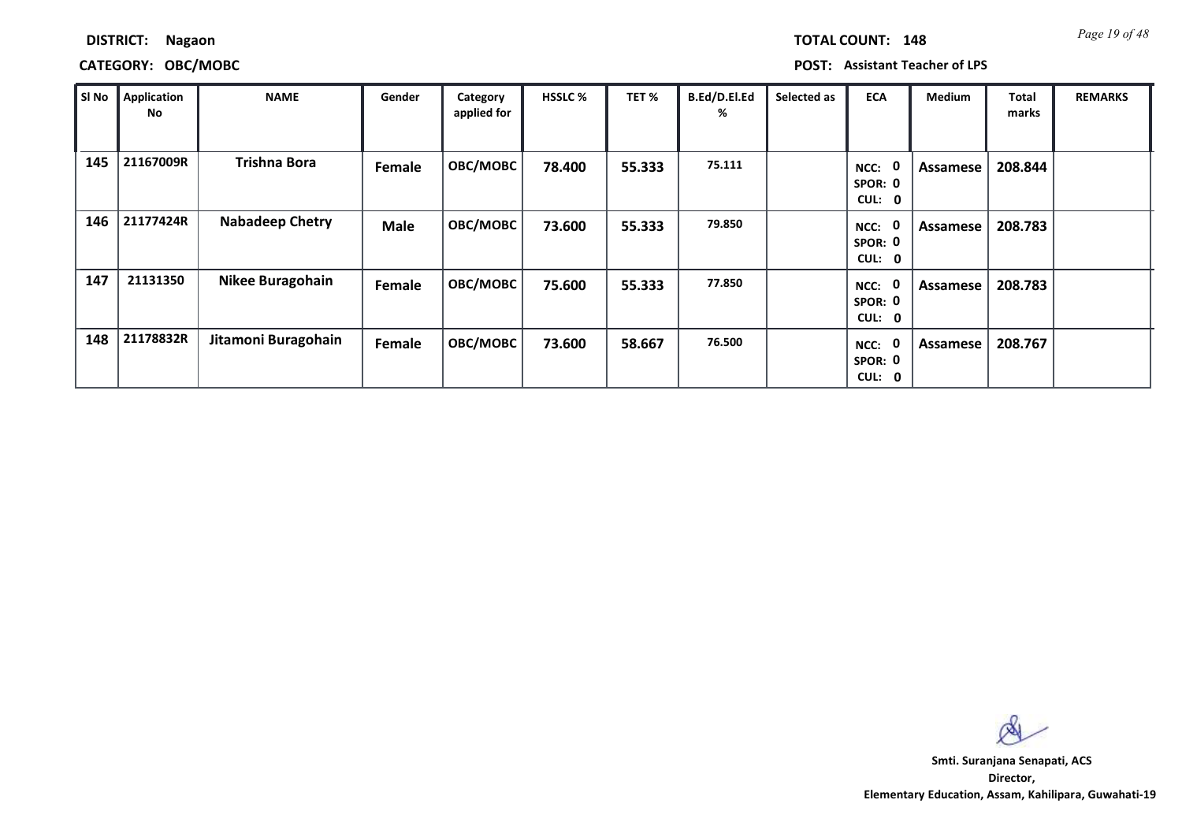**DISTRICT:** Nagaon

**TOTAL COUNT:** 148

**CATEGORY:** OBC/MOBC

**POST:** Assistant Teacher of LPS

| Sl No | Application No | NAME | Gender | Category applied for | HSSLC % | TET % | B.Ed/D.El.Ed % | Selected as | ECA | Medium | Total marks | REMARKS |
|---|---|---|---|---|---|---|---|---|---|---|---|---|
| 145 | 21167009R | Trishna Bora | Female | OBC/MOBC | 78.400 | 55.333 | 75.111 | | NCC: 0 SPOR: 0 CUL: 0 | Assamese | 208.844 | |
| 146 | 21177424R | Nabadeep Chetry | Male | OBC/MOBC | 73.600 | 55.333 | 79.850 | | NCC: 0 SPOR: 0 CUL: 0 | Assamese | 208.783 | |
| 147 | 21131350 | Nikee Buragohain | Female | OBC/MOBC | 75.600 | 55.333 | 77.850 | | NCC: 0 SPOR: 0 CUL: 0 | Assamese | 208.783 | |
| 148 | 21178832R | Jitamoni Buragohain | Female | OBC/MOBC | 73.600 | 58.667 | 76.500 | | NCC: 0 SPOR: 0 CUL: 0 | Assamese | 208.767 | |

**Smti. Suranjana Senapati, ACS**
**Director,**
**Elementary Education, Assam, Kahilipara, Guwahati-19**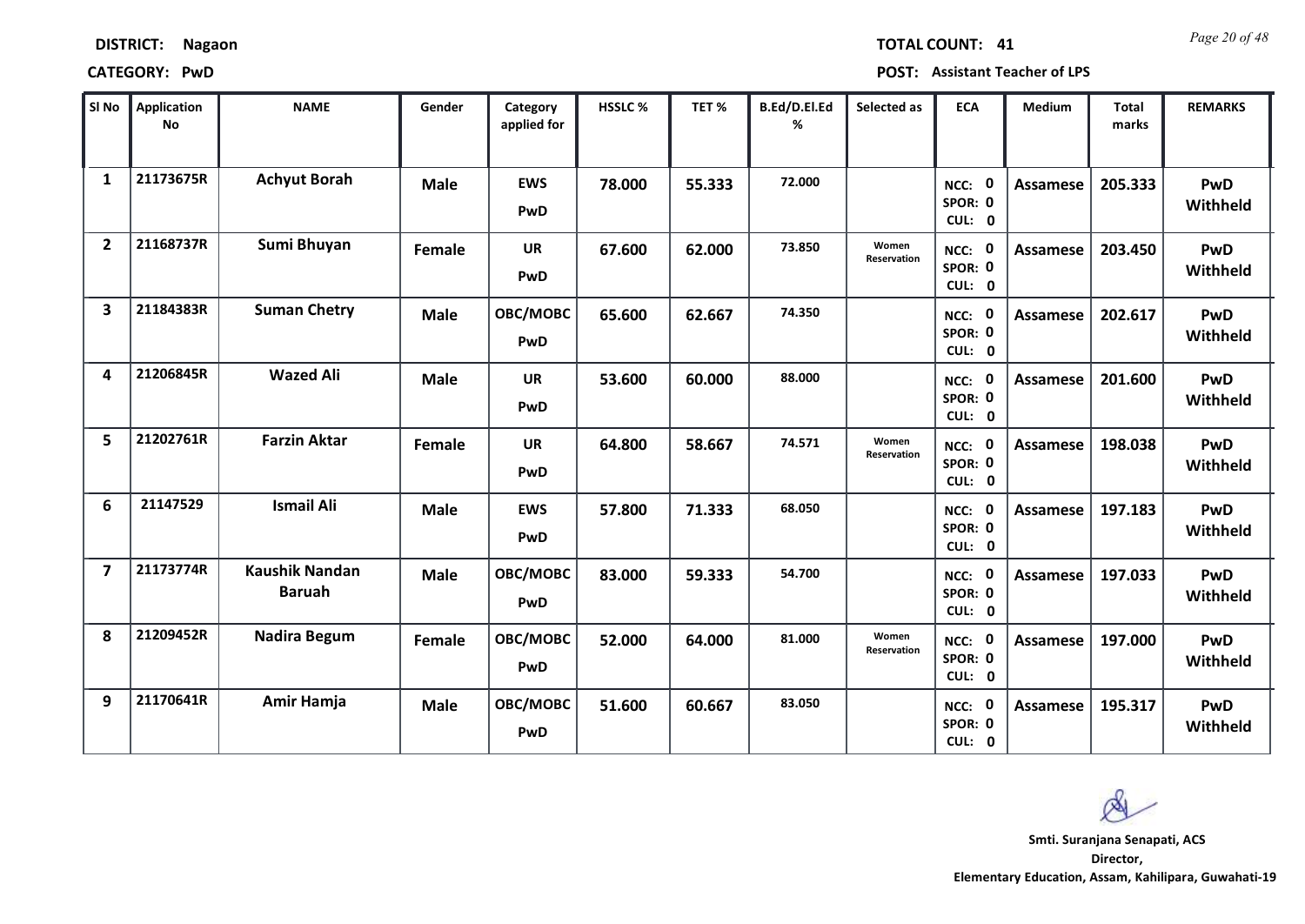**DISTRICT:** Nagaon

**TOTAL COUNT:** 41

**CATEGORY:** PwD

**POST:** Assistant Teacher of LPS

| Sl No | Application No | NAME | Gender | Category applied for | HSSLC % | TET % | B.Ed/D.El.Ed % | Selected as | ECA | Medium | Total marks | REMARKS |
|---|---|---|---|---|---|---|---|---|---|---|---|---|
| 1 | 21173675R | Achyut Borah | Male | EWS PwD | 78.000 | 55.333 | 72.000 | | NCC: 0 SPOR: 0 CUL: 0 | Assamese | 205.333 | PwD Withheld |
| 2 | 21168737R | Sumi Bhuyan | Female | UR PwD | 67.600 | 62.000 | 73.850 | Women Reservation | NCC: 0 SPOR: 0 CUL: 0 | Assamese | 203.450 | PwD Withheld |
| 3 | 21184383R | Suman Chetry | Male | OBC/MOBC PwD | 65.600 | 62.667 | 74.350 | | NCC: 0 SPOR: 0 CUL: 0 | Assamese | 202.617 | PwD Withheld |
| 4 | 21206845R | Wazed Ali | Male | UR PwD | 53.600 | 60.000 | 88.000 | | NCC: 0 SPOR: 0 CUL: 0 | Assamese | 201.600 | PwD Withheld |
| 5 | 21202761R | Farzin Aktar | Female | UR PwD | 64.800 | 58.667 | 74.571 | Women Reservation | NCC: 0 SPOR: 0 CUL: 0 | Assamese | 198.038 | PwD Withheld |
| 6 | 21147529 | Ismail Ali | Male | EWS PwD | 57.800 | 71.333 | 68.050 | | NCC: 0 SPOR: 0 CUL: 0 | Assamese | 197.183 | PwD Withheld |
| 7 | 21173774R | Kaushik Nandan Baruah | Male | OBC/MOBC PwD | 83.000 | 59.333 | 54.700 | | NCC: 0 SPOR: 0 CUL: 0 | Assamese | 197.033 | PwD Withheld |
| 8 | 21209452R | Nadira Begum | Female | OBC/MOBC PwD | 52.000 | 64.000 | 81.000 | Women Reservation | NCC: 0 SPOR: 0 CUL: 0 | Assamese | 197.000 | PwD Withheld |
| 9 | 21170641R | Amir Hamja | Male | OBC/MOBC PwD | 51.600 | 60.667 | 83.050 | | NCC: 0 SPOR: 0 CUL: 0 | Assamese | 195.317 | PwD Withheld |

**Smti. Suranjana Senapati, ACS**
**Director,**
**Elementary Education, Assam, Kahilipara, Guwahati-19**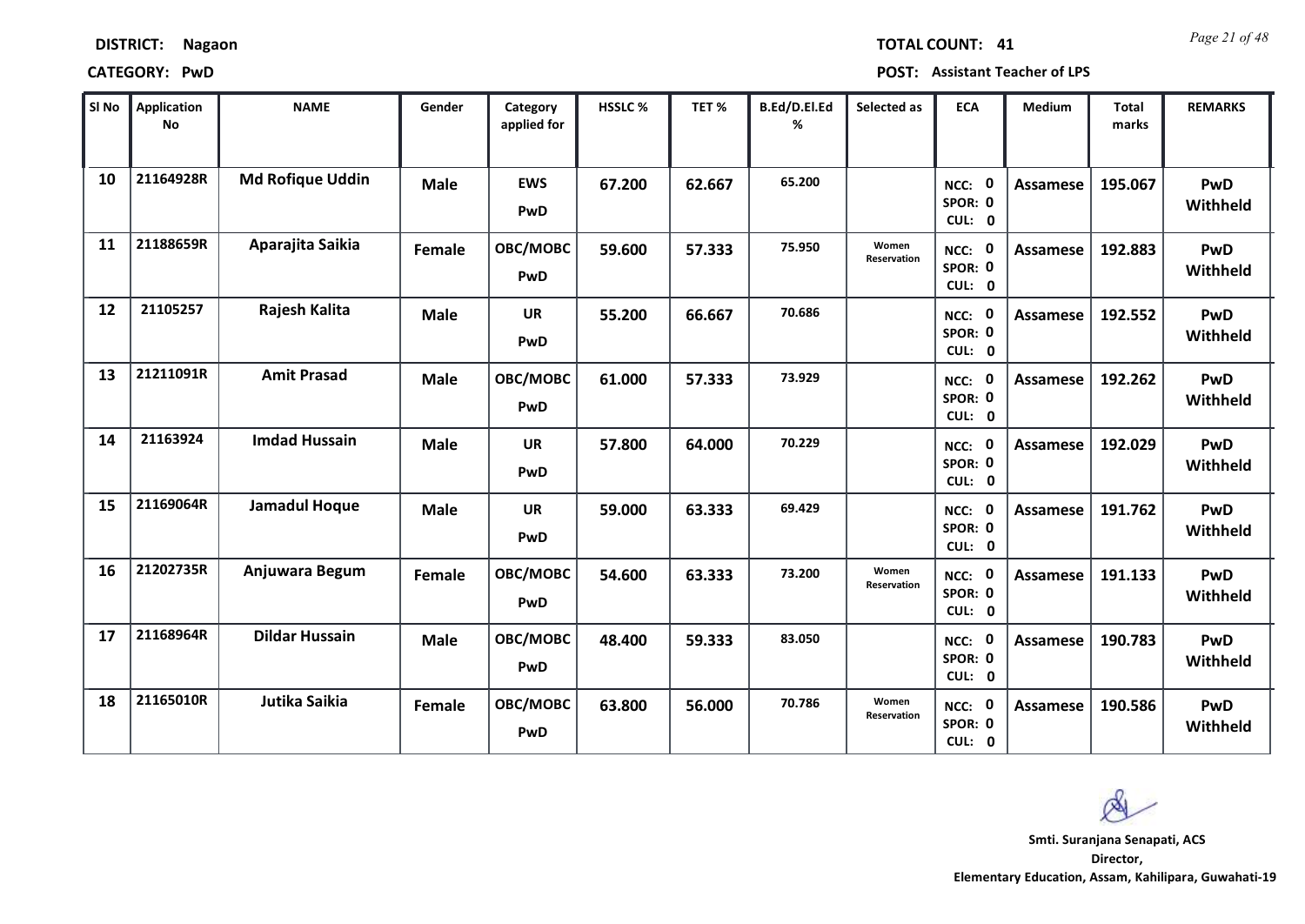**DISTRICT:** Nagaon

**TOTAL COUNT:** 41

**CATEGORY:** PwD

**POST:** Assistant Teacher of LPS

| Sl No | Application No | NAME | Gender | Category applied for | HSSLC % | TET % | B.Ed/D.El.Ed % | Selected as | ECA | Medium | Total marks | REMARKS |
|---|---|---|---|---|---|---|---|---|---|---|---|---|
| 10 | 21164928R | Md Rofique Uddin | Male | EWS PwD | 67.200 | 62.667 | 65.200 | | NCC: 0 SPOR: 0 CUL: 0 | Assamese | 195.067 | PwD Withheld |
| 11 | 21188659R | Aparajita Saikia | Female | OBC/MOBC PwD | 59.600 | 57.333 | 75.950 | Women Reservation | NCC: 0 SPOR: 0 CUL: 0 | Assamese | 192.883 | PwD Withheld |
| 12 | 21105257 | Rajesh Kalita | Male | UR PwD | 55.200 | 66.667 | 70.686 | | NCC: 0 SPOR: 0 CUL: 0 | Assamese | 192.552 | PwD Withheld |
| 13 | 21211091R | Amit Prasad | Male | OBC/MOBC PwD | 61.000 | 57.333 | 73.929 | | NCC: 0 SPOR: 0 CUL: 0 | Assamese | 192.262 | PwD Withheld |
| 14 | 21163924 | Imdad Hussain | Male | UR PwD | 57.800 | 64.000 | 70.229 | | NCC: 0 SPOR: 0 CUL: 0 | Assamese | 192.029 | PwD Withheld |
| 15 | 21169064R | Jamadul Hoque | Male | UR PwD | 59.000 | 63.333 | 69.429 | | NCC: 0 SPOR: 0 CUL: 0 | Assamese | 191.762 | PwD Withheld |
| 16 | 21202735R | Anjuwara Begum | Female | OBC/MOBC PwD | 54.600 | 63.333 | 73.200 | Women Reservation | NCC: 0 SPOR: 0 CUL: 0 | Assamese | 191.133 | PwD Withheld |
| 17 | 21168964R | Dildar Hussain | Male | OBC/MOBC PwD | 48.400 | 59.333 | 83.050 | | NCC: 0 SPOR: 0 CUL: 0 | Assamese | 190.783 | PwD Withheld |
| 18 | 21165010R | Jutika Saikia | Female | OBC/MOBC PwD | 63.800 | 56.000 | 70.786 | Women Reservation | NCC: 0 SPOR: 0 CUL: 0 | Assamese | 190.586 | PwD Withheld |

**Smti. Suranjana Senapati, ACS**
**Director,**
**Elementary Education, Assam, Kahilipara, Guwahati-19**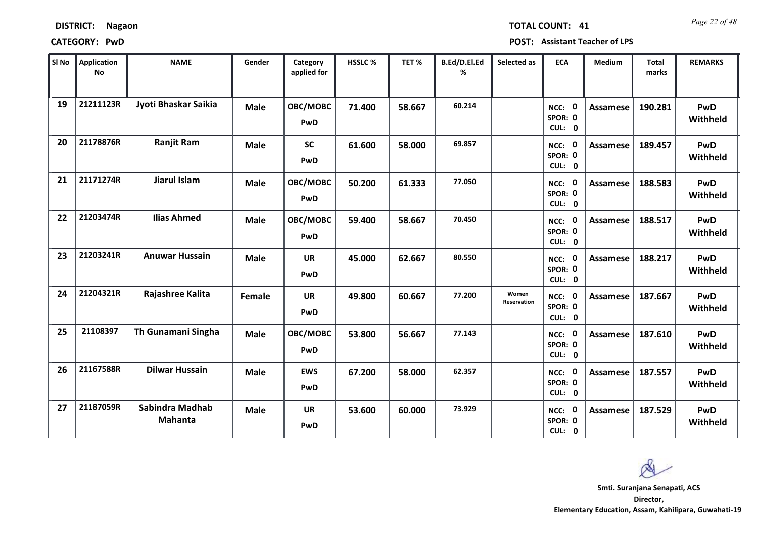**DISTRICT:** Nagaon **TOTAL COUNT:** 41

**CATEGORY:** PwD **POST:** Assistant Teacher of LPS

| Sl No | Application No | NAME | Gender | Category applied for | HSSLC % | TET % | B.Ed/D.El.Ed % | Selected as | ECA | Medium | Total marks | REMARKS |
|---|---|---|---|---|---|---|---|---|---|---|---|---|
| 19 | 21211123R | Jyoti Bhaskar Saikia | Male | OBC/MOBC PwD | 71.400 | 58.667 | 60.214 | | NCC: 0 SPOR: 0 CUL: 0 | Assamese | 190.281 | PwD Withheld |
| 20 | 21178876R | Ranjit Ram | Male | SC PwD | 61.600 | 58.000 | 69.857 | | NCC: 0 SPOR: 0 CUL: 0 | Assamese | 189.457 | PwD Withheld |
| 21 | 21171274R | Jiarul Islam | Male | OBC/MOBC PwD | 50.200 | 61.333 | 77.050 | | NCC: 0 SPOR: 0 CUL: 0 | Assamese | 188.583 | PwD Withheld |
| 22 | 21203474R | Ilias Ahmed | Male | OBC/MOBC PwD | 59.400 | 58.667 | 70.450 | | NCC: 0 SPOR: 0 CUL: 0 | Assamese | 188.517 | PwD Withheld |
| 23 | 21203241R | Anuwar Hussain | Male | UR PwD | 45.000 | 62.667 | 80.550 | | NCC: 0 SPOR: 0 CUL: 0 | Assamese | 188.217 | PwD Withheld |
| 24 | 21204321R | Rajashree Kalita | Female | UR PwD | 49.800 | 60.667 | 77.200 | Women Reservation | NCC: 0 SPOR: 0 CUL: 0 | Assamese | 187.667 | PwD Withheld |
| 25 | 21108397 | Th Gunamani Singha | Male | OBC/MOBC PwD | 53.800 | 56.667 | 77.143 | | NCC: 0 SPOR: 0 CUL: 0 | Assamese | 187.610 | PwD Withheld |
| 26 | 21167588R | Dilwar Hussain | Male | EWS PwD | 67.200 | 58.000 | 62.357 | | NCC: 0 SPOR: 0 CUL: 0 | Assamese | 187.557 | PwD Withheld |
| 27 | 21187059R | Sabindra Madhab Mahanta | Male | UR PwD | 53.600 | 60.000 | 73.929 | | NCC: 0 SPOR: 0 CUL: 0 | Assamese | 187.529 | PwD Withheld |

**Smti. Suranjana Senapati, ACS**
**Director,**
**Elementary Education, Assam, Kahilipara, Guwahati-19**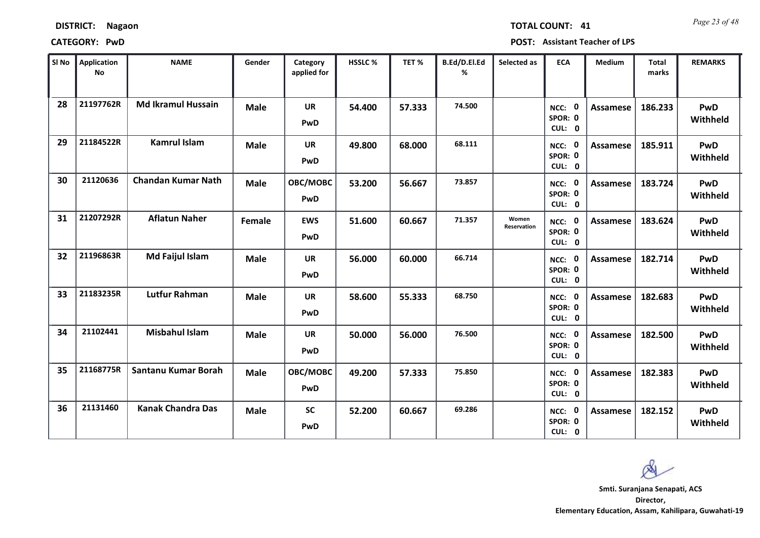**DISTRICT:** Nagaon **TOTAL COUNT:** 41

**CATEGORY:** PwD **POST:** Assistant Teacher of LPS

| Sl No | Application No | NAME | Gender | Category applied for | HSSLC % | TET % | B.Ed/D.El.Ed % | Selected as | ECA | Medium | Total marks | REMARKS |
|---|---|---|---|---|---|---|---|---|---|---|---|---|
| 28 | 21197762R | Md Ikramul Hussain | Male | UR PwD | 54.400 | 57.333 | 74.500 | | NCC: 0 SPOR: 0 CUL: 0 | Assamese | 186.233 | PwD Withheld |
| 29 | 21184522R | Kamrul Islam | Male | UR PwD | 49.800 | 68.000 | 68.111 | | NCC: 0 SPOR: 0 CUL: 0 | Assamese | 185.911 | PwD Withheld |
| 30 | 21120636 | Chandan Kumar Nath | Male | OBC/MOBC PwD | 53.200 | 56.667 | 73.857 | | NCC: 0 SPOR: 0 CUL: 0 | Assamese | 183.724 | PwD Withheld |
| 31 | 21207292R | Aflatun Naher | Female | EWS PwD | 51.600 | 60.667 | 71.357 | Women Reservation | NCC: 0 SPOR: 0 CUL: 0 | Assamese | 183.624 | PwD Withheld |
| 32 | 21196863R | Md Faijul Islam | Male | UR PwD | 56.000 | 60.000 | 66.714 | | NCC: 0 SPOR: 0 CUL: 0 | Assamese | 182.714 | PwD Withheld |
| 33 | 21183235R | Lutfur Rahman | Male | UR PwD | 58.600 | 55.333 | 68.750 | | NCC: 0 SPOR: 0 CUL: 0 | Assamese | 182.683 | PwD Withheld |
| 34 | 21102441 | Misbahul Islam | Male | UR PwD | 50.000 | 56.000 | 76.500 | | NCC: 0 SPOR: 0 CUL: 0 | Assamese | 182.500 | PwD Withheld |
| 35 | 21168775R | Santanu Kumar Borah | Male | OBC/MOBC PwD | 49.200 | 57.333 | 75.850 | | NCC: 0 SPOR: 0 CUL: 0 | Assamese | 182.383 | PwD Withheld |
| 36 | 21131460 | Kanak Chandra Das | Male | SC PwD | 52.200 | 60.667 | 69.286 | | NCC: 0 SPOR: 0 CUL: 0 | Assamese | 182.152 | PwD Withheld |

**Smti. Suranjana Senapati, ACS**
**Director,**
**Elementary Education, Assam, Kahilipara, Guwahati-19**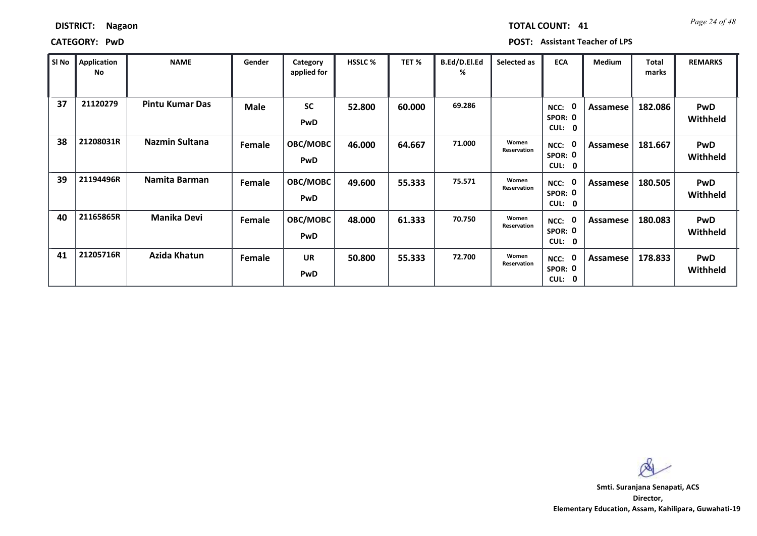**DISTRICT:** Nagaon **TOTAL COUNT:** 41

**CATEGORY:** PwD **POST:** Assistant Teacher of LPS

| Sl No | Application No | NAME | Gender | Category applied for | HSSLC % | TET % | B.Ed/D.El.Ed % | Selected as | ECA | Medium | Total marks | REMARKS |
|---|---|---|---|---|---|---|---|---|---|---|---|---|
| 37 | 21120279 | Pintu Kumar Das | Male | SC PwD | 52.800 | 60.000 | 69.286 | | NCC: 0 SPOR: 0 CUL: 0 | Assamese | 182.086 | PwD Withheld |
| 38 | 21208031R | Nazmin Sultana | Female | OBC/MOBC PwD | 46.000 | 64.667 | 71.000 | Women Reservation | NCC: 0 SPOR: 0 CUL: 0 | Assamese | 181.667 | PwD Withheld |
| 39 | 21194496R | Namita Barman | Female | OBC/MOBC PwD | 49.600 | 55.333 | 75.571 | Women Reservation | NCC: 0 SPOR: 0 CUL: 0 | Assamese | 180.505 | PwD Withheld |
| 40 | 21165865R | Manika Devi | Female | OBC/MOBC PwD | 48.000 | 61.333 | 70.750 | Women Reservation | NCC: 0 SPOR: 0 CUL: 0 | Assamese | 180.083 | PwD Withheld |
| 41 | 21205716R | Azida Khatun | Female | UR PwD | 50.800 | 55.333 | 72.700 | Women Reservation | NCC: 0 SPOR: 0 CUL: 0 | Assamese | 178.833 | PwD Withheld |

**Smti. Suranjana Senapati, ACS**
**Director,**
**Elementary Education, Assam, Kahilipara, Guwahati-19**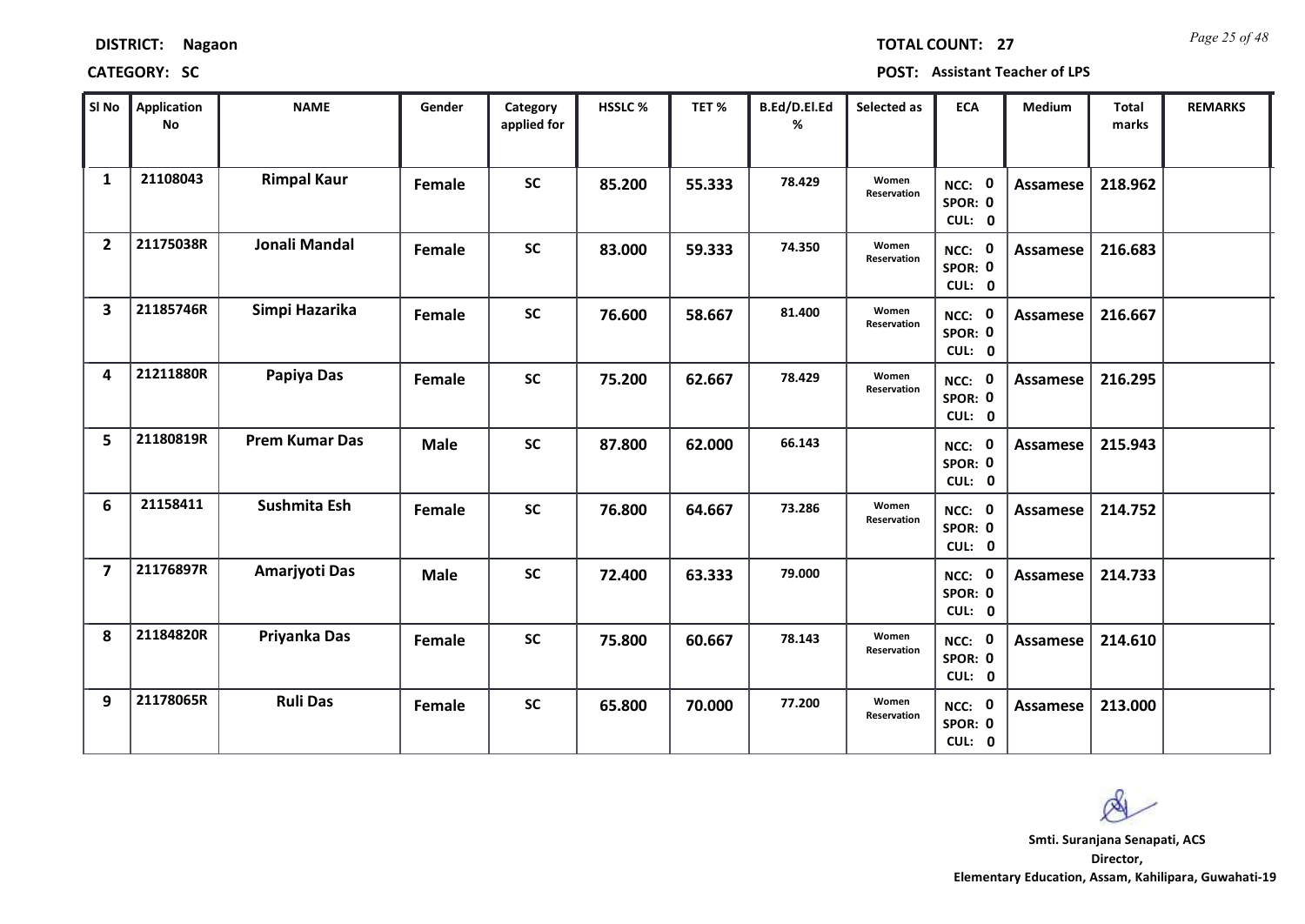**DISTRICT:** Nagaon **TOTAL COUNT:** 27

**CATEGORY:** SC **POST:** Assistant Teacher of LPS

| Sl No | Application No | NAME | Gender | Category applied for | HSSLC % | TET % | B.Ed/D.El.Ed % | Selected as | ECA | Medium | Total marks | REMARKS |
|---|---|---|---|---|---|---|---|---|---|---|---|---|
| 1 | 21108043 | Rimpal Kaur | Female | SC | 85.200 | 55.333 | 78.429 | Women Reservation | NCC: 0 SPOR: 0 CUL: 0 | Assamese | 218.962 | |
| 2 | 21175038R | Jonali Mandal | Female | SC | 83.000 | 59.333 | 74.350 | Women Reservation | NCC: 0 SPOR: 0 CUL: 0 | Assamese | 216.683 | |
| 3 | 21185746R | Simpi Hazarika | Female | SC | 76.600 | 58.667 | 81.400 | Women Reservation | NCC: 0 SPOR: 0 CUL: 0 | Assamese | 216.667 | |
| 4 | 21211880R | Papiya Das | Female | SC | 75.200 | 62.667 | 78.429 | Women Reservation | NCC: 0 SPOR: 0 CUL: 0 | Assamese | 216.295 | |
| 5 | 21180819R | Prem Kumar Das | Male | SC | 87.800 | 62.000 | 66.143 | | NCC: 0 SPOR: 0 CUL: 0 | Assamese | 215.943 | |
| 6 | 21158411 | Sushmita Esh | Female | SC | 76.800 | 64.667 | 73.286 | Women Reservation | NCC: 0 SPOR: 0 CUL: 0 | Assamese | 214.752 | |
| 7 | 21176897R | Amarjyoti Das | Male | SC | 72.400 | 63.333 | 79.000 | | NCC: 0 SPOR: 0 CUL: 0 | Assamese | 214.733 | |
| 8 | 21184820R | Priyanka Das | Female | SC | 75.800 | 60.667 | 78.143 | Women Reservation | NCC: 0 SPOR: 0 CUL: 0 | Assamese | 214.610 | |
| 9 | 21178065R | Ruli Das | Female | SC | 65.800 | 70.000 | 77.200 | Women Reservation | NCC: 0 SPOR: 0 CUL: 0 | Assamese | 213.000 | |

**Smti. Suranjana Senapati, ACS**
**Director,**
**Elementary Education, Assam, Kahilipara, Guwahati-19**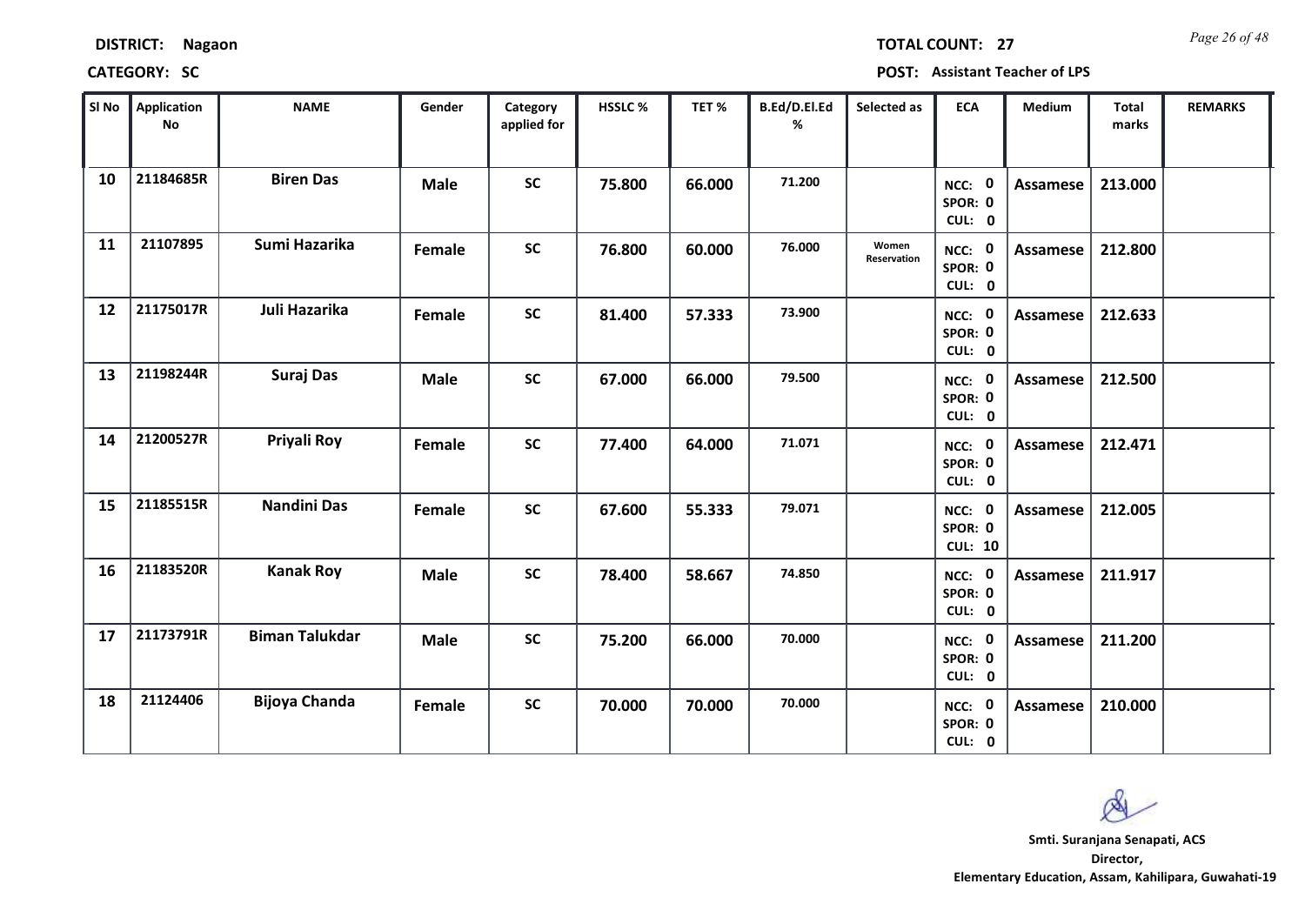**DISTRICT:** Nagaon | **TOTAL COUNT:** 27

**CATEGORY:** SC | **POST:** Assistant Teacher of LPS

| Sl No | Application No | NAME | Gender | Category applied for | HSSLC % | TET % | B.Ed/D.El.Ed % | Selected as | ECA | Medium | Total marks | REMARKS |
|---|---|---|---|---|---|---|---|---|---|---|---|---|
| 10 | 21184685R | Biren Das | Male | SC | 75.800 | 66.000 | 71.200 | | NCC: 0 SPOR: 0 CUL: 0 | Assamese | 213.000 | |
| 11 | 21107895 | Sumi Hazarika | Female | SC | 76.800 | 60.000 | 76.000 | Women Reservation | NCC: 0 SPOR: 0 CUL: 0 | Assamese | 212.800 | |
| 12 | 21175017R | Juli Hazarika | Female | SC | 81.400 | 57.333 | 73.900 | | NCC: 0 SPOR: 0 CUL: 0 | Assamese | 212.633 | |
| 13 | 21198244R | Suraj Das | Male | SC | 67.000 | 66.000 | 79.500 | | NCC: 0 SPOR: 0 CUL: 0 | Assamese | 212.500 | |
| 14 | 21200527R | Priyali Roy | Female | SC | 77.400 | 64.000 | 71.071 | | NCC: 0 SPOR: 0 CUL: 0 | Assamese | 212.471 | |
| 15 | 21185515R | Nandini Das | Female | SC | 67.600 | 55.333 | 79.071 | | NCC: 0 SPOR: 0 CUL: 10 | Assamese | 212.005 | |
| 16 | 21183520R | Kanak Roy | Male | SC | 78.400 | 58.667 | 74.850 | | NCC: 0 SPOR: 0 CUL: 0 | Assamese | 211.917 | |
| 17 | 21173791R | Biman Talukdar | Male | SC | 75.200 | 66.000 | 70.000 | | NCC: 0 SPOR: 0 CUL: 0 | Assamese | 211.200 | |
| 18 | 21124406 | Bijoya Chanda | Female | SC | 70.000 | 70.000 | 70.000 | | NCC: 0 SPOR: 0 CUL: 0 | Assamese | 210.000 | |

**Smti. Suranjana Senapati, ACS**
**Director,**
**Elementary Education, Assam, Kahilipara, Guwahati-19**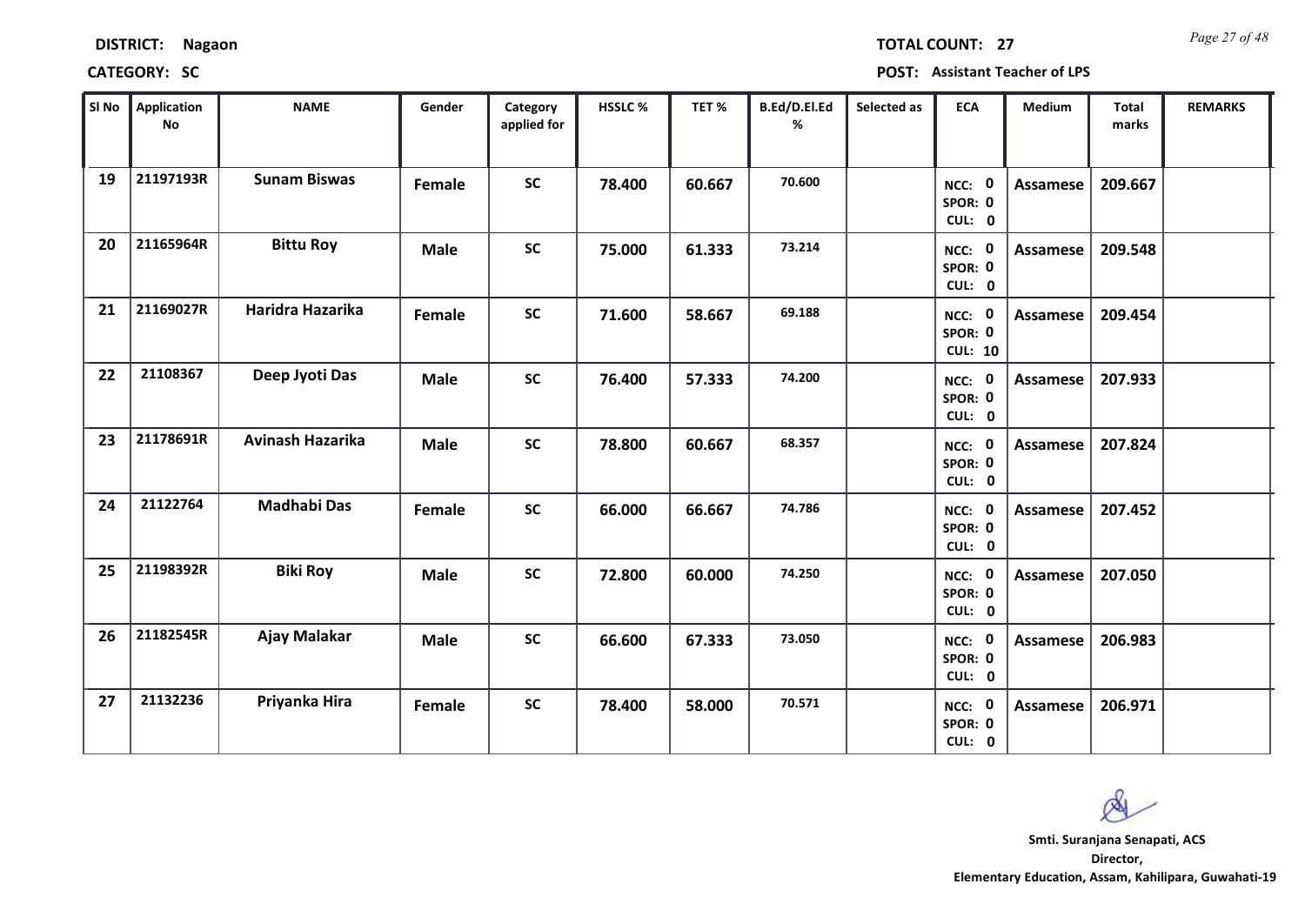**DISTRICT:** Nagaon **TOTAL COUNT:** 27

**CATEGORY:** SC **POST:** Assistant Teacher of LPS

| Sl No | Application No | NAME | Gender | Category applied for | HSSLC % | TET % | B.Ed/D.El.Ed % | Selected as | ECA | Medium | Total marks | REMARKS |
|---|---|---|---|---|---|---|---|---|---|---|---|---|
| 19 | 21197193R | Sunam Biswas | Female | SC | 78.400 | 60.667 | 70.600 | | NCC: 0 SPOR: 0 CUL: 0 | Assamese | 209.667 | |
| 20 | 21165964R | Bittu Roy | Male | SC | 75.000 | 61.333 | 73.214 | | NCC: 0 SPOR: 0 CUL: 0 | Assamese | 209.548 | |
| 21 | 21169027R | Haridra Hazarika | Female | SC | 71.600 | 58.667 | 69.188 | | NCC: 0 SPOR: 0 CUL: 10 | Assamese | 209.454 | |
| 22 | 21108367 | Deep Jyoti Das | Male | SC | 76.400 | 57.333 | 74.200 | | NCC: 0 SPOR: 0 CUL: 0 | Assamese | 207.933 | |
| 23 | 21178691R | Avinash Hazarika | Male | SC | 78.800 | 60.667 | 68.357 | | NCC: 0 SPOR: 0 CUL: 0 | Assamese | 207.824 | |
| 24 | 21122764 | Madhabi Das | Female | SC | 66.000 | 66.667 | 74.786 | | NCC: 0 SPOR: 0 CUL: 0 | Assamese | 207.452 | |
| 25 | 21198392R | Biki Roy | Male | SC | 72.800 | 60.000 | 74.250 | | NCC: 0 SPOR: 0 CUL: 0 | Assamese | 207.050 | |
| 26 | 21182545R | Ajay Malakar | Male | SC | 66.600 | 67.333 | 73.050 | | NCC: 0 SPOR: 0 CUL: 0 | Assamese | 206.983 | |
| 27 | 21132236 | Priyanka Hira | Female | SC | 78.400 | 58.000 | 70.571 | | NCC: 0 SPOR: 0 CUL: 0 | Assamese | 206.971 | |

**Smti. Suranjana Senapati, ACS**
**Director,**
**Elementary Education, Assam, Kahilipara, Guwahati-19**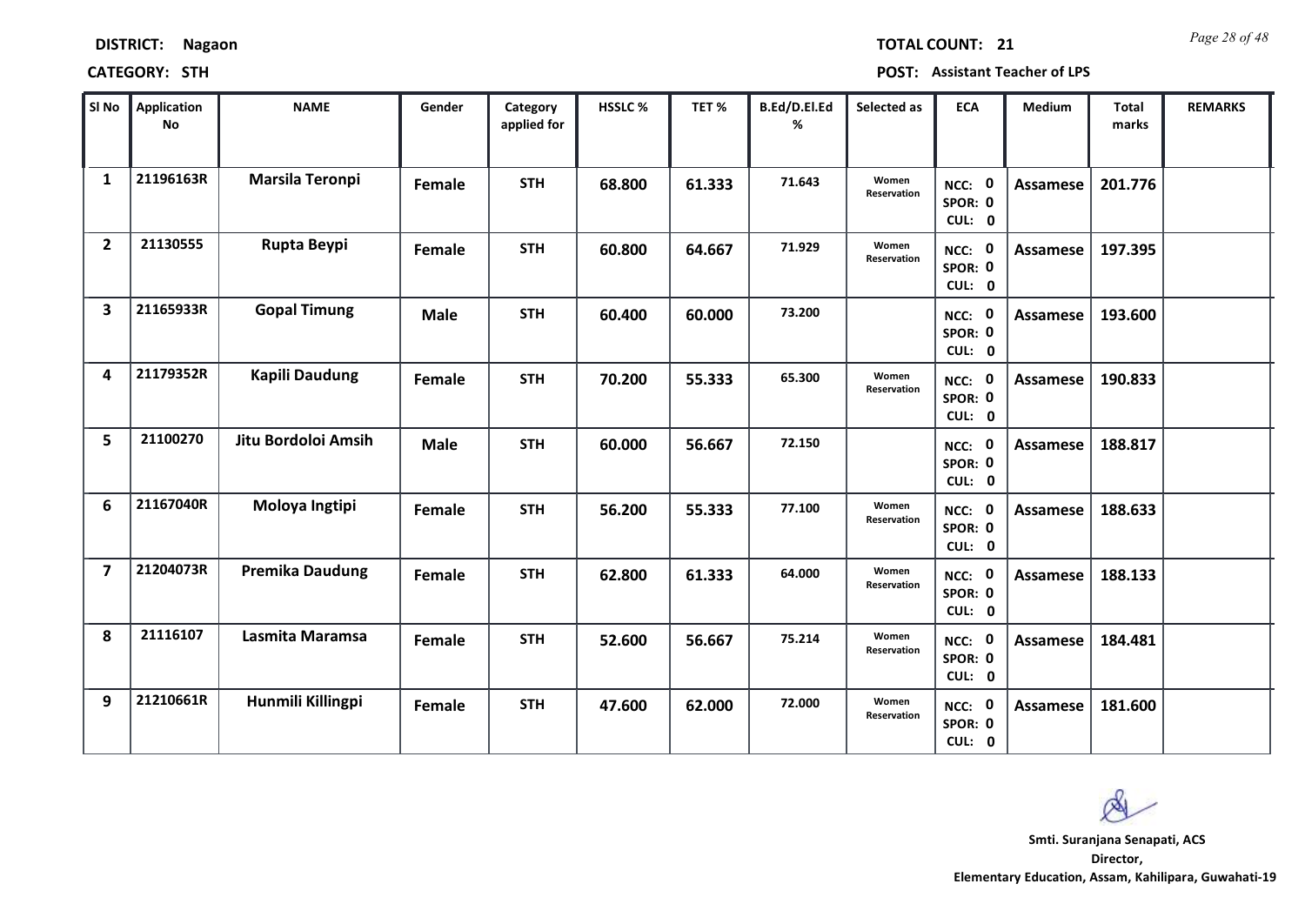**DISTRICT:** Nagaon

**TOTAL COUNT:** 21

**CATEGORY:** STH

**POST:** Assistant Teacher of LPS

| Sl No | Application No | NAME | Gender | Category applied for | HSSLC % | TET % | B.Ed/D.El.Ed % | Selected as | ECA | Medium | Total marks | REMARKS |
|---|---|---|---|---|---|---|---|---|---|---|---|---|
| 1 | 21196163R | Marsila Teronpi | Female | STH | 68.800 | 61.333 | 71.643 | Women Reservation | NCC: 0 SPOR: 0 CUL: 0 | Assamese | 201.776 | |
| 2 | 21130555 | Rupta Beypi | Female | STH | 60.800 | 64.667 | 71.929 | Women Reservation | NCC: 0 SPOR: 0 CUL: 0 | Assamese | 197.395 | |
| 3 | 21165933R | Gopal Timung | Male | STH | 60.400 | 60.000 | 73.200 | | NCC: 0 SPOR: 0 CUL: 0 | Assamese | 193.600 | |
| 4 | 21179352R | Kapili Daudung | Female | STH | 70.200 | 55.333 | 65.300 | Women Reservation | NCC: 0 SPOR: 0 CUL: 0 | Assamese | 190.833 | |
| 5 | 21100270 | Jitu Bordoloi Amsih | Male | STH | 60.000 | 56.667 | 72.150 | | NCC: 0 SPOR: 0 CUL: 0 | Assamese | 188.817 | |
| 6 | 21167040R | Moloya Ingtipi | Female | STH | 56.200 | 55.333 | 77.100 | Women Reservation | NCC: 0 SPOR: 0 CUL: 0 | Assamese | 188.633 | |
| 7 | 21204073R | Premika Daudung | Female | STH | 62.800 | 61.333 | 64.000 | Women Reservation | NCC: 0 SPOR: 0 CUL: 0 | Assamese | 188.133 | |
| 8 | 21116107 | Lasmita Maramsa | Female | STH | 52.600 | 56.667 | 75.214 | Women Reservation | NCC: 0 SPOR: 0 CUL: 0 | Assamese | 184.481 | |
| 9 | 21210661R | Hunmili Killingpi | Female | STH | 47.600 | 62.000 | 72.000 | Women Reservation | NCC: 0 SPOR: 0 CUL: 0 | Assamese | 181.600 | |

**Smti. Suranjana Senapati, ACS**
**Director,**
**Elementary Education, Assam, Kahilipara, Guwahati-19**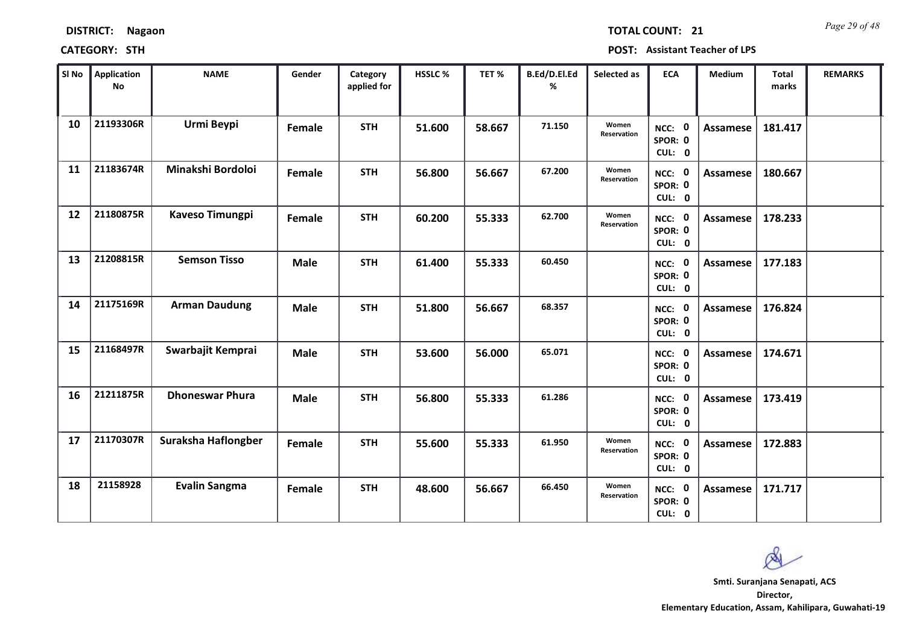**DISTRICT:** Nagaon  **TOTAL COUNT:** 21

**CATEGORY:** STH  **POST:** Assistant Teacher of LPS

| Sl No | Application No | NAME | Gender | Category applied for | HSSLC % | TET % | B.Ed/D.El.Ed % | Selected as | ECA | Medium | Total marks | REMARKS |
|---|---|---|---|---|---|---|---|---|---|---|---|---|
| 10 | 21193306R | Urmi Beypi | Female | STH | 51.600 | 58.667 | 71.150 | Women Reservation | NCC: 0 SPOR: 0 CUL: 0 | Assamese | 181.417 | |
| 11 | 21183674R | Minakshi Bordoloi | Female | STH | 56.800 | 56.667 | 67.200 | Women Reservation | NCC: 0 SPOR: 0 CUL: 0 | Assamese | 180.667 | |
| 12 | 21180875R | Kaveso Timungpi | Female | STH | 60.200 | 55.333 | 62.700 | Women Reservation | NCC: 0 SPOR: 0 CUL: 0 | Assamese | 178.233 | |
| 13 | 21208815R | Semson Tisso | Male | STH | 61.400 | 55.333 | 60.450 | | NCC: 0 SPOR: 0 CUL: 0 | Assamese | 177.183 | |
| 14 | 21175169R | Arman Daudung | Male | STH | 51.800 | 56.667 | 68.357 | | NCC: 0 SPOR: 0 CUL: 0 | Assamese | 176.824 | |
| 15 | 21168497R | Swarbajit Kemprai | Male | STH | 53.600 | 56.000 | 65.071 | | NCC: 0 SPOR: 0 CUL: 0 | Assamese | 174.671 | |
| 16 | 21211875R | Dhoneswar Phura | Male | STH | 56.800 | 55.333 | 61.286 | | NCC: 0 SPOR: 0 CUL: 0 | Assamese | 173.419 | |
| 17 | 21170307R | Suraksha Haflongber | Female | STH | 55.600 | 55.333 | 61.950 | Women Reservation | NCC: 0 SPOR: 0 CUL: 0 | Assamese | 172.883 | |
| 18 | 21158928 | Evalin Sangma | Female | STH | 48.600 | 56.667 | 66.450 | Women Reservation | NCC: 0 SPOR: 0 CUL: 0 | Assamese | 171.717 | |

**Smti. Suranjana Senapati, ACS**
**Director,**
**Elementary Education, Assam, Kahilipara, Guwahati-19**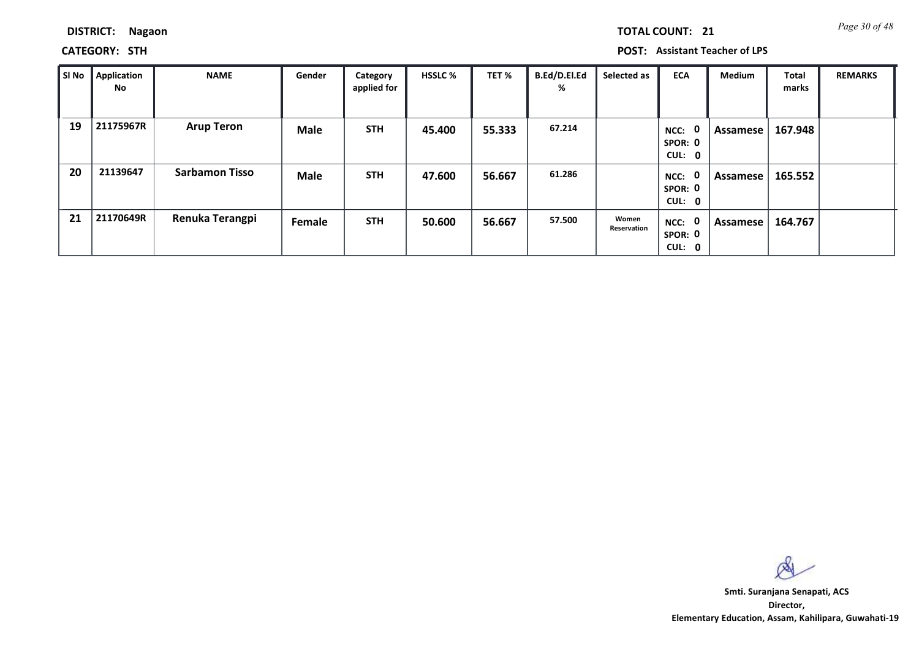**DISTRICT:** Nagaon

**TOTAL COUNT:** 21

**CATEGORY:** STH

**POST:** Assistant Teacher of LPS

| Sl No | Application No | NAME | Gender | Category applied for | HSSLC % | TET % | B.Ed/D.El.Ed % | Selected as | ECA | Medium | Total marks | REMARKS |
|---|---|---|---|---|---|---|---|---|---|---|---|---|
| 19 | 21175967R | Arup Teron | Male | STH | 45.400 | 55.333 | 67.214 | | NCC: 0 SPOR: 0 CUL: 0 | Assamese | 167.948 | |
| 20 | 21139647 | Sarbamon Tisso | Male | STH | 47.600 | 56.667 | 61.286 | | NCC: 0 SPOR: 0 CUL: 0 | Assamese | 165.552 | |
| 21 | 21170649R | Renuka Terangpi | Female | STH | 50.600 | 56.667 | 57.500 | Women Reservation | NCC: 0 SPOR: 0 CUL: 0 | Assamese | 164.767 | |

**Smti. Suranjana Senapati, ACS**
**Director,**
**Elementary Education, Assam, Kahilipara, Guwahati-19**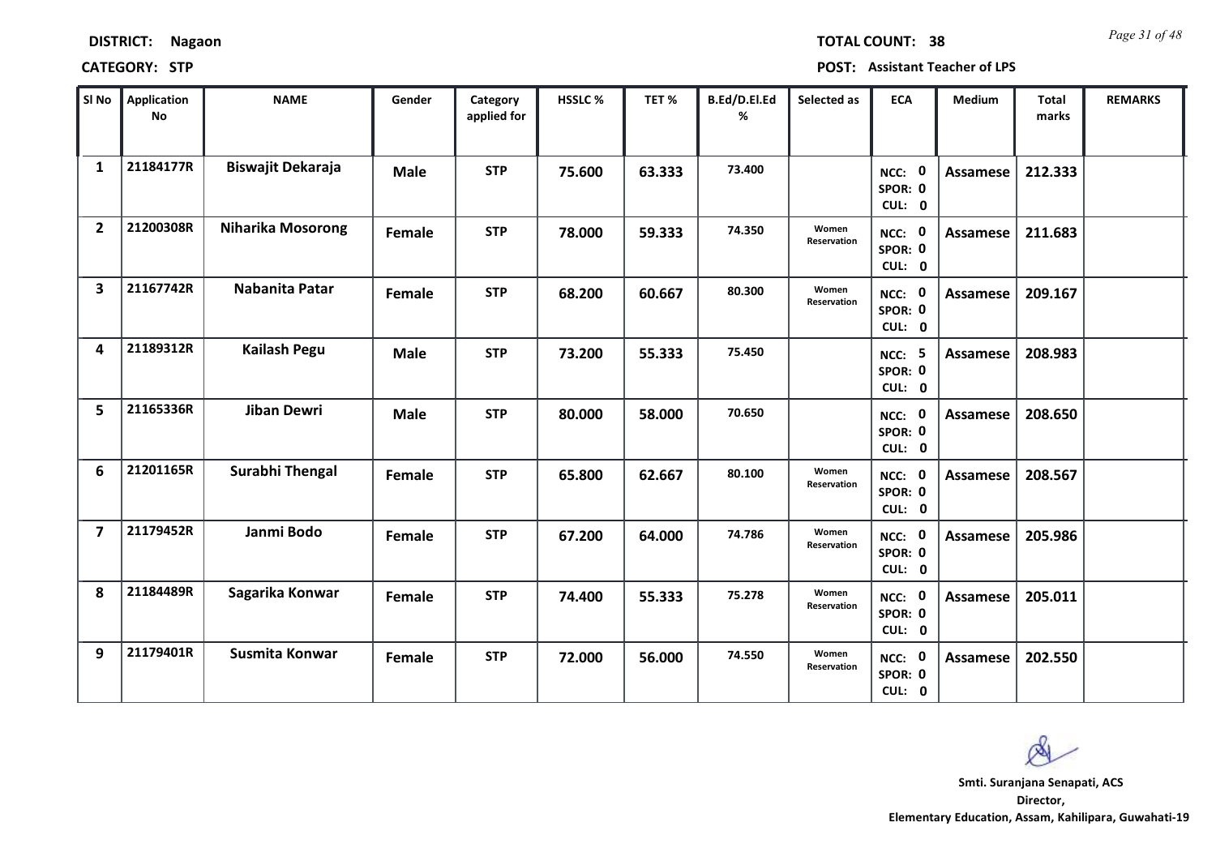**DISTRICT:** Nagaon **TOTAL COUNT:** 38

**CATEGORY:** STP **POST:** Assistant Teacher of LPS

| Sl No | Application No | NAME | Gender | Category applied for | HSSLC % | TET % | B.Ed/D.El.Ed % | Selected as | ECA | Medium | Total marks | REMARKS |
|---|---|---|---|---|---|---|---|---|---|---|---|---|
| 1 | 21184177R | Biswajit Dekaraja | Male | STP | 75.600 | 63.333 | 73.400 | | NCC: 0 SPOR: 0 CUL: 0 | Assamese | 212.333 | |
| 2 | 21200308R | Niharika Mosorong | Female | STP | 78.000 | 59.333 | 74.350 | Women Reservation | NCC: 0 SPOR: 0 CUL: 0 | Assamese | 211.683 | |
| 3 | 21167742R | Nabanita Patar | Female | STP | 68.200 | 60.667 | 80.300 | Women Reservation | NCC: 0 SPOR: 0 CUL: 0 | Assamese | 209.167 | |
| 4 | 21189312R | Kailash Pegu | Male | STP | 73.200 | 55.333 | 75.450 | | NCC: 5 SPOR: 0 CUL: 0 | Assamese | 208.983 | |
| 5 | 21165336R | Jiban Dewri | Male | STP | 80.000 | 58.000 | 70.650 | | NCC: 0 SPOR: 0 CUL: 0 | Assamese | 208.650 | |
| 6 | 21201165R | Surabhi Thengal | Female | STP | 65.800 | 62.667 | 80.100 | Women Reservation | NCC: 0 SPOR: 0 CUL: 0 | Assamese | 208.567 | |
| 7 | 21179452R | Janmi Bodo | Female | STP | 67.200 | 64.000 | 74.786 | Women Reservation | NCC: 0 SPOR: 0 CUL: 0 | Assamese | 205.986 | |
| 8 | 21184489R | Sagarika Konwar | Female | STP | 74.400 | 55.333 | 75.278 | Women Reservation | NCC: 0 SPOR: 0 CUL: 0 | Assamese | 205.011 | |
| 9 | 21179401R | Susmita Konwar | Female | STP | 72.000 | 56.000 | 74.550 | Women Reservation | NCC: 0 SPOR: 0 CUL: 0 | Assamese | 202.550 | |

**Smti. Suranjana Senapati, ACS**
**Director,**
**Elementary Education, Assam, Kahilipara, Guwahati-19**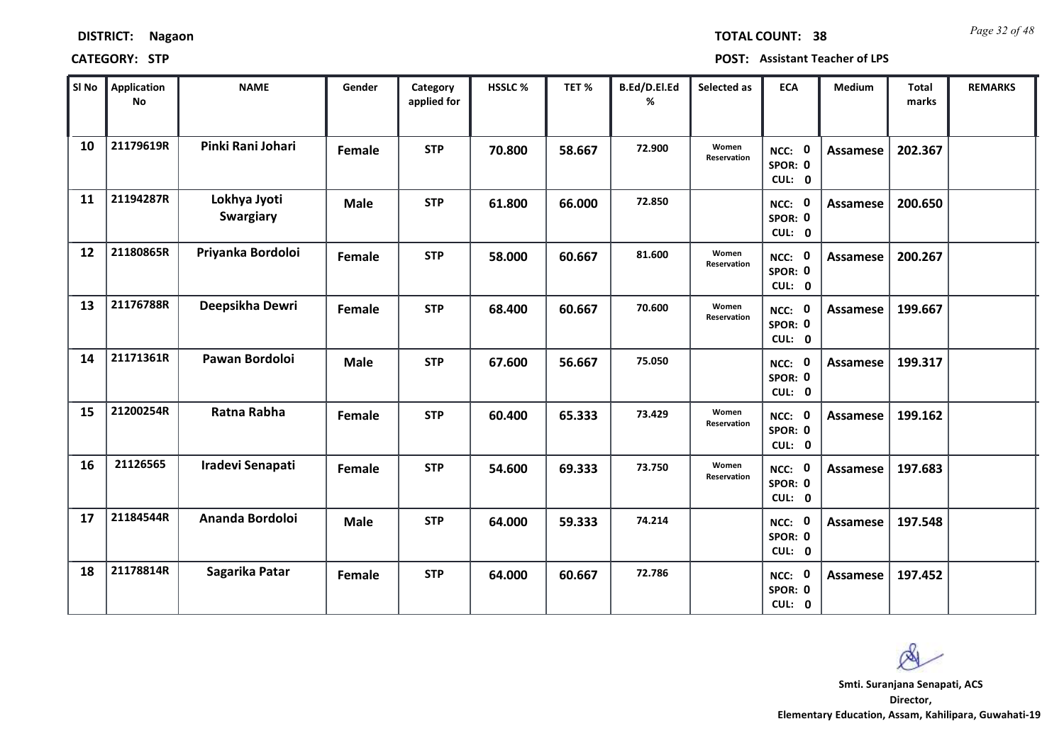**DISTRICT:** Nagaon **TOTAL COUNT:** 38

**CATEGORY:** STP **POST:** Assistant Teacher of LPS

| Sl No | Application No | NAME | Gender | Category applied for | HSSLC % | TET % | B.Ed/D.El.Ed % | Selected as | ECA | Medium | Total marks | REMARKS |
|---|---|---|---|---|---|---|---|---|---|---|---|---|
| 10 | 21179619R | Pinki Rani Johari | Female | STP | 70.800 | 58.667 | 72.900 | Women Reservation | NCC: 0 SPOR: 0 CUL: 0 | Assamese | 202.367 | |
| 11 | 21194287R | Lokhya Jyoti Swargiary | Male | STP | 61.800 | 66.000 | 72.850 | | NCC: 0 SPOR: 0 CUL: 0 | Assamese | 200.650 | |
| 12 | 21180865R | Priyanka Bordoloi | Female | STP | 58.000 | 60.667 | 81.600 | Women Reservation | NCC: 0 SPOR: 0 CUL: 0 | Assamese | 200.267 | |
| 13 | 21176788R | Deepsikha Dewri | Female | STP | 68.400 | 60.667 | 70.600 | Women Reservation | NCC: 0 SPOR: 0 CUL: 0 | Assamese | 199.667 | |
| 14 | 21171361R | Pawan Bordoloi | Male | STP | 67.600 | 56.667 | 75.050 | | NCC: 0 SPOR: 0 CUL: 0 | Assamese | 199.317 | |
| 15 | 21200254R | Ratna Rabha | Female | STP | 60.400 | 65.333 | 73.429 | Women Reservation | NCC: 0 SPOR: 0 CUL: 0 | Assamese | 199.162 | |
| 16 | 21126565 | Iradevi Senapati | Female | STP | 54.600 | 69.333 | 73.750 | Women Reservation | NCC: 0 SPOR: 0 CUL: 0 | Assamese | 197.683 | |
| 17 | 21184544R | Ananda Bordoloi | Male | STP | 64.000 | 59.333 | 74.214 | | NCC: 0 SPOR: 0 CUL: 0 | Assamese | 197.548 | |
| 18 | 21178814R | Sagarika Patar | Female | STP | 64.000 | 60.667 | 72.786 | | NCC: 0 SPOR: 0 CUL: 0 | Assamese | 197.452 | |

**Smti. Suranjana Senapati, ACS**
**Director,**
**Elementary Education, Assam, Kahilipara, Guwahati-19**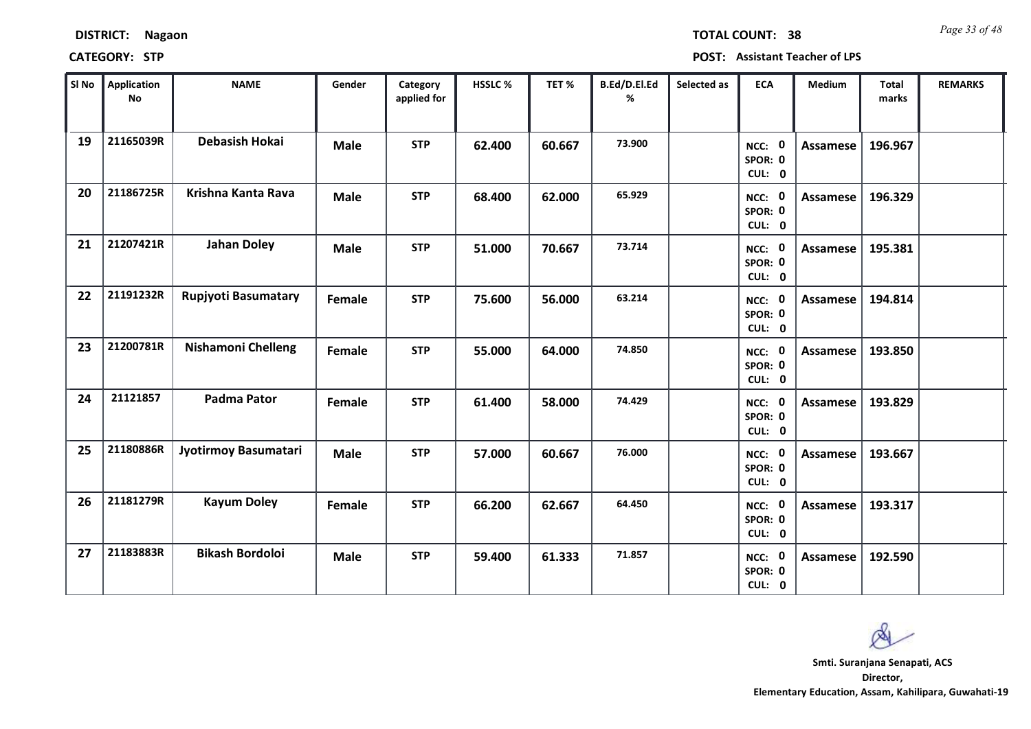**DISTRICT:** Nagaon **TOTAL COUNT:** 38

**CATEGORY:** STP **POST:** Assistant Teacher of LPS

| Sl No | Application No | NAME | Gender | Category applied for | HSSLC % | TET % | B.Ed/D.El.Ed % | Selected as | ECA | Medium | Total marks | REMARKS |
|---|---|---|---|---|---|---|---|---|---|---|---|---|
| 19 | 21165039R | Debasish Hokai | Male | STP | 62.400 | 60.667 | 73.900 | | NCC: 0 SPOR: 0 CUL: 0 | Assamese | 196.967 | |
| 20 | 21186725R | Krishna Kanta Rava | Male | STP | 68.400 | 62.000 | 65.929 | | NCC: 0 SPOR: 0 CUL: 0 | Assamese | 196.329 | |
| 21 | 21207421R | Jahan Doley | Male | STP | 51.000 | 70.667 | 73.714 | | NCC: 0 SPOR: 0 CUL: 0 | Assamese | 195.381 | |
| 22 | 21191232R | Rupjyoti Basumatary | Female | STP | 75.600 | 56.000 | 63.214 | | NCC: 0 SPOR: 0 CUL: 0 | Assamese | 194.814 | |
| 23 | 21200781R | Nishamoni Chelleng | Female | STP | 55.000 | 64.000 | 74.850 | | NCC: 0 SPOR: 0 CUL: 0 | Assamese | 193.850 | |
| 24 | 21121857 | Padma Pator | Female | STP | 61.400 | 58.000 | 74.429 | | NCC: 0 SPOR: 0 CUL: 0 | Assamese | 193.829 | |
| 25 | 21180886R | Jyotirmoy Basumatari | Male | STP | 57.000 | 60.667 | 76.000 | | NCC: 0 SPOR: 0 CUL: 0 | Assamese | 193.667 | |
| 26 | 21181279R | Kayum Doley | Female | STP | 66.200 | 62.667 | 64.450 | | NCC: 0 SPOR: 0 CUL: 0 | Assamese | 193.317 | |
| 27 | 21183883R | Bikash Bordoloi | Male | STP | 59.400 | 61.333 | 71.857 | | NCC: 0 SPOR: 0 CUL: 0 | Assamese | 192.590 | |

**Smti. Suranjana Senapati, ACS**
**Director,**
**Elementary Education, Assam, Kahilipara, Guwahati-19**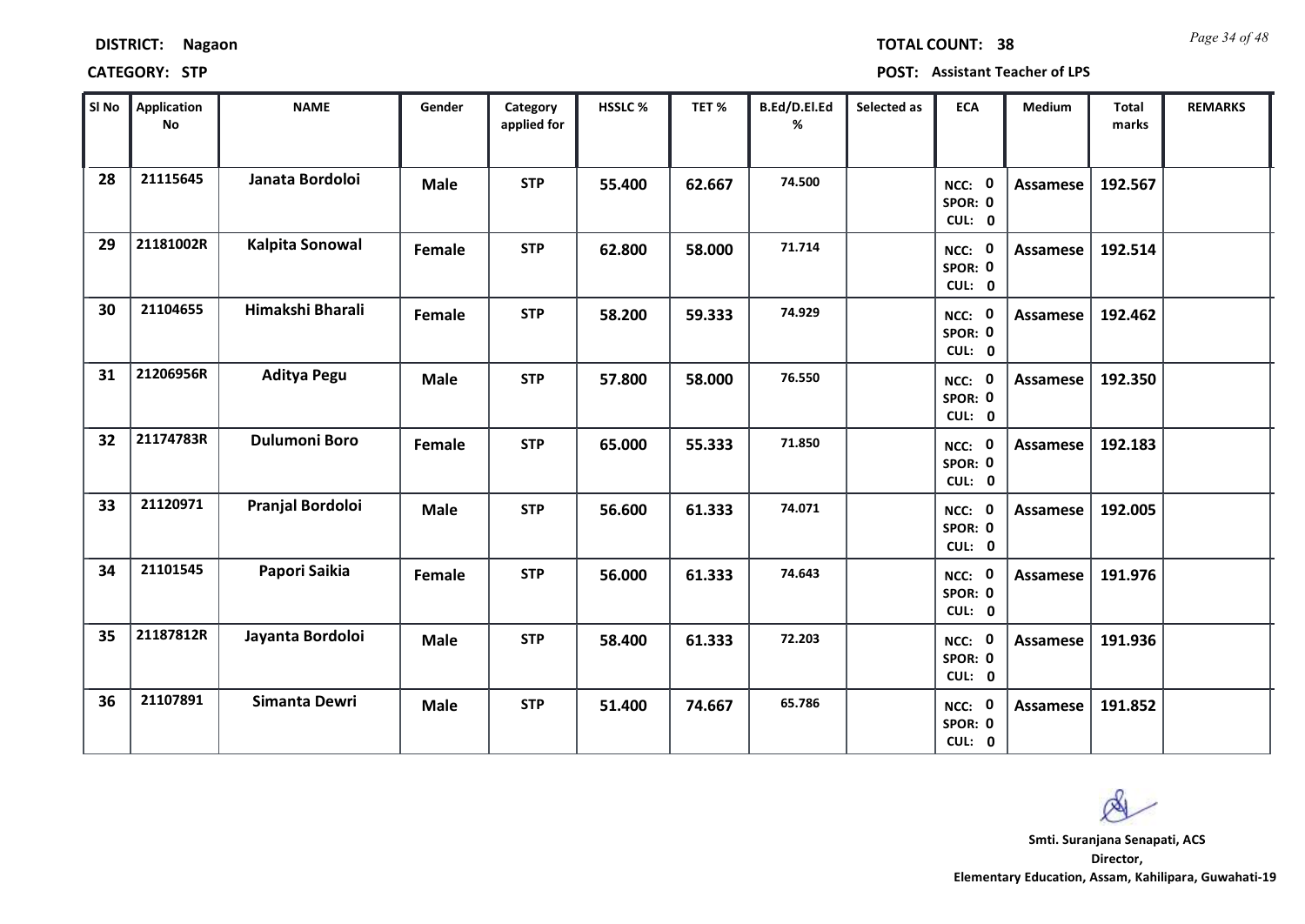**DISTRICT:** Nagaon **TOTAL COUNT:** 38

**CATEGORY:** STP **POST:** Assistant Teacher of LPS

| Sl No | Application No | NAME | Gender | Category applied for | HSSLC % | TET % | B.Ed/D.El.Ed % | Selected as | ECA | Medium | Total marks | REMARKS |
|---|---|---|---|---|---|---|---|---|---|---|---|---|
| 28 | 21115645 | Janata Bordoloi | Male | STP | 55.400 | 62.667 | 74.500 | | NCC: 0 SPOR: 0 CUL: 0 | Assamese | 192.567 | |
| 29 | 21181002R | Kalpita Sonowal | Female | STP | 62.800 | 58.000 | 71.714 | | NCC: 0 SPOR: 0 CUL: 0 | Assamese | 192.514 | |
| 30 | 21104655 | Himakshi Bharali | Female | STP | 58.200 | 59.333 | 74.929 | | NCC: 0 SPOR: 0 CUL: 0 | Assamese | 192.462 | |
| 31 | 21206956R | Aditya Pegu | Male | STP | 57.800 | 58.000 | 76.550 | | NCC: 0 SPOR: 0 CUL: 0 | Assamese | 192.350 | |
| 32 | 21174783R | Dulumoni Boro | Female | STP | 65.000 | 55.333 | 71.850 | | NCC: 0 SPOR: 0 CUL: 0 | Assamese | 192.183 | |
| 33 | 21120971 | Pranjal Bordoloi | Male | STP | 56.600 | 61.333 | 74.071 | | NCC: 0 SPOR: 0 CUL: 0 | Assamese | 192.005 | |
| 34 | 21101545 | Papori Saikia | Female | STP | 56.000 | 61.333 | 74.643 | | NCC: 0 SPOR: 0 CUL: 0 | Assamese | 191.976 | |
| 35 | 21187812R | Jayanta Bordoloi | Male | STP | 58.400 | 61.333 | 72.203 | | NCC: 0 SPOR: 0 CUL: 0 | Assamese | 191.936 | |
| 36 | 21107891 | Simanta Dewri | Male | STP | 51.400 | 74.667 | 65.786 | | NCC: 0 SPOR: 0 CUL: 0 | Assamese | 191.852 | |

**Smti. Suranjana Senapati, ACS**
**Director,**
**Elementary Education, Assam, Kahilipara, Guwahati-19**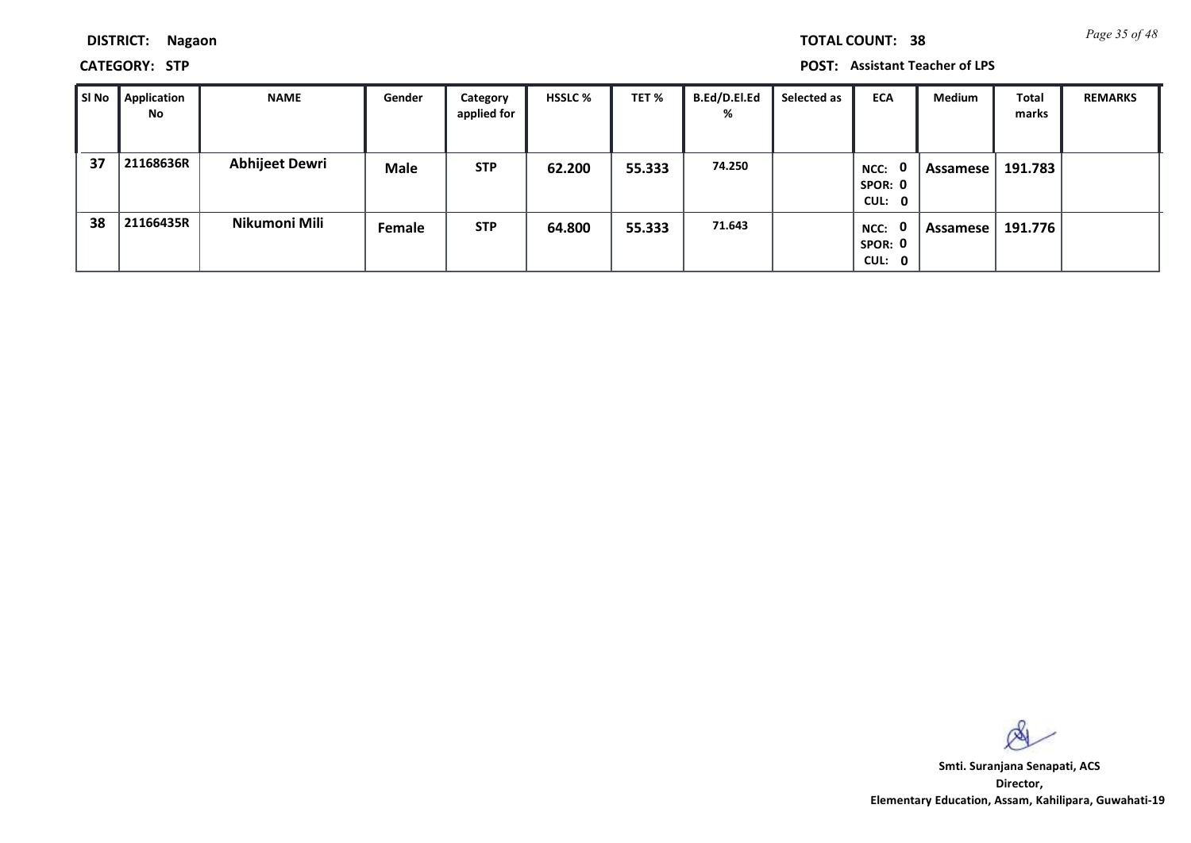**DISTRICT:** Nagaon

**TOTAL COUNT:** 38

**CATEGORY:** STP

**POST:** Assistant Teacher of LPS

| Sl No | Application No | NAME | Gender | Category applied for | HSSLC % | TET % | B.Ed/D.El.Ed % | Selected as | ECA | Medium | Total marks | REMARKS |
|---|---|---|---|---|---|---|---|---|---|---|---|---|
| 37 | 21168636R | Abhijeet Dewri | Male | STP | 62.200 | 55.333 | 74.250 | | NCC: 0 SPOR: 0 CUL: 0 | Assamese | 191.783 | |
| 38 | 21166435R | Nikumoni Mili | Female | STP | 64.800 | 55.333 | 71.643 | | NCC: 0 SPOR: 0 CUL: 0 | Assamese | 191.776 | |

**Smti. Suranjana Senapati, ACS**
**Director,**
**Elementary Education, Assam, Kahilipara, Guwahati-19**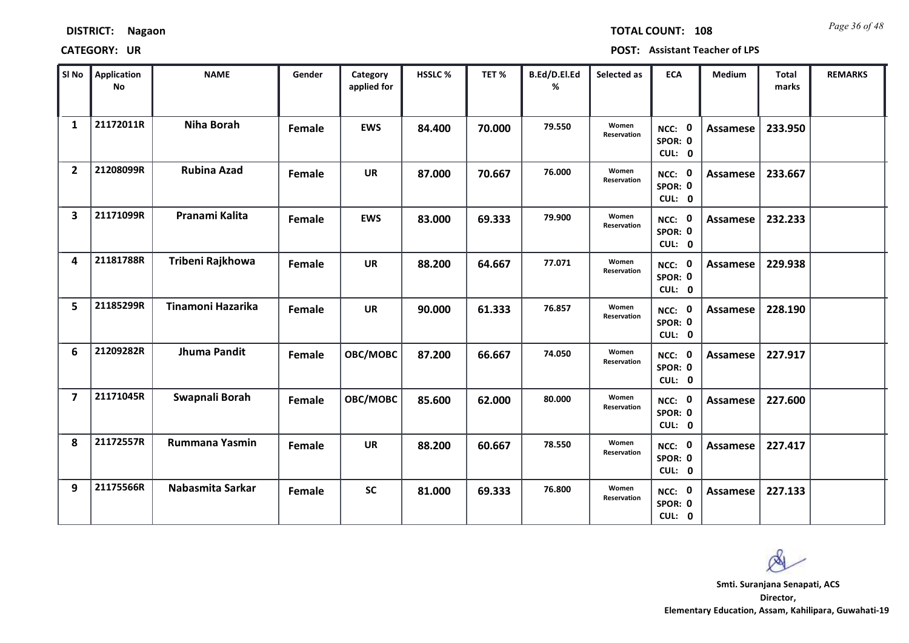**DISTRICT:** Nagaon

**TOTAL COUNT:** 108

**CATEGORY:** UR

**POST:** Assistant Teacher of LPS

| Sl No | Application No | NAME | Gender | Category applied for | HSSLC % | TET % | B.Ed/D.El.Ed % | Selected as | ECA | Medium | Total marks | REMARKS |
|---|---|---|---|---|---|---|---|---|---|---|---|---|
| 1 | 21172011R | Niha Borah | Female | EWS | 84.400 | 70.000 | 79.550 | Women Reservation | NCC: 0 SPOR: 0 CUL: 0 | Assamese | 233.950 | |
| 2 | 21208099R | Rubina Azad | Female | UR | 87.000 | 70.667 | 76.000 | Women Reservation | NCC: 0 SPOR: 0 CUL: 0 | Assamese | 233.667 | |
| 3 | 21171099R | Pranami Kalita | Female | EWS | 83.000 | 69.333 | 79.900 | Women Reservation | NCC: 0 SPOR: 0 CUL: 0 | Assamese | 232.233 | |
| 4 | 21181788R | Tribeni Rajkhowa | Female | UR | 88.200 | 64.667 | 77.071 | Women Reservation | NCC: 0 SPOR: 0 CUL: 0 | Assamese | 229.938 | |
| 5 | 21185299R | Tinamoni Hazarika | Female | UR | 90.000 | 61.333 | 76.857 | Women Reservation | NCC: 0 SPOR: 0 CUL: 0 | Assamese | 228.190 | |
| 6 | 21209282R | Jhuma Pandit | Female | OBC/MOBC | 87.200 | 66.667 | 74.050 | Women Reservation | NCC: 0 SPOR: 0 CUL: 0 | Assamese | 227.917 | |
| 7 | 21171045R | Swapnali Borah | Female | OBC/MOBC | 85.600 | 62.000 | 80.000 | Women Reservation | NCC: 0 SPOR: 0 CUL: 0 | Assamese | 227.600 | |
| 8 | 21172557R | Rummana Yasmin | Female | UR | 88.200 | 60.667 | 78.550 | Women Reservation | NCC: 0 SPOR: 0 CUL: 0 | Assamese | 227.417 | |
| 9 | 21175566R | Nabasmita Sarkar | Female | SC | 81.000 | 69.333 | 76.800 | Women Reservation | NCC: 0 SPOR: 0 CUL: 0 | Assamese | 227.133 | |

**Smti. Suranjana Senapati, ACS**
**Director,**
**Elementary Education, Assam, Kahilipara, Guwahati-19**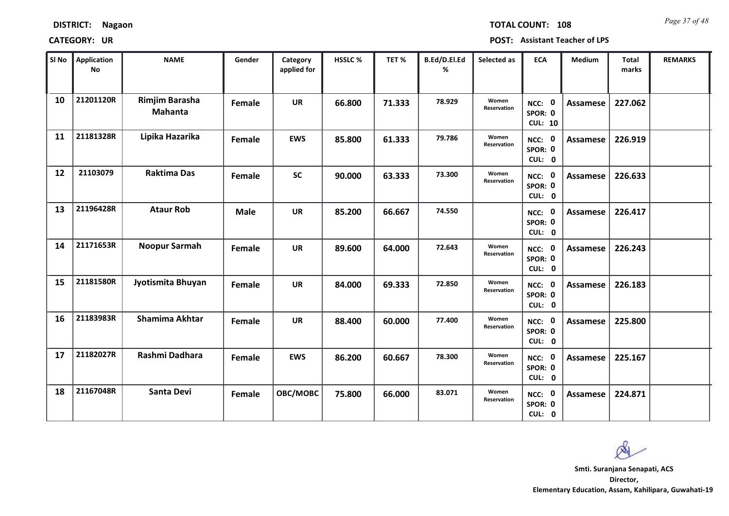**DISTRICT:** Nagaon

**TOTAL COUNT:** 108

**CATEGORY:** UR

**POST:** Assistant Teacher of LPS

| Sl No | Application No | NAME | Gender | Category applied for | HSSLC % | TET % | B.Ed/D.El.Ed % | Selected as | ECA | Medium | Total marks | REMARKS |
|---|---|---|---|---|---|---|---|---|---|---|---|---|
| 10 | 21201120R | Rimjim Barasha Mahanta | Female | UR | 66.800 | 71.333 | 78.929 | Women Reservation | NCC: 0 SPOR: 0 CUL: 10 | Assamese | 227.062 | |
| 11 | 21181328R | Lipika Hazarika | Female | EWS | 85.800 | 61.333 | 79.786 | Women Reservation | NCC: 0 SPOR: 0 CUL: 0 | Assamese | 226.919 | |
| 12 | 21103079 | Raktima Das | Female | SC | 90.000 | 63.333 | 73.300 | Women Reservation | NCC: 0 SPOR: 0 CUL: 0 | Assamese | 226.633 | |
| 13 | 21196428R | Ataur Rob | Male | UR | 85.200 | 66.667 | 74.550 | | NCC: 0 SPOR: 0 CUL: 0 | Assamese | 226.417 | |
| 14 | 21171653R | Noopur Sarmah | Female | UR | 89.600 | 64.000 | 72.643 | Women Reservation | NCC: 0 SPOR: 0 CUL: 0 | Assamese | 226.243 | |
| 15 | 21181580R | Jyotismita Bhuyan | Female | UR | 84.000 | 69.333 | 72.850 | Women Reservation | NCC: 0 SPOR: 0 CUL: 0 | Assamese | 226.183 | |
| 16 | 21183983R | Shamima Akhtar | Female | UR | 88.400 | 60.000 | 77.400 | Women Reservation | NCC: 0 SPOR: 0 CUL: 0 | Assamese | 225.800 | |
| 17 | 21182027R | Rashmi Dadhara | Female | EWS | 86.200 | 60.667 | 78.300 | Women Reservation | NCC: 0 SPOR: 0 CUL: 0 | Assamese | 225.167 | |
| 18 | 21167048R | Santa Devi | Female | OBC/MOBC | 75.800 | 66.000 | 83.071 | Women Reservation | NCC: 0 SPOR: 0 CUL: 0 | Assamese | 224.871 | |

**Smti. Suranjana Senapati, ACS**
**Director,**
**Elementary Education, Assam, Kahilipara, Guwahati-19**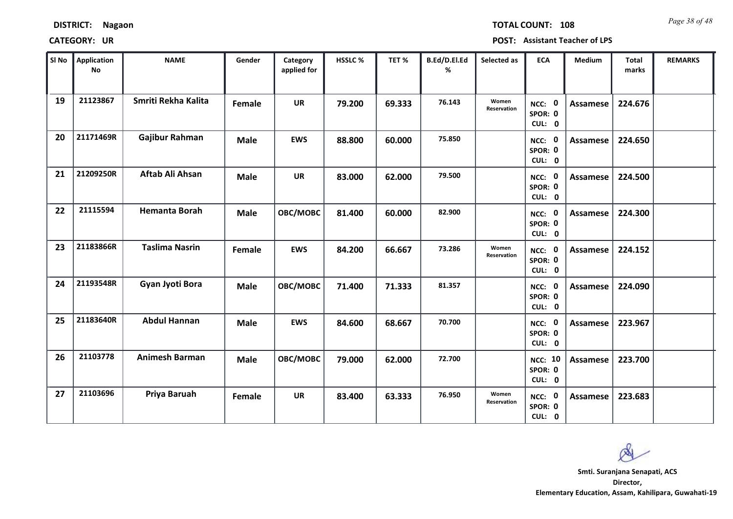**DISTRICT:** Nagaon

**TOTAL COUNT:** 108

**CATEGORY:** UR

**POST:** Assistant Teacher of LPS

| Sl No | Application No | NAME | Gender | Category applied for | HSSLC % | TET % | B.Ed/D.El.Ed % | Selected as | ECA | Medium | Total marks | REMARKS |
|---|---|---|---|---|---|---|---|---|---|---|---|---|
| 19 | 21123867 | Smriti Rekha Kalita | Female | UR | 79.200 | 69.333 | 76.143 | Women Reservation | NCC: 0 SPOR: 0 CUL: 0 | Assamese | 224.676 | |
| 20 | 21171469R | Gajibur Rahman | Male | EWS | 88.800 | 60.000 | 75.850 | | NCC: 0 SPOR: 0 CUL: 0 | Assamese | 224.650 | |
| 21 | 21209250R | Aftab Ali Ahsan | Male | UR | 83.000 | 62.000 | 79.500 | | NCC: 0 SPOR: 0 CUL: 0 | Assamese | 224.500 | |
| 22 | 21115594 | Hemanta Borah | Male | OBC/MOBC | 81.400 | 60.000 | 82.900 | | NCC: 0 SPOR: 0 CUL: 0 | Assamese | 224.300 | |
| 23 | 21183866R | Taslima Nasrin | Female | EWS | 84.200 | 66.667 | 73.286 | Women Reservation | NCC: 0 SPOR: 0 CUL: 0 | Assamese | 224.152 | |
| 24 | 21193548R | Gyan Jyoti Bora | Male | OBC/MOBC | 71.400 | 71.333 | 81.357 | | NCC: 0 SPOR: 0 CUL: 0 | Assamese | 224.090 | |
| 25 | 21183640R | Abdul Hannan | Male | EWS | 84.600 | 68.667 | 70.700 | | NCC: 0 SPOR: 0 CUL: 0 | Assamese | 223.967 | |
| 26 | 21103778 | Animesh Barman | Male | OBC/MOBC | 79.000 | 62.000 | 72.700 | | NCC: 10 SPOR: 0 CUL: 0 | Assamese | 223.700 | |
| 27 | 21103696 | Priya Baruah | Female | UR | 83.400 | 63.333 | 76.950 | Women Reservation | NCC: 0 SPOR: 0 CUL: 0 | Assamese | 223.683 | |

**Smti. Suranjana Senapati, ACS**
**Director,**
**Elementary Education, Assam, Kahilipara, Guwahati-19**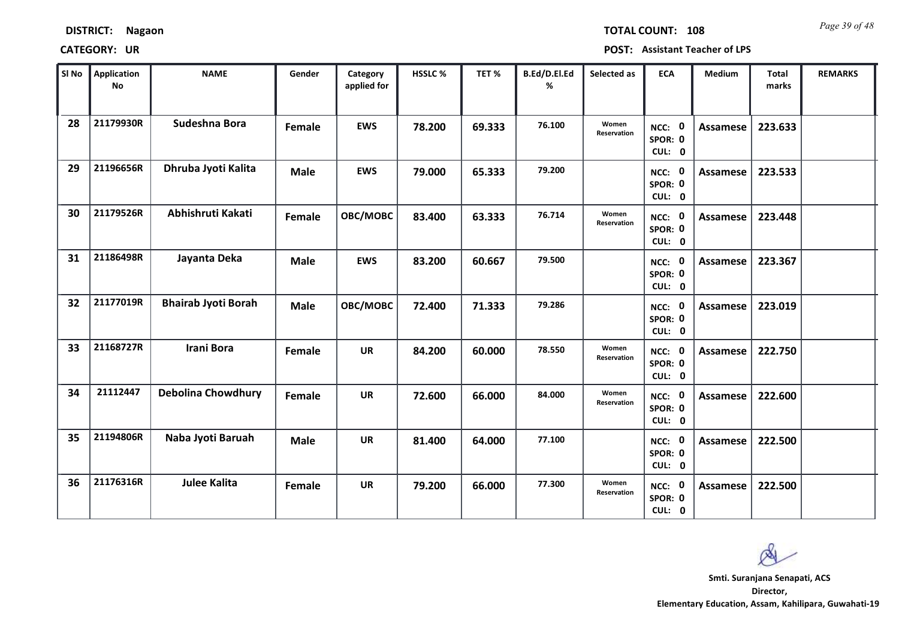**DISTRICT:** Nagaon

**TOTAL COUNT:** 108

**CATEGORY:** UR

**POST:** Assistant Teacher of LPS

| Sl No | Application No | NAME | Gender | Category applied for | HSSLC % | TET % | B.Ed/D.El.Ed % | Selected as | ECA | Medium | Total marks | REMARKS |
|---|---|---|---|---|---|---|---|---|---|---|---|---|
| 28 | 21179930R | Sudeshna Bora | Female | EWS | 78.200 | 69.333 | 76.100 | Women Reservation | NCC: 0 SPOR: 0 CUL: 0 | Assamese | 223.633 | |
| 29 | 21196656R | Dhruba Jyoti Kalita | Male | EWS | 79.000 | 65.333 | 79.200 | | NCC: 0 SPOR: 0 CUL: 0 | Assamese | 223.533 | |
| 30 | 21179526R | Abhishruti Kakati | Female | OBC/MOBC | 83.400 | 63.333 | 76.714 | Women Reservation | NCC: 0 SPOR: 0 CUL: 0 | Assamese | 223.448 | |
| 31 | 21186498R | Jayanta Deka | Male | EWS | 83.200 | 60.667 | 79.500 | | NCC: 0 SPOR: 0 CUL: 0 | Assamese | 223.367 | |
| 32 | 21177019R | Bhairab Jyoti Borah | Male | OBC/MOBC | 72.400 | 71.333 | 79.286 | | NCC: 0 SPOR: 0 CUL: 0 | Assamese | 223.019 | |
| 33 | 21168727R | Irani Bora | Female | UR | 84.200 | 60.000 | 78.550 | Women Reservation | NCC: 0 SPOR: 0 CUL: 0 | Assamese | 222.750 | |
| 34 | 21112447 | Debolina Chowdhury | Female | UR | 72.600 | 66.000 | 84.000 | Women Reservation | NCC: 0 SPOR: 0 CUL: 0 | Assamese | 222.600 | |
| 35 | 21194806R | Naba Jyoti Baruah | Male | UR | 81.400 | 64.000 | 77.100 | | NCC: 0 SPOR: 0 CUL: 0 | Assamese | 222.500 | |
| 36 | 21176316R | Julee Kalita | Female | UR | 79.200 | 66.000 | 77.300 | Women Reservation | NCC: 0 SPOR: 0 CUL: 0 | Assamese | 222.500 | |

**Smti. Suranjana Senapati, ACS**
**Director,**
**Elementary Education, Assam, Kahilipara, Guwahati-19**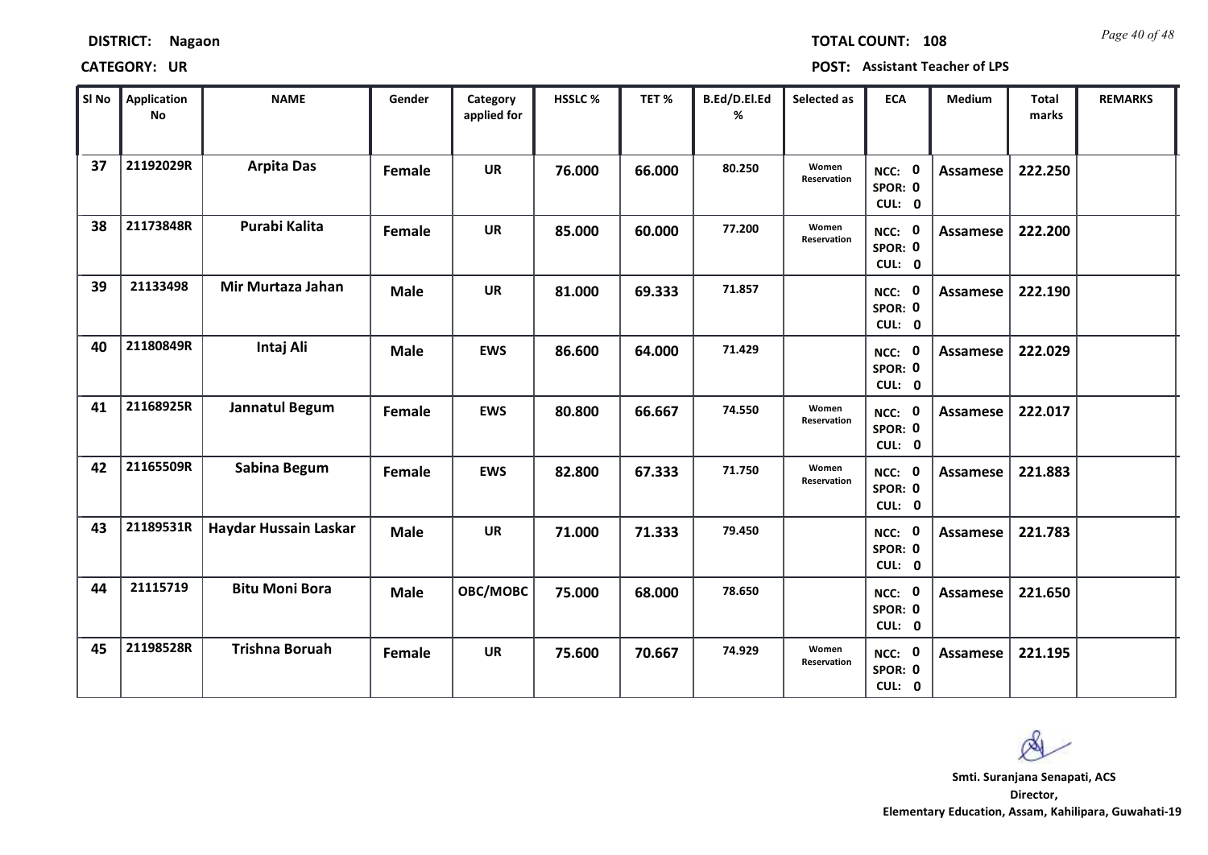**DISTRICT:** Nagaon

**TOTAL COUNT:** 108

**CATEGORY:** UR

**POST:** Assistant Teacher of LPS

| Sl No | Application No | NAME | Gender | Category applied for | HSSLC % | TET % | B.Ed/D.El.Ed % | Selected as | ECA | Medium | Total marks | REMARKS |
|---|---|---|---|---|---|---|---|---|---|---|---|---|
| 37 | 21192029R | Arpita Das | Female | UR | 76.000 | 66.000 | 80.250 | Women Reservation | NCC: 0 SPOR: 0 CUL: 0 | Assamese | 222.250 | |
| 38 | 21173848R | Purabi Kalita | Female | UR | 85.000 | 60.000 | 77.200 | Women Reservation | NCC: 0 SPOR: 0 CUL: 0 | Assamese | 222.200 | |
| 39 | 21133498 | Mir Murtaza Jahan | Male | UR | 81.000 | 69.333 | 71.857 | | NCC: 0 SPOR: 0 CUL: 0 | Assamese | 222.190 | |
| 40 | 21180849R | Intaj Ali | Male | EWS | 86.600 | 64.000 | 71.429 | | NCC: 0 SPOR: 0 CUL: 0 | Assamese | 222.029 | |
| 41 | 21168925R | Jannatul Begum | Female | EWS | 80.800 | 66.667 | 74.550 | Women Reservation | NCC: 0 SPOR: 0 CUL: 0 | Assamese | 222.017 | |
| 42 | 21165509R | Sabina Begum | Female | EWS | 82.800 | 67.333 | 71.750 | Women Reservation | NCC: 0 SPOR: 0 CUL: 0 | Assamese | 221.883 | |
| 43 | 21189531R | Haydar Hussain Laskar | Male | UR | 71.000 | 71.333 | 79.450 | | NCC: 0 SPOR: 0 CUL: 0 | Assamese | 221.783 | |
| 44 | 21115719 | Bitu Moni Bora | Male | OBC/MOBC | 75.000 | 68.000 | 78.650 | | NCC: 0 SPOR: 0 CUL: 0 | Assamese | 221.650 | |
| 45 | 21198528R | Trishna Boruah | Female | UR | 75.600 | 70.667 | 74.929 | Women Reservation | NCC: 0 SPOR: 0 CUL: 0 | Assamese | 221.195 | |

**Smti. Suranjana Senapati, ACS**
**Director,**
**Elementary Education, Assam, Kahilipara, Guwahati-19**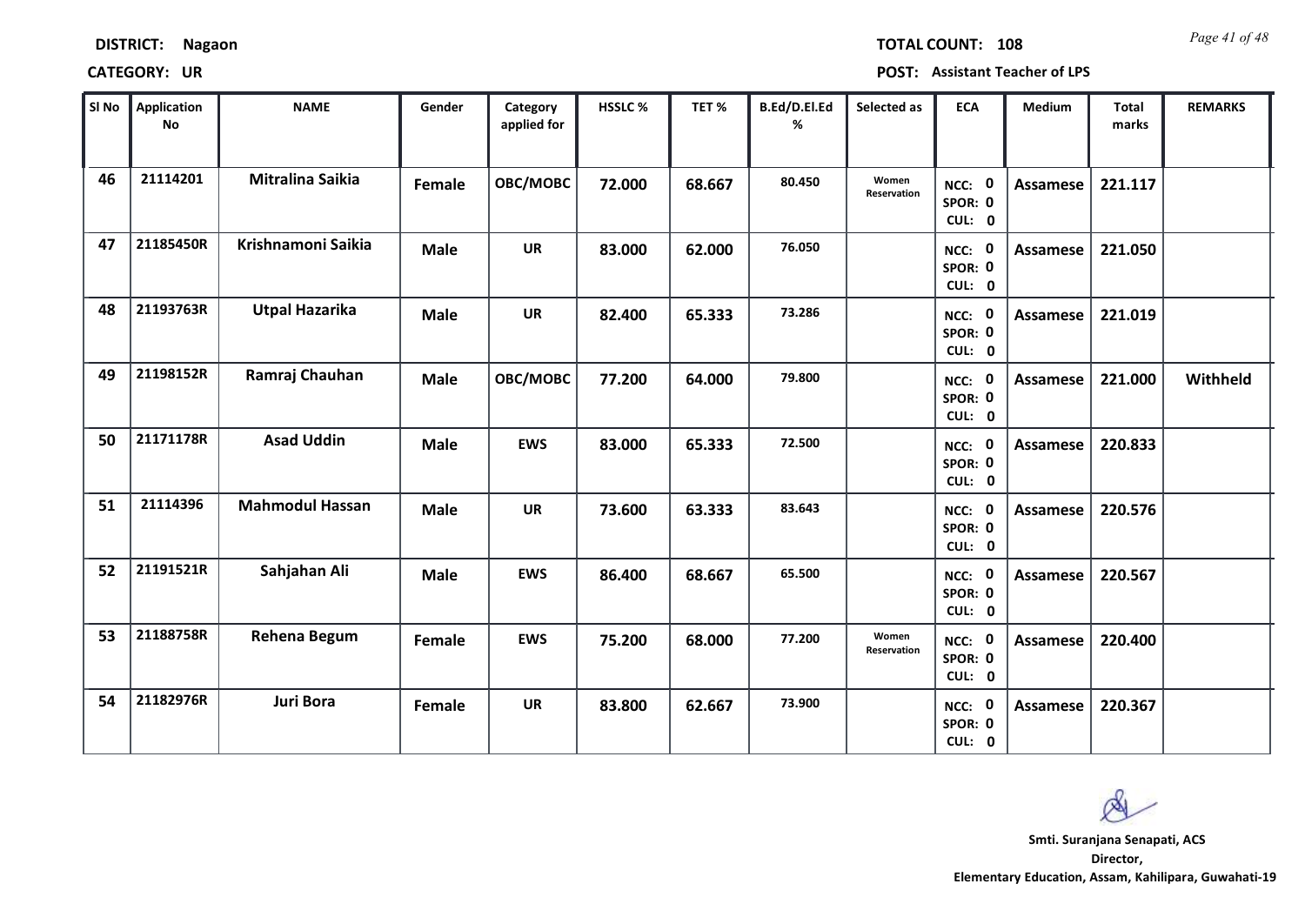**DISTRICT:** Nagaon

**TOTAL COUNT:** 108

**CATEGORY:** UR

**POST:** Assistant Teacher of LPS

| Sl No | Application No | NAME | Gender | Category applied for | HSSLC % | TET % | B.Ed/D.El.Ed % | Selected as | ECA | Medium | Total marks | REMARKS |
|---|---|---|---|---|---|---|---|---|---|---|---|---|
| 46 | 21114201 | Mitralina Saikia | Female | OBC/MOBC | 72.000 | 68.667 | 80.450 | Women Reservation | NCC: 0 SPOR: 0 CUL: 0 | Assamese | 221.117 | |
| 47 | 21185450R | Krishnamoni Saikia | Male | UR | 83.000 | 62.000 | 76.050 | | NCC: 0 SPOR: 0 CUL: 0 | Assamese | 221.050 | |
| 48 | 21193763R | Utpal Hazarika | Male | UR | 82.400 | 65.333 | 73.286 | | NCC: 0 SPOR: 0 CUL: 0 | Assamese | 221.019 | |
| 49 | 21198152R | Ramraj Chauhan | Male | OBC/MOBC | 77.200 | 64.000 | 79.800 | | NCC: 0 SPOR: 0 CUL: 0 | Assamese | 221.000 | Withheld |
| 50 | 21171178R | Asad Uddin | Male | EWS | 83.000 | 65.333 | 72.500 | | NCC: 0 SPOR: 0 CUL: 0 | Assamese | 220.833 | |
| 51 | 21114396 | Mahmodul Hassan | Male | UR | 73.600 | 63.333 | 83.643 | | NCC: 0 SPOR: 0 CUL: 0 | Assamese | 220.576 | |
| 52 | 21191521R | Sahjahan Ali | Male | EWS | 86.400 | 68.667 | 65.500 | | NCC: 0 SPOR: 0 CUL: 0 | Assamese | 220.567 | |
| 53 | 21188758R | Rehena Begum | Female | EWS | 75.200 | 68.000 | 77.200 | Women Reservation | NCC: 0 SPOR: 0 CUL: 0 | Assamese | 220.400 | |
| 54 | 21182976R | Juri Bora | Female | UR | 83.800 | 62.667 | 73.900 | | NCC: 0 SPOR: 0 CUL: 0 | Assamese | 220.367 | |

**Smti. Suranjana Senapati, ACS**
**Director,**
**Elementary Education, Assam, Kahilipara, Guwahati-19**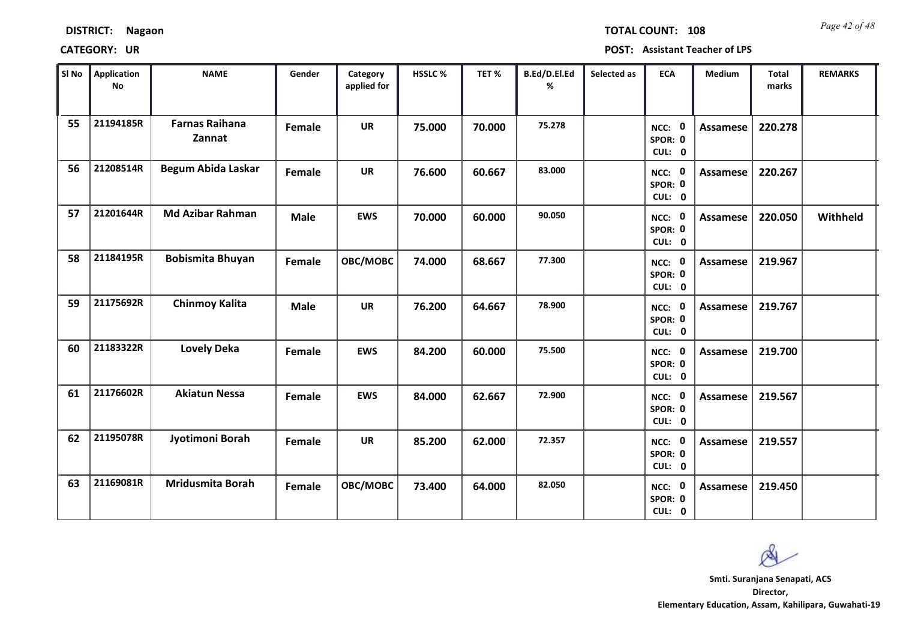**DISTRICT:** Nagaon

**TOTAL COUNT:** 108

**CATEGORY:** UR

**POST:** Assistant Teacher of LPS

| Sl No | Application No | NAME | Gender | Category applied for | HSSLC % | TET % | B.Ed/D.El.Ed % | Selected as | ECA | Medium | Total marks | REMARKS |
|---|---|---|---|---|---|---|---|---|---|---|---|---|
| 55 | 21194185R | Farnas Raihana Zannat | Female | UR | 75.000 | 70.000 | 75.278 | | NCC: 0 SPOR: 0 CUL: 0 | Assamese | 220.278 | |
| 56 | 21208514R | Begum Abida Laskar | Female | UR | 76.600 | 60.667 | 83.000 | | NCC: 0 SPOR: 0 CUL: 0 | Assamese | 220.267 | |
| 57 | 21201644R | Md Azibar Rahman | Male | EWS | 70.000 | 60.000 | 90.050 | | NCC: 0 SPOR: 0 CUL: 0 | Assamese | 220.050 | Withheld |
| 58 | 21184195R | Bobismita Bhuyan | Female | OBC/MOBC | 74.000 | 68.667 | 77.300 | | NCC: 0 SPOR: 0 CUL: 0 | Assamese | 219.967 | |
| 59 | 21175692R | Chinmoy Kalita | Male | UR | 76.200 | 64.667 | 78.900 | | NCC: 0 SPOR: 0 CUL: 0 | Assamese | 219.767 | |
| 60 | 21183322R | Lovely Deka | Female | EWS | 84.200 | 60.000 | 75.500 | | NCC: 0 SPOR: 0 CUL: 0 | Assamese | 219.700 | |
| 61 | 21176602R | Akiatun Nessa | Female | EWS | 84.000 | 62.667 | 72.900 | | NCC: 0 SPOR: 0 CUL: 0 | Assamese | 219.567 | |
| 62 | 21195078R | Jyotimoni Borah | Female | UR | 85.200 | 62.000 | 72.357 | | NCC: 0 SPOR: 0 CUL: 0 | Assamese | 219.557 | |
| 63 | 21169081R | Mridusmita Borah | Female | OBC/MOBC | 73.400 | 64.000 | 82.050 | | NCC: 0 SPOR: 0 CUL: 0 | Assamese | 219.450 | |

**Smti. Suranjana Senapati, ACS**
**Director,**
**Elementary Education, Assam, Kahilipara, Guwahati-19**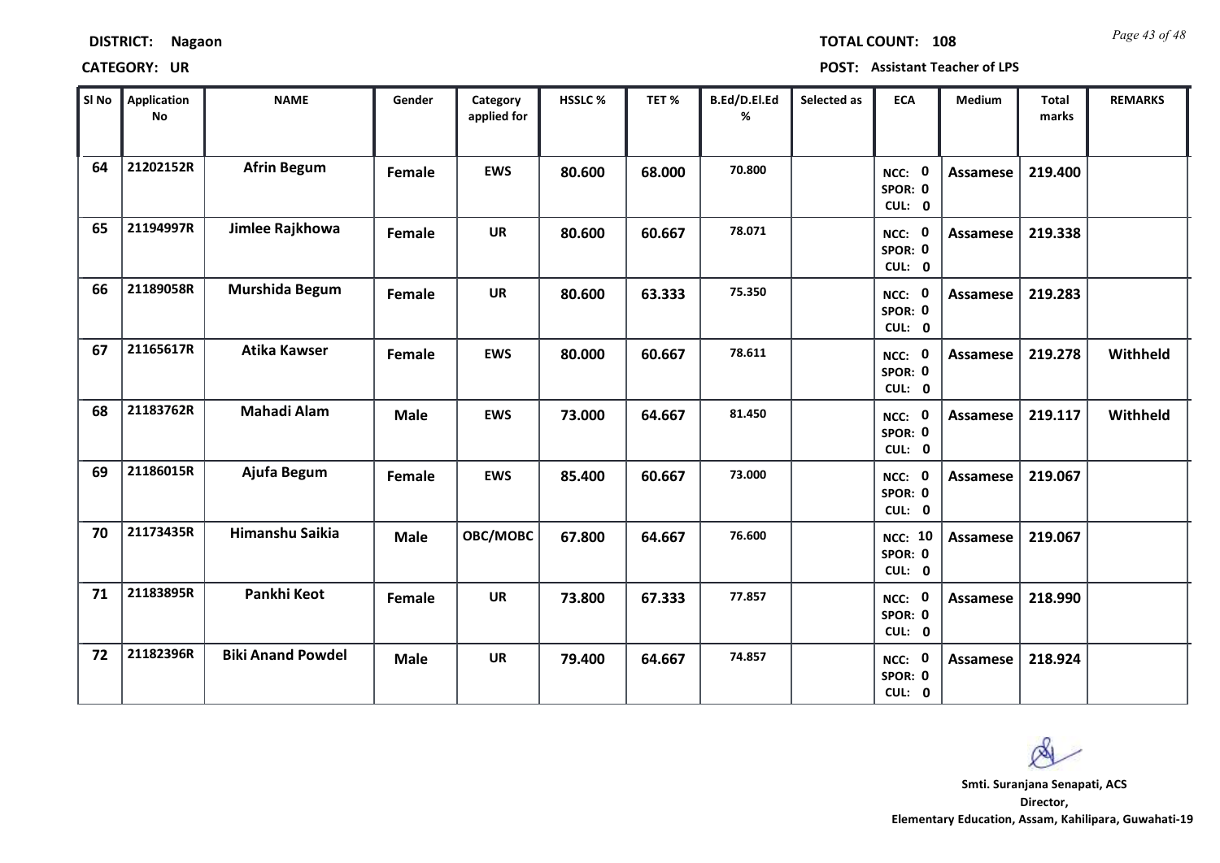**DISTRICT:** Nagaon

**TOTAL COUNT:** 108

**CATEGORY:** UR

**POST:** Assistant Teacher of LPS

| Sl No | Application No | NAME | Gender | Category applied for | HSSLC % | TET % | B.Ed/D.El.Ed % | Selected as | ECA | Medium | Total marks | REMARKS |
|---|---|---|---|---|---|---|---|---|---|---|---|---|
| 64 | 21202152R | Afrin Begum | Female | EWS | 80.600 | 68.000 | 70.800 | | NCC: 0 SPOR: 0 CUL: 0 | Assamese | 219.400 | |
| 65 | 21194997R | Jimlee Rajkhowa | Female | UR | 80.600 | 60.667 | 78.071 | | NCC: 0 SPOR: 0 CUL: 0 | Assamese | 219.338 | |
| 66 | 21189058R | Murshida Begum | Female | UR | 80.600 | 63.333 | 75.350 | | NCC: 0 SPOR: 0 CUL: 0 | Assamese | 219.283 | |
| 67 | 21165617R | Atika Kawser | Female | EWS | 80.000 | 60.667 | 78.611 | | NCC: 0 SPOR: 0 CUL: 0 | Assamese | 219.278 | Withheld |
| 68 | 21183762R | Mahadi Alam | Male | EWS | 73.000 | 64.667 | 81.450 | | NCC: 0 SPOR: 0 CUL: 0 | Assamese | 219.117 | Withheld |
| 69 | 21186015R | Ajufa Begum | Female | EWS | 85.400 | 60.667 | 73.000 | | NCC: 0 SPOR: 0 CUL: 0 | Assamese | 219.067 | |
| 70 | 21173435R | Himanshu Saikia | Male | OBC/MOBC | 67.800 | 64.667 | 76.600 | | NCC: 10 SPOR: 0 CUL: 0 | Assamese | 219.067 | |
| 71 | 21183895R | Pankhi Keot | Female | UR | 73.800 | 67.333 | 77.857 | | NCC: 0 SPOR: 0 CUL: 0 | Assamese | 218.990 | |
| 72 | 21182396R | Biki Anand Powdel | Male | UR | 79.400 | 64.667 | 74.857 | | NCC: 0 SPOR: 0 CUL: 0 | Assamese | 218.924 | |

**Smti. Suranjana Senapati, ACS**
**Director,**
**Elementary Education, Assam, Kahilipara, Guwahati-19**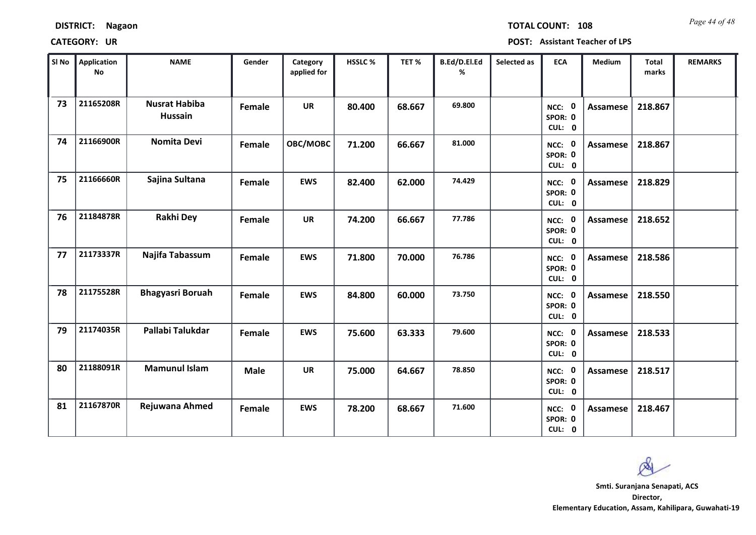**DISTRICT: Nagaon** **TOTAL COUNT: 108**

**CATEGORY: UR** **POST: Assistant Teacher of LPS**

| Sl No | Application No | NAME | Gender | Category applied for | HSSLC % | TET % | B.Ed/D.El.Ed % | Selected as | ECA | Medium | Total marks | REMARKS |
|---|---|---|---|---|---|---|---|---|---|---|---|---|
| 73 | 21165208R | Nusrat Habiba Hussain | Female | UR | 80.400 | 68.667 | 69.800 | | NCC: 0 SPOR: 0 CUL: 0 | Assamese | 218.867 | |
| 74 | 21166900R | Nomita Devi | Female | OBC/MOBC | 71.200 | 66.667 | 81.000 | | NCC: 0 SPOR: 0 CUL: 0 | Assamese | 218.867 | |
| 75 | 21166660R | Sajina Sultana | Female | EWS | 82.400 | 62.000 | 74.429 | | NCC: 0 SPOR: 0 CUL: 0 | Assamese | 218.829 | |
| 76 | 21184878R | Rakhi Dey | Female | UR | 74.200 | 66.667 | 77.786 | | NCC: 0 SPOR: 0 CUL: 0 | Assamese | 218.652 | |
| 77 | 21173337R | Najifa Tabassum | Female | EWS | 71.800 | 70.000 | 76.786 | | NCC: 0 SPOR: 0 CUL: 0 | Assamese | 218.586 | |
| 78 | 21175528R | Bhagyasri Boruah | Female | EWS | 84.800 | 60.000 | 73.750 | | NCC: 0 SPOR: 0 CUL: 0 | Assamese | 218.550 | |
| 79 | 21174035R | Pallabi Talukdar | Female | EWS | 75.600 | 63.333 | 79.600 | | NCC: 0 SPOR: 0 CUL: 0 | Assamese | 218.533 | |
| 80 | 21188091R | Mamunul Islam | Male | UR | 75.000 | 64.667 | 78.850 | | NCC: 0 SPOR: 0 CUL: 0 | Assamese | 218.517 | |
| 81 | 21167870R | Rejuwana Ahmed | Female | EWS | 78.200 | 68.667 | 71.600 | | NCC: 0 SPOR: 0 CUL: 0 | Assamese | 218.467 | |

**Smti. Suranjana Senapati, ACS**
**Director,**
**Elementary Education, Assam, Kahilipara, Guwahati-19**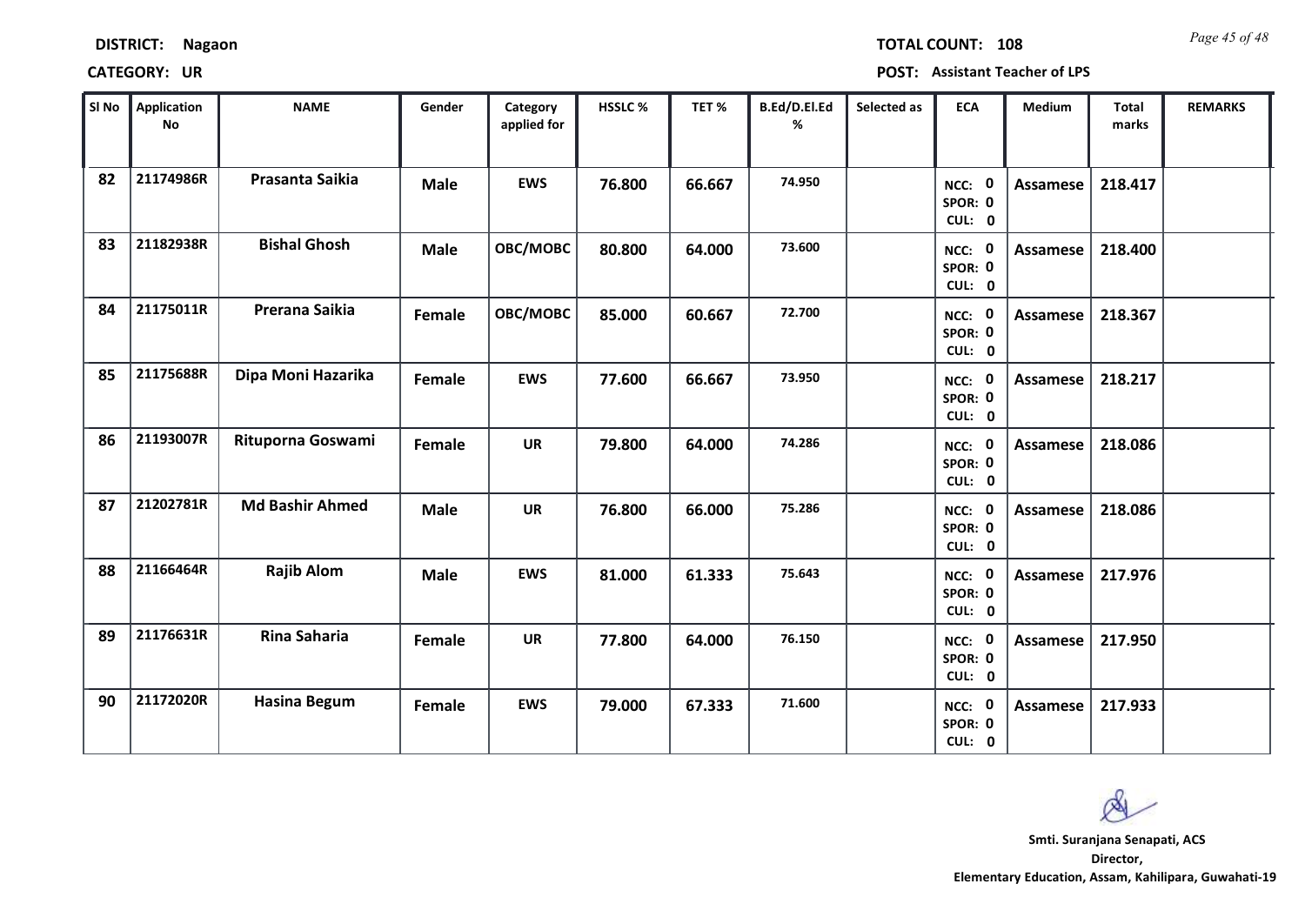**DISTRICT:** Nagaon

**TOTAL COUNT:** 108

**CATEGORY:** UR

**POST:** Assistant Teacher of LPS

| Sl No | Application No | NAME | Gender | Category applied for | HSSLC % | TET % | B.Ed/D.El.Ed % | Selected as | ECA | Medium | Total marks | REMARKS |
|---|---|---|---|---|---|---|---|---|---|---|---|---|
| 82 | 21174986R | Prasanta Saikia | Male | EWS | 76.800 | 66.667 | 74.950 | | NCC: 0 SPOR: 0 CUL: 0 | Assamese | 218.417 | |
| 83 | 21182938R | Bishal Ghosh | Male | OBC/MOBC | 80.800 | 64.000 | 73.600 | | NCC: 0 SPOR: 0 CUL: 0 | Assamese | 218.400 | |
| 84 | 21175011R | Prerana Saikia | Female | OBC/MOBC | 85.000 | 60.667 | 72.700 | | NCC: 0 SPOR: 0 CUL: 0 | Assamese | 218.367 | |
| 85 | 21175688R | Dipa Moni Hazarika | Female | EWS | 77.600 | 66.667 | 73.950 | | NCC: 0 SPOR: 0 CUL: 0 | Assamese | 218.217 | |
| 86 | 21193007R | Rituporna Goswami | Female | UR | 79.800 | 64.000 | 74.286 | | NCC: 0 SPOR: 0 CUL: 0 | Assamese | 218.086 | |
| 87 | 21202781R | Md Bashir Ahmed | Male | UR | 76.800 | 66.000 | 75.286 | | NCC: 0 SPOR: 0 CUL: 0 | Assamese | 218.086 | |
| 88 | 21166464R | Rajib Alom | Male | EWS | 81.000 | 61.333 | 75.643 | | NCC: 0 SPOR: 0 CUL: 0 | Assamese | 217.976 | |
| 89 | 21176631R | Rina Saharia | Female | UR | 77.800 | 64.000 | 76.150 | | NCC: 0 SPOR: 0 CUL: 0 | Assamese | 217.950 | |
| 90 | 21172020R | Hasina Begum | Female | EWS | 79.000 | 67.333 | 71.600 | | NCC: 0 SPOR: 0 CUL: 0 | Assamese | 217.933 | |

**Smti. Suranjana Senapati, ACS**
**Director,**
**Elementary Education, Assam, Kahilipara, Guwahati-19**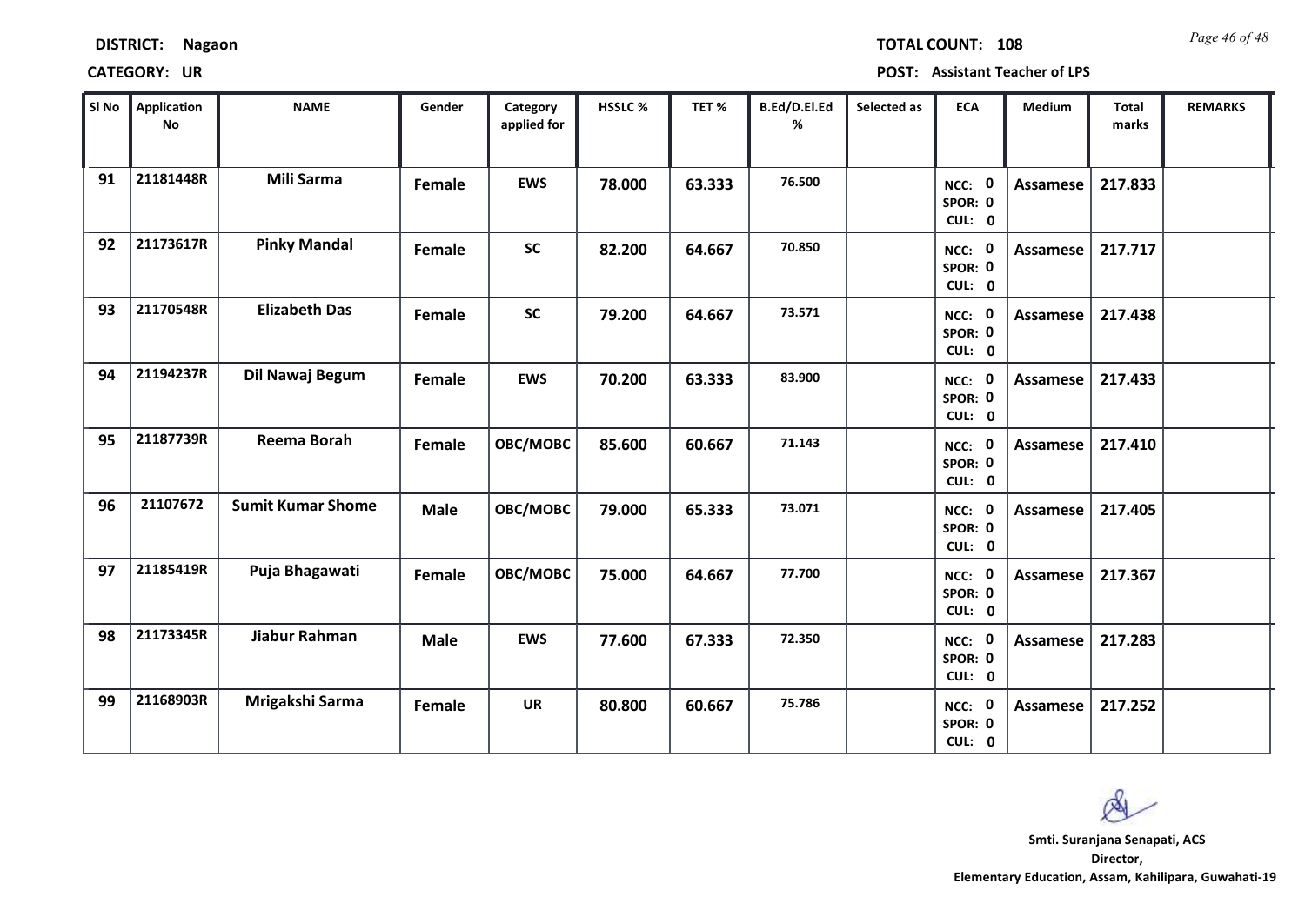**DISTRICT:** Nagaon

**TOTAL COUNT:** 108

**CATEGORY:** UR

**POST:** Assistant Teacher of LPS

| Sl No | Application No | NAME | Gender | Category applied for | HSSLC % | TET % | B.Ed/D.El.Ed % | Selected as | ECA | Medium | Total marks | REMARKS |
|---|---|---|---|---|---|---|---|---|---|---|---|---|
| 91 | 21181448R | Mili Sarma | Female | EWS | 78.000 | 63.333 | 76.500 | | NCC: 0 SPOR: 0 CUL: 0 | Assamese | 217.833 | |
| 92 | 21173617R | Pinky Mandal | Female | SC | 82.200 | 64.667 | 70.850 | | NCC: 0 SPOR: 0 CUL: 0 | Assamese | 217.717 | |
| 93 | 21170548R | Elizabeth Das | Female | SC | 79.200 | 64.667 | 73.571 | | NCC: 0 SPOR: 0 CUL: 0 | Assamese | 217.438 | |
| 94 | 21194237R | Dil Nawaj Begum | Female | EWS | 70.200 | 63.333 | 83.900 | | NCC: 0 SPOR: 0 CUL: 0 | Assamese | 217.433 | |
| 95 | 21187739R | Reema Borah | Female | OBC/MOBC | 85.600 | 60.667 | 71.143 | | NCC: 0 SPOR: 0 CUL: 0 | Assamese | 217.410 | |
| 96 | 21107672 | Sumit Kumar Shome | Male | OBC/MOBC | 79.000 | 65.333 | 73.071 | | NCC: 0 SPOR: 0 CUL: 0 | Assamese | 217.405 | |
| 97 | 21185419R | Puja Bhagawati | Female | OBC/MOBC | 75.000 | 64.667 | 77.700 | | NCC: 0 SPOR: 0 CUL: 0 | Assamese | 217.367 | |
| 98 | 21173345R | Jiabur Rahman | Male | EWS | 77.600 | 67.333 | 72.350 | | NCC: 0 SPOR: 0 CUL: 0 | Assamese | 217.283 | |
| 99 | 21168903R | Mrigakshi Sarma | Female | UR | 80.800 | 60.667 | 75.786 | | NCC: 0 SPOR: 0 CUL: 0 | Assamese | 217.252 | |

**Smti. Suranjana Senapati, ACS**
**Director,**
**Elementary Education, Assam, Kahilipara, Guwahati-19**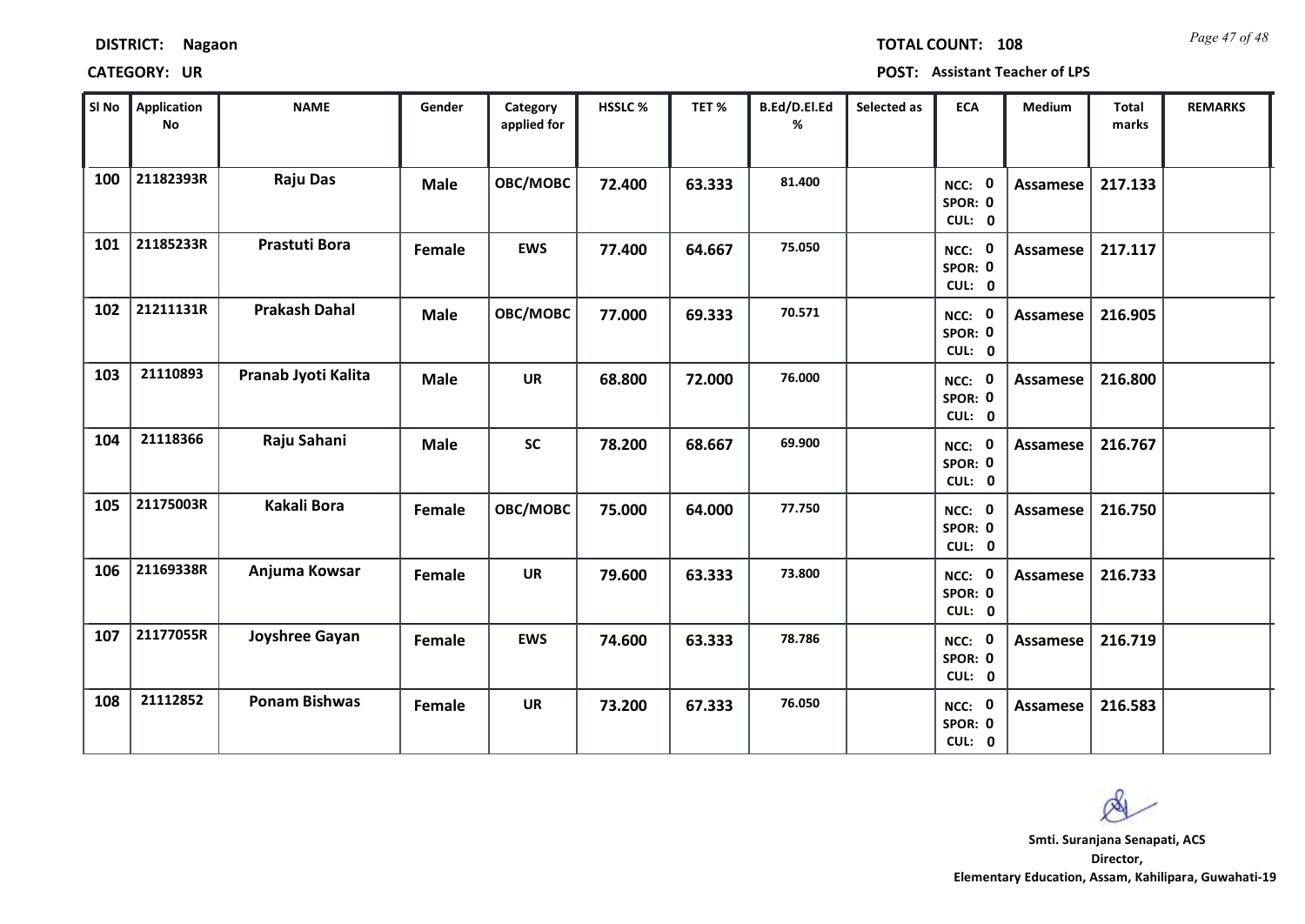**DISTRICT:** Nagaon **TOTAL COUNT:** 108

**CATEGORY:** UR **POST:** Assistant Teacher of LPS

| Sl No | Application No | NAME | Gender | Category applied for | HSSLC % | TET % | B.Ed/D.El.Ed % | Selected as | ECA | Medium | Total marks | REMARKS |
|---|---|---|---|---|---|---|---|---|---|---|---|---|
| 100 | 21182393R | Raju Das | Male | OBC/MOBC | 72.400 | 63.333 | 81.400 | | NCC: 0 SPOR: 0 CUL: 0 | Assamese | 217.133 | |
| 101 | 21185233R | Prastuti Bora | Female | EWS | 77.400 | 64.667 | 75.050 | | NCC: 0 SPOR: 0 CUL: 0 | Assamese | 217.117 | |
| 102 | 21211131R | Prakash Dahal | Male | OBC/MOBC | 77.000 | 69.333 | 70.571 | | NCC: 0 SPOR: 0 CUL: 0 | Assamese | 216.905 | |
| 103 | 21110893 | Pranab Jyoti Kalita | Male | UR | 68.800 | 72.000 | 76.000 | | NCC: 0 SPOR: 0 CUL: 0 | Assamese | 216.800 | |
| 104 | 21118366 | Raju Sahani | Male | SC | 78.200 | 68.667 | 69.900 | | NCC: 0 SPOR: 0 CUL: 0 | Assamese | 216.767 | |
| 105 | 21175003R | Kakali Bora | Female | OBC/MOBC | 75.000 | 64.000 | 77.750 | | NCC: 0 SPOR: 0 CUL: 0 | Assamese | 216.750 | |
| 106 | 21169338R | Anjuma Kowsar | Female | UR | 79.600 | 63.333 | 73.800 | | NCC: 0 SPOR: 0 CUL: 0 | Assamese | 216.733 | |
| 107 | 21177055R | Joyshree Gayan | Female | EWS | 74.600 | 63.333 | 78.786 | | NCC: 0 SPOR: 0 CUL: 0 | Assamese | 216.719 | |
| 108 | 21112852 | Ponam Bishwas | Female | UR | 73.200 | 67.333 | 76.050 | | NCC: 0 SPOR: 0 CUL: 0 | Assamese | 216.583 | |

**Smti. Suranjana Senapati, ACS**
**Director,**
**Elementary Education, Assam, Kahilipara, Guwahati-19**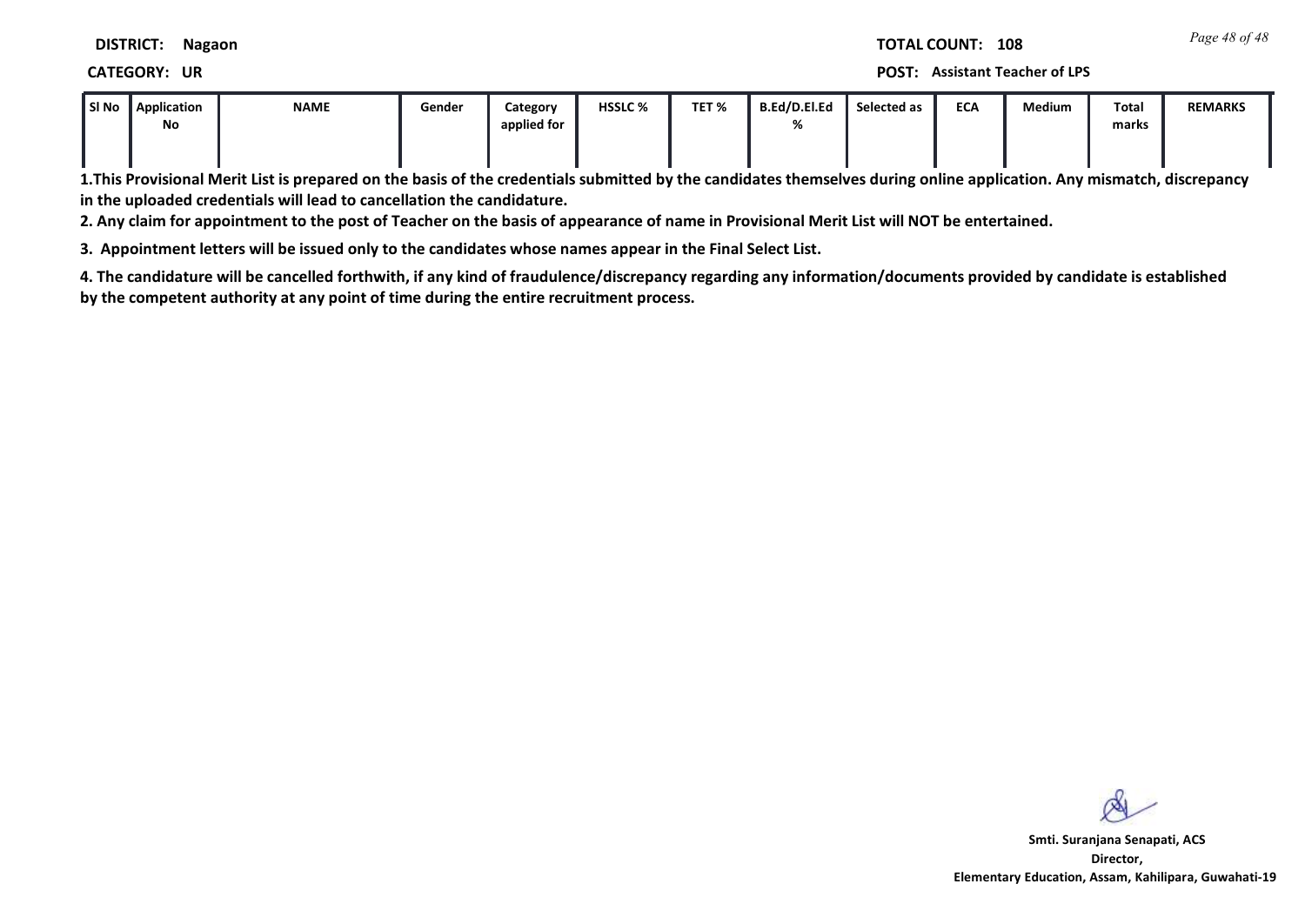**DISTRICT:** Nagaon

**CATEGORY:** UR

**TOTAL COUNT:** 108

**POST:** Assistant Teacher of LPS

| Sl No | Application No | NAME | Gender | Category applied for | HSSLC % | TET % | B.Ed/D.El.Ed % | Selected as | ECA | Medium | Total marks | REMARKS |
|---|---|---|---|---|---|---|---|---|---|---|---|---|

**1.This Provisional Merit List is prepared on the basis of the credentials submitted by the candidates themselves during online application. Any mismatch, discrepancy in the uploaded credentials will lead to cancellation the candidature.**

**2. Any claim for appointment to the post of Teacher on the basis of appearance of name in Provisional Merit List will NOT be entertained.**

**3. Appointment letters will be issued only to the candidates whose names appear in the Final Select List.**

**4. The candidature will be cancelled forthwith, if any kind of fraudulence/discrepancy regarding any information/documents provided by candidate is established by the competent authority at any point of time during the entire recruitment process.**

**Smti. Suranjana Senapati, ACS**
**Director,**
**Elementary Education, Assam, Kahilipara, Guwahati-19**